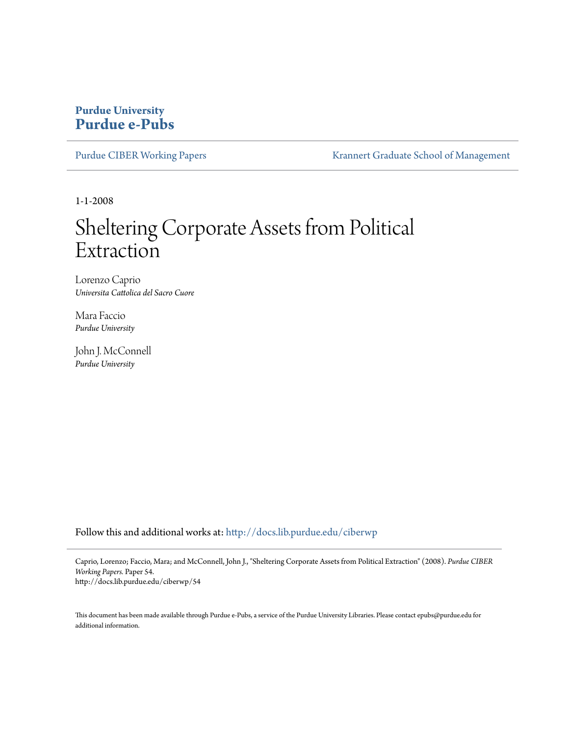**Purdue University**
**Purdue e-Pubs**

Purdue CIBER Working Papers | Krannert Graduate School of Management

1-1-2008

# Sheltering Corporate Assets from Political Extraction

Lorenzo Caprio
*Universita Cattolica del Sacro Cuore*

Mara Faccio
*Purdue University*

John J. McConnell
*Purdue University*

Follow this and additional works at: http://docs.lib.purdue.edu/ciberwp

Caprio, Lorenzo; Faccio, Mara; and McConnell, John J., "Sheltering Corporate Assets from Political Extraction" (2008). *Purdue CIBER Working Papers.* Paper 54.
http://docs.lib.purdue.edu/ciberwp/54

This document has been made available through Purdue e-Pubs, a service of the Purdue University Libraries. Please contact epubs@purdue.edu for additional information.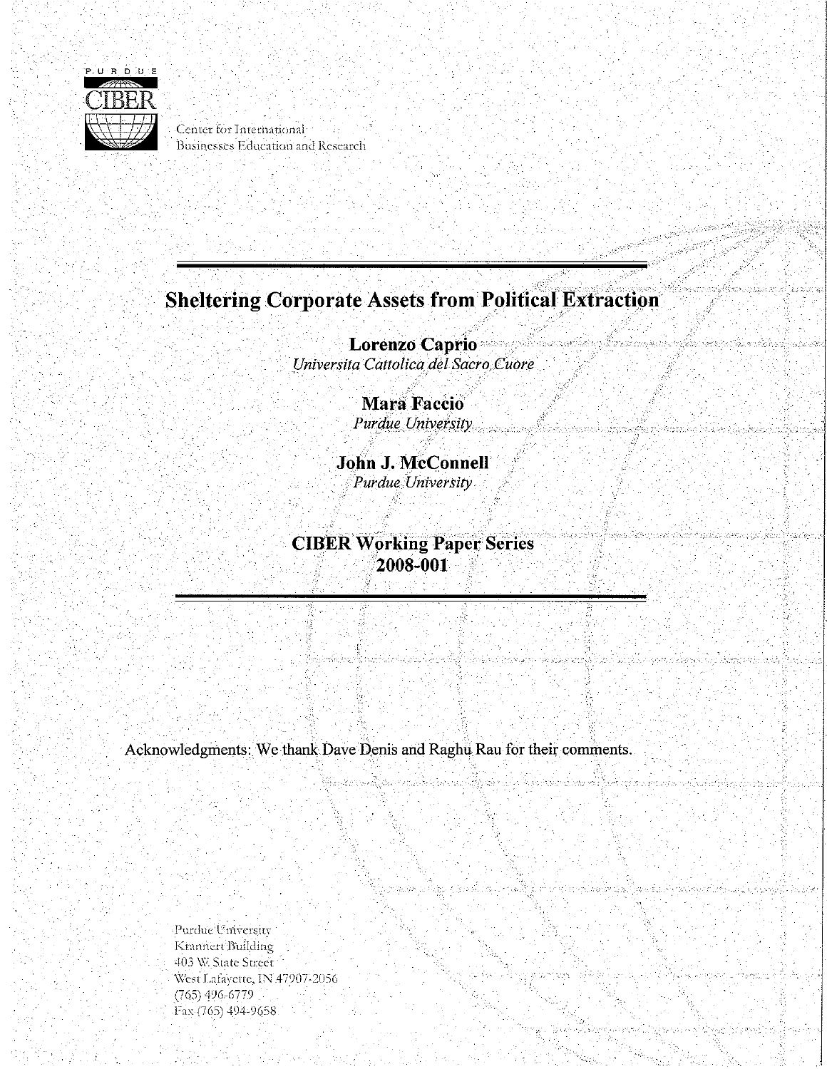PURDUE CIBER

Center for International Businesses Education and Research

# Sheltering Corporate Assets from Political Extraction

**Lorenzo Caprio**
*Universita Cattolica del Sacro Cuore*

**Mara Faccio**
*Purdue University*

**John J. McConnell**
*Purdue University*

**CIBER Working Paper Series**
**2008-001**

Acknowledgments: We thank Dave Denis and Raghu Rau for their comments.

Purdue University
Krannert Building
403 W. State Street
West Lafayette, IN 47907-2056
(765) 496-6779
Fax (765) 494-9658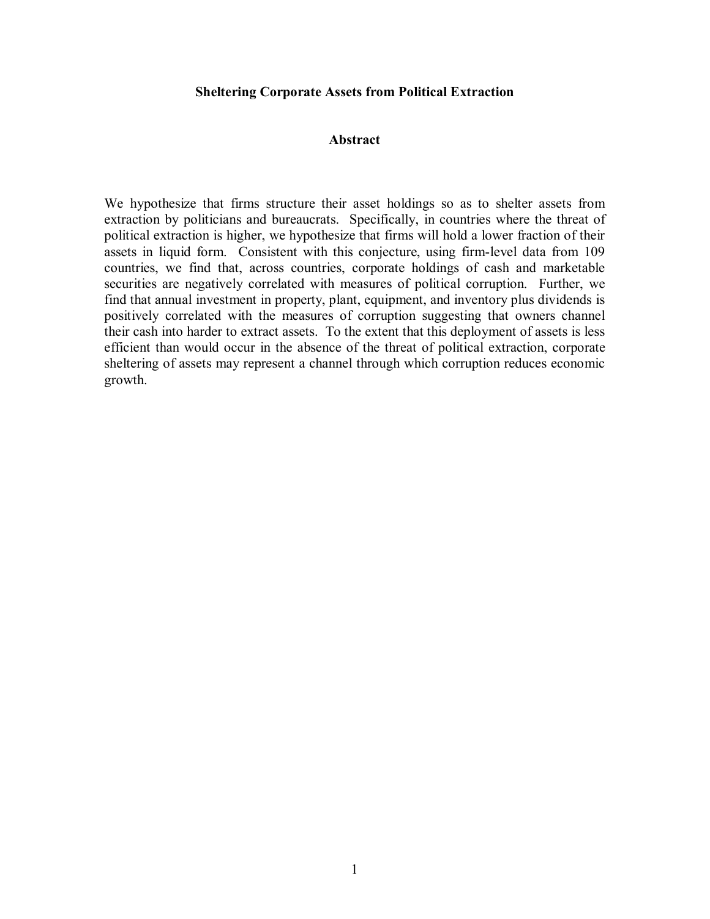# Sheltering Corporate Assets from Political Extraction

## Abstract

We hypothesize that firms structure their asset holdings so as to shelter assets from extraction by politicians and bureaucrats. Specifically, in countries where the threat of political extraction is higher, we hypothesize that firms will hold a lower fraction of their assets in liquid form. Consistent with this conjecture, using firm-level data from 109 countries, we find that, across countries, corporate holdings of cash and marketable securities are negatively correlated with measures of political corruption. Further, we find that annual investment in property, plant, equipment, and inventory plus dividends is positively correlated with the measures of corruption suggesting that owners channel their cash into harder to extract assets. To the extent that this deployment of assets is less efficient than would occur in the absence of the threat of political extraction, corporate sheltering of assets may represent a channel through which corruption reduces economic growth.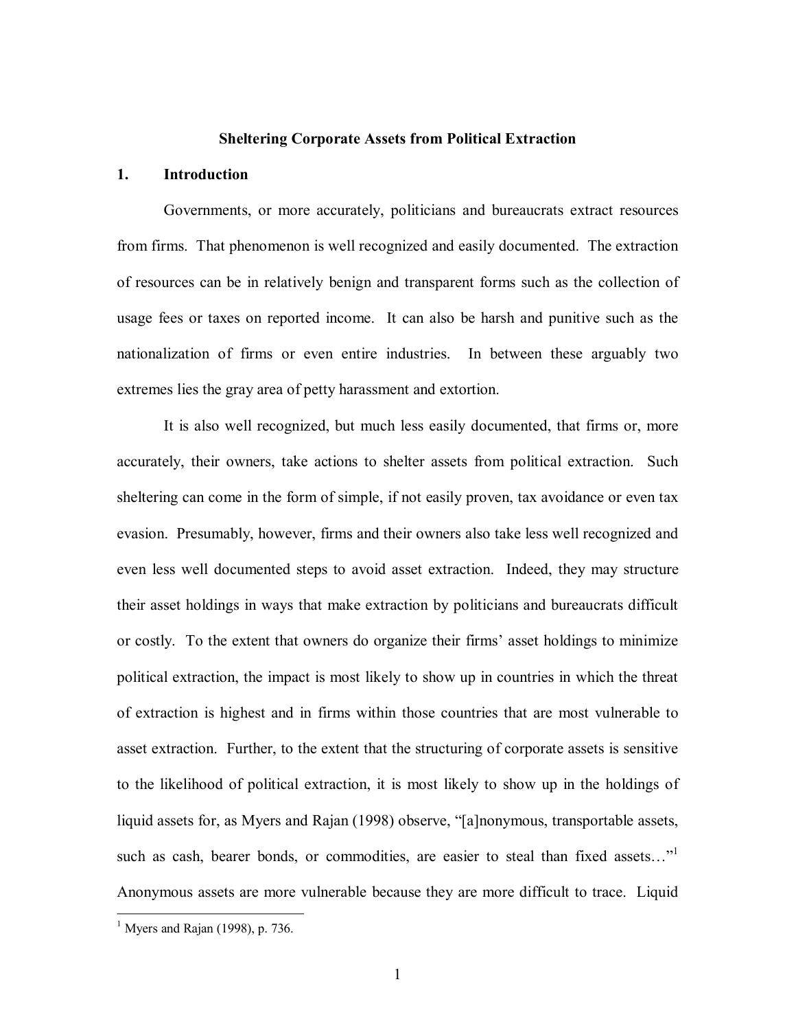# Sheltering Corporate Assets from Political Extraction

## 1. Introduction

Governments, or more accurately, politicians and bureaucrats extract resources from firms. That phenomenon is well recognized and easily documented. The extraction of resources can be in relatively benign and transparent forms such as the collection of usage fees or taxes on reported income. It can also be harsh and punitive such as the nationalization of firms or even entire industries. In between these arguably two extremes lies the gray area of petty harassment and extortion.

It is also well recognized, but much less easily documented, that firms or, more accurately, their owners, take actions to shelter assets from political extraction. Such sheltering can come in the form of simple, if not easily proven, tax avoidance or even tax evasion. Presumably, however, firms and their owners also take less well recognized and even less well documented steps to avoid asset extraction. Indeed, they may structure their asset holdings in ways that make extraction by politicians and bureaucrats difficult or costly. To the extent that owners do organize their firms' asset holdings to minimize political extraction, the impact is most likely to show up in countries in which the threat of extraction is highest and in firms within those countries that are most vulnerable to asset extraction. Further, to the extent that the structuring of corporate assets is sensitive to the likelihood of political extraction, it is most likely to show up in the holdings of liquid assets for, as Myers and Rajan (1998) observe, "[a]nonymous, transportable assets, such as cash, bearer bonds, or commodities, are easier to steal than fixed assets…"[1] Anonymous assets are more vulnerable because they are more difficult to trace. Liquid

[1] Myers and Rajan (1998), p. 736.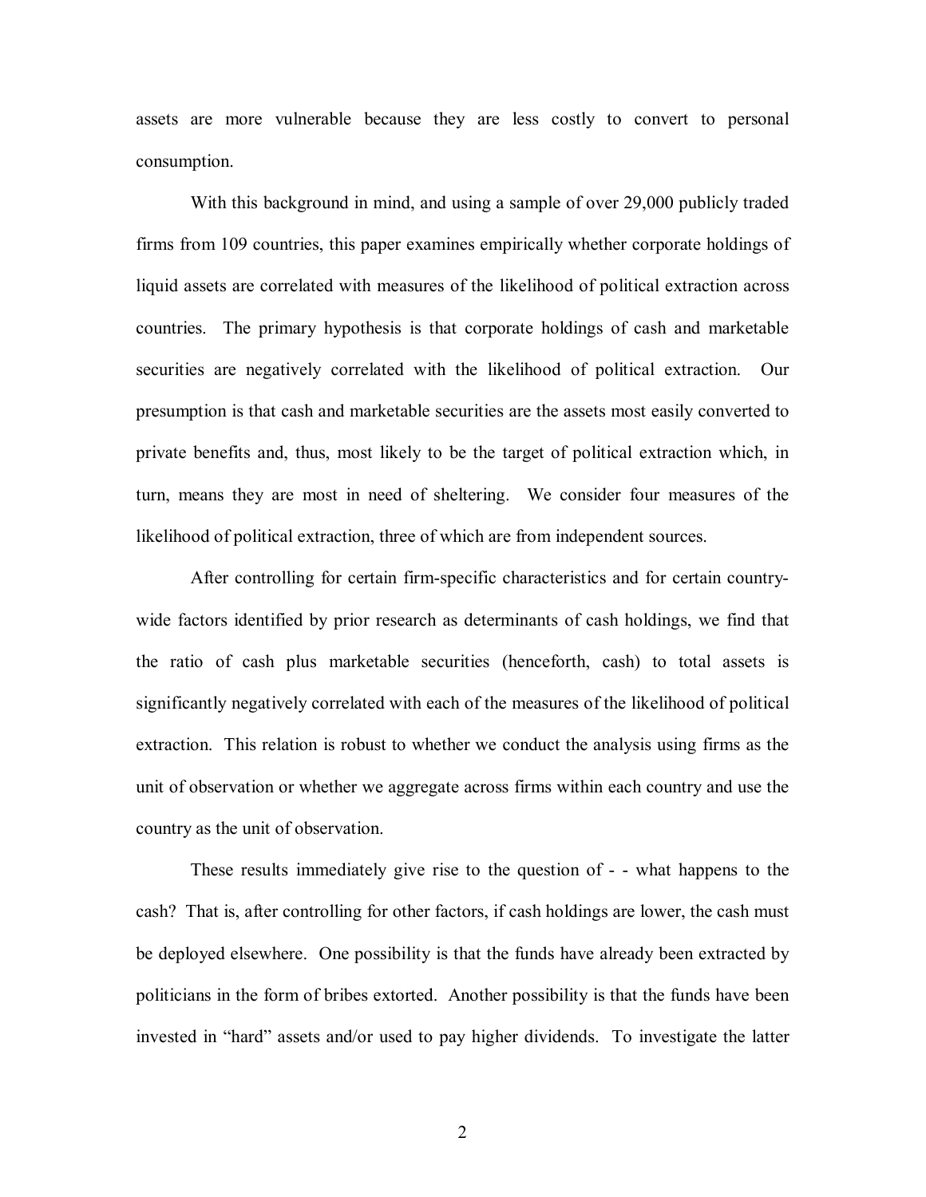assets are more vulnerable because they are less costly to convert to personal consumption.

With this background in mind, and using a sample of over 29,000 publicly traded firms from 109 countries, this paper examines empirically whether corporate holdings of liquid assets are correlated with measures of the likelihood of political extraction across countries. The primary hypothesis is that corporate holdings of cash and marketable securities are negatively correlated with the likelihood of political extraction. Our presumption is that cash and marketable securities are the assets most easily converted to private benefits and, thus, most likely to be the target of political extraction which, in turn, means they are most in need of sheltering. We consider four measures of the likelihood of political extraction, three of which are from independent sources.

After controlling for certain firm-specific characteristics and for certain country-wide factors identified by prior research as determinants of cash holdings, we find that the ratio of cash plus marketable securities (henceforth, cash) to total assets is significantly negatively correlated with each of the measures of the likelihood of political extraction. This relation is robust to whether we conduct the analysis using firms as the unit of observation or whether we aggregate across firms within each country and use the country as the unit of observation.

These results immediately give rise to the question of - - what happens to the cash? That is, after controlling for other factors, if cash holdings are lower, the cash must be deployed elsewhere. One possibility is that the funds have already been extracted by politicians in the form of bribes extorted. Another possibility is that the funds have been invested in "hard" assets and/or used to pay higher dividends. To investigate the latter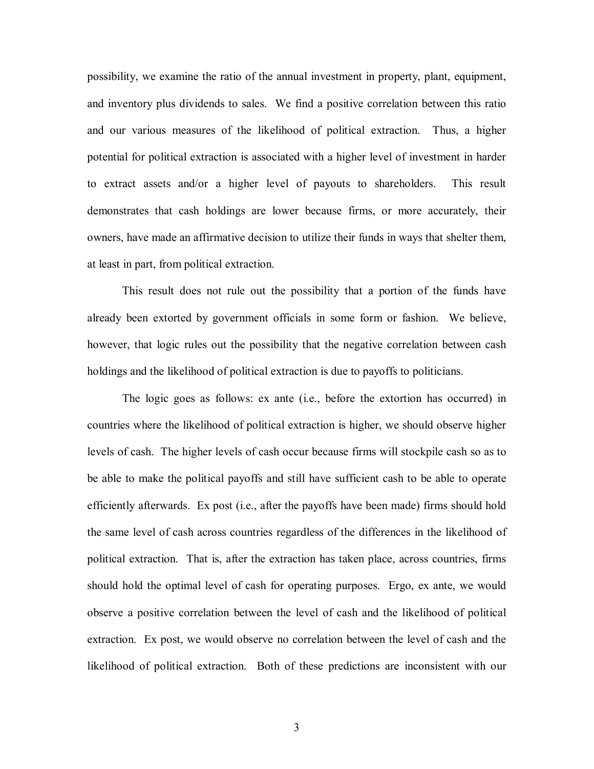possibility, we examine the ratio of the annual investment in property, plant, equipment, and inventory plus dividends to sales. We find a positive correlation between this ratio and our various measures of the likelihood of political extraction. Thus, a higher potential for political extraction is associated with a higher level of investment in harder to extract assets and/or a higher level of payouts to shareholders. This result demonstrates that cash holdings are lower because firms, or more accurately, their owners, have made an affirmative decision to utilize their funds in ways that shelter them, at least in part, from political extraction.

This result does not rule out the possibility that a portion of the funds have already been extorted by government officials in some form or fashion. We believe, however, that logic rules out the possibility that the negative correlation between cash holdings and the likelihood of political extraction is due to payoffs to politicians.

The logic goes as follows: ex ante (i.e., before the extortion has occurred) in countries where the likelihood of political extraction is higher, we should observe higher levels of cash. The higher levels of cash occur because firms will stockpile cash so as to be able to make the political payoffs and still have sufficient cash to be able to operate efficiently afterwards. Ex post (i.e., after the payoffs have been made) firms should hold the same level of cash across countries regardless of the differences in the likelihood of political extraction. That is, after the extraction has taken place, across countries, firms should hold the optimal level of cash for operating purposes. Ergo, ex ante, we would observe a positive correlation between the level of cash and the likelihood of political extraction. Ex post, we would observe no correlation between the level of cash and the likelihood of political extraction. Both of these predictions are inconsistent with our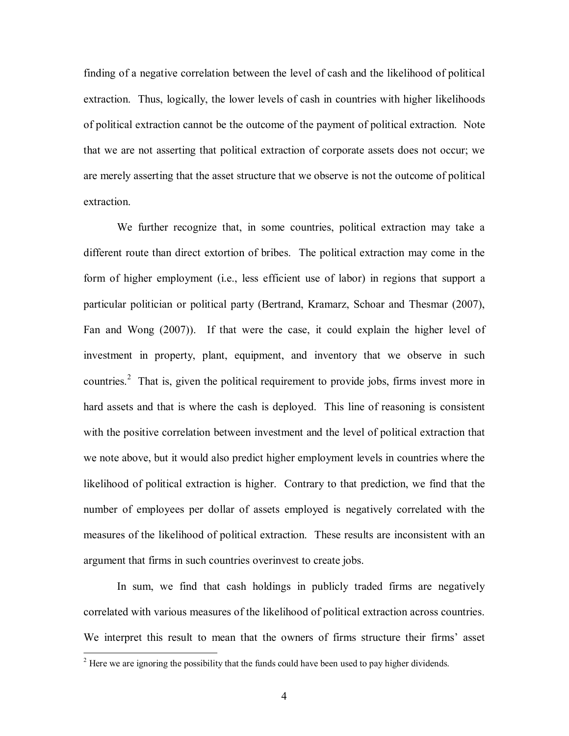finding of a negative correlation between the level of cash and the likelihood of political extraction. Thus, logically, the lower levels of cash in countries with higher likelihoods of political extraction cannot be the outcome of the payment of political extraction. Note that we are not asserting that political extraction of corporate assets does not occur; we are merely asserting that the asset structure that we observe is not the outcome of political extraction.

We further recognize that, in some countries, political extraction may take a different route than direct extortion of bribes. The political extraction may come in the form of higher employment (i.e., less efficient use of labor) in regions that support a particular politician or political party (Bertrand, Kramarz, Schoar and Thesmar (2007), Fan and Wong (2007)). If that were the case, it could explain the higher level of investment in property, plant, equipment, and inventory that we observe in such countries.[2] That is, given the political requirement to provide jobs, firms invest more in hard assets and that is where the cash is deployed. This line of reasoning is consistent with the positive correlation between investment and the level of political extraction that we note above, but it would also predict higher employment levels in countries where the likelihood of political extraction is higher. Contrary to that prediction, we find that the number of employees per dollar of assets employed is negatively correlated with the measures of the likelihood of political extraction. These results are inconsistent with an argument that firms in such countries overinvest to create jobs.

In sum, we find that cash holdings in publicly traded firms are negatively correlated with various measures of the likelihood of political extraction across countries. We interpret this result to mean that the owners of firms structure their firms' asset

[2] Here we are ignoring the possibility that the funds could have been used to pay higher dividends.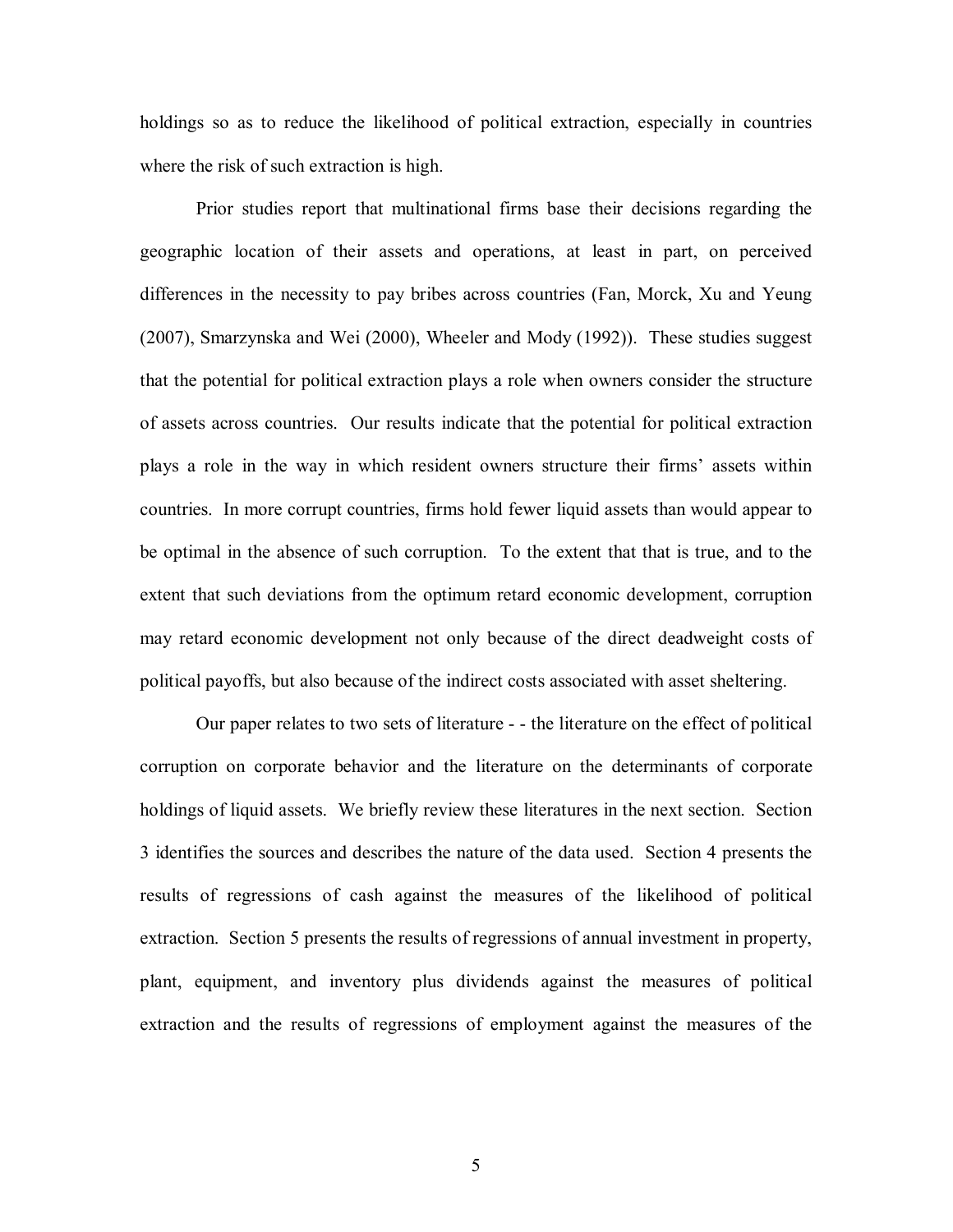holdings so as to reduce the likelihood of political extraction, especially in countries where the risk of such extraction is high.

Prior studies report that multinational firms base their decisions regarding the geographic location of their assets and operations, at least in part, on perceived differences in the necessity to pay bribes across countries (Fan, Morck, Xu and Yeung (2007), Smarzynska and Wei (2000), Wheeler and Mody (1992)). These studies suggest that the potential for political extraction plays a role when owners consider the structure of assets across countries. Our results indicate that the potential for political extraction plays a role in the way in which resident owners structure their firms' assets within countries. In more corrupt countries, firms hold fewer liquid assets than would appear to be optimal in the absence of such corruption. To the extent that that is true, and to the extent that such deviations from the optimum retard economic development, corruption may retard economic development not only because of the direct deadweight costs of political payoffs, but also because of the indirect costs associated with asset sheltering.

Our paper relates to two sets of literature - - the literature on the effect of political corruption on corporate behavior and the literature on the determinants of corporate holdings of liquid assets. We briefly review these literatures in the next section. Section 3 identifies the sources and describes the nature of the data used. Section 4 presents the results of regressions of cash against the measures of the likelihood of political extraction. Section 5 presents the results of regressions of annual investment in property, plant, equipment, and inventory plus dividends against the measures of political extraction and the results of regressions of employment against the measures of the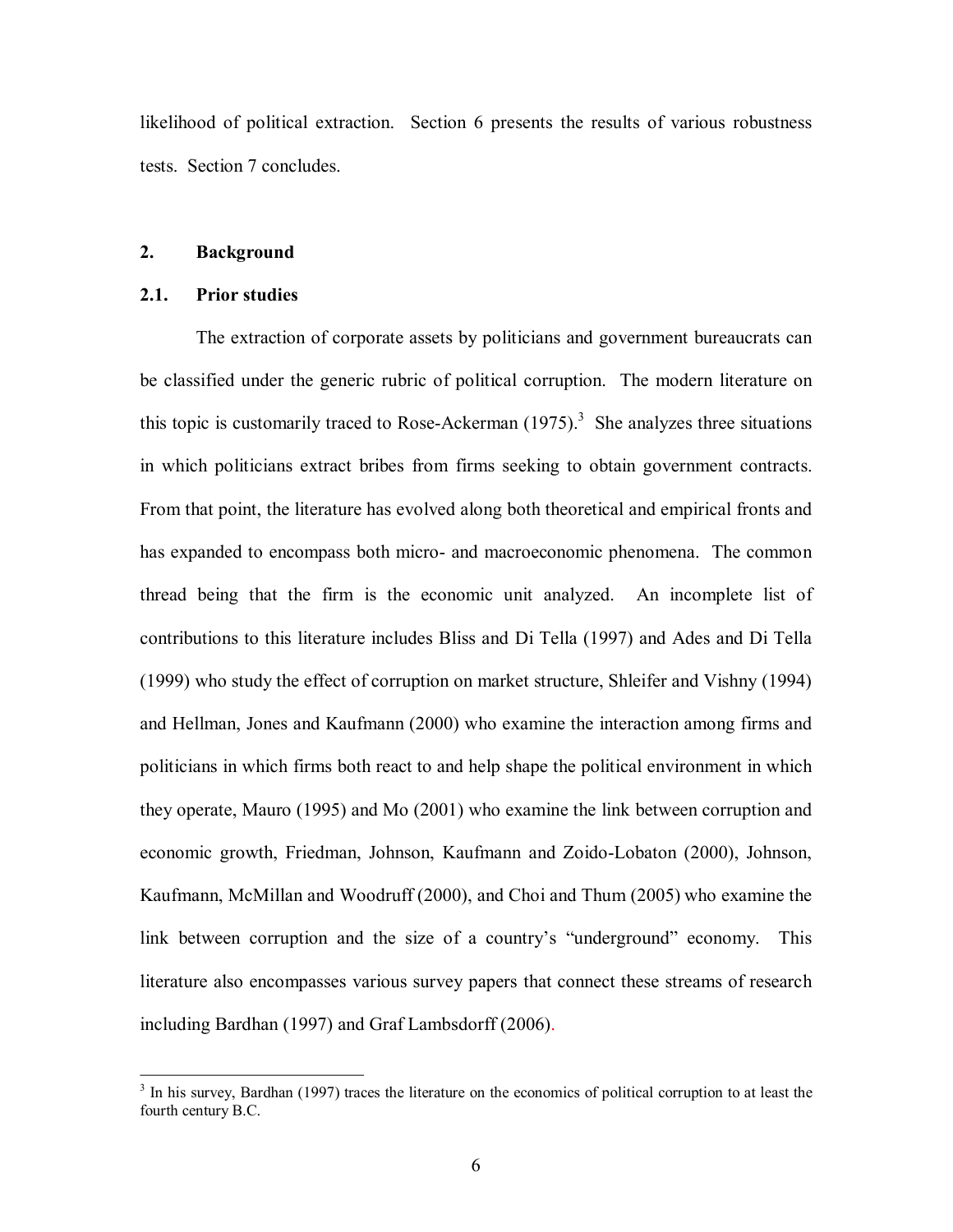likelihood of political extraction. Section 6 presents the results of various robustness tests. Section 7 concludes.

## 2. Background

### 2.1. Prior studies

The extraction of corporate assets by politicians and government bureaucrats can be classified under the generic rubric of political corruption. The modern literature on this topic is customarily traced to Rose-Ackerman (1975).[3] She analyzes three situations in which politicians extract bribes from firms seeking to obtain government contracts. From that point, the literature has evolved along both theoretical and empirical fronts and has expanded to encompass both micro- and macroeconomic phenomena. The common thread being that the firm is the economic unit analyzed. An incomplete list of contributions to this literature includes Bliss and Di Tella (1997) and Ades and Di Tella (1999) who study the effect of corruption on market structure, Shleifer and Vishny (1994) and Hellman, Jones and Kaufmann (2000) who examine the interaction among firms and politicians in which firms both react to and help shape the political environment in which they operate, Mauro (1995) and Mo (2001) who examine the link between corruption and economic growth, Friedman, Johnson, Kaufmann and Zoido-Lobaton (2000), Johnson, Kaufmann, McMillan and Woodruff (2000), and Choi and Thum (2005) who examine the link between corruption and the size of a country's "underground" economy. This literature also encompasses various survey papers that connect these streams of research including Bardhan (1997) and Graf Lambsdorff (2006).

[3] In his survey, Bardhan (1997) traces the literature on the economics of political corruption to at least the fourth century B.C.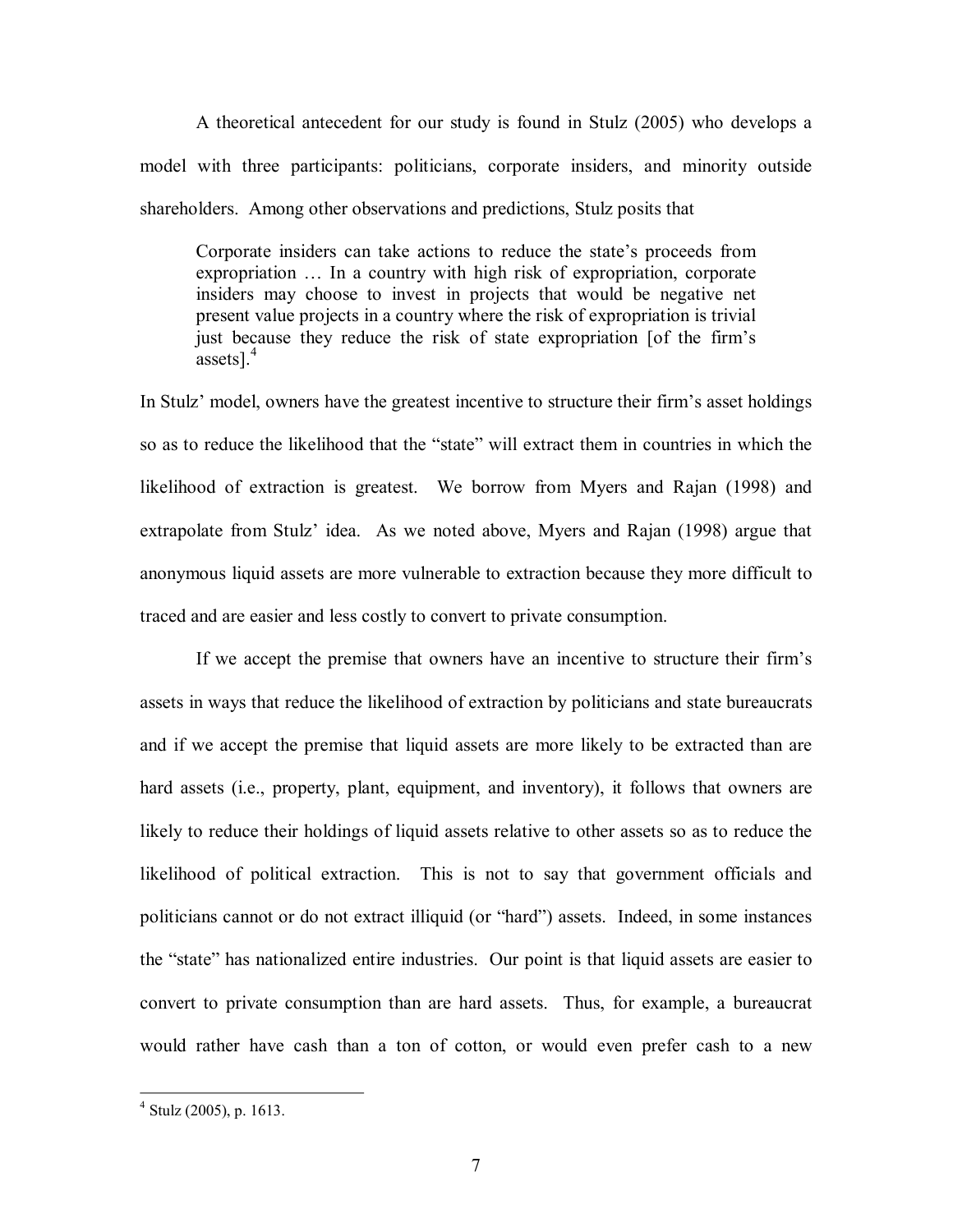A theoretical antecedent for our study is found in Stulz (2005) who develops a model with three participants: politicians, corporate insiders, and minority outside shareholders. Among other observations and predictions, Stulz posits that

> Corporate insiders can take actions to reduce the state's proceeds from expropriation … In a country with high risk of expropriation, corporate insiders may choose to invest in projects that would be negative net present value projects in a country where the risk of expropriation is trivial just because they reduce the risk of state expropriation [of the firm's assets].[4]

In Stulz' model, owners have the greatest incentive to structure their firm's asset holdings so as to reduce the likelihood that the "state" will extract them in countries in which the likelihood of extraction is greatest. We borrow from Myers and Rajan (1998) and extrapolate from Stulz' idea. As we noted above, Myers and Rajan (1998) argue that anonymous liquid assets are more vulnerable to extraction because they more difficult to traced and are easier and less costly to convert to private consumption.

If we accept the premise that owners have an incentive to structure their firm's assets in ways that reduce the likelihood of extraction by politicians and state bureaucrats and if we accept the premise that liquid assets are more likely to be extracted than are hard assets (i.e., property, plant, equipment, and inventory), it follows that owners are likely to reduce their holdings of liquid assets relative to other assets so as to reduce the likelihood of political extraction. This is not to say that government officials and politicians cannot or do not extract illiquid (or "hard") assets. Indeed, in some instances the "state" has nationalized entire industries. Our point is that liquid assets are easier to convert to private consumption than are hard assets. Thus, for example, a bureaucrat would rather have cash than a ton of cotton, or would even prefer cash to a new

---

[4] Stulz (2005), p. 1613.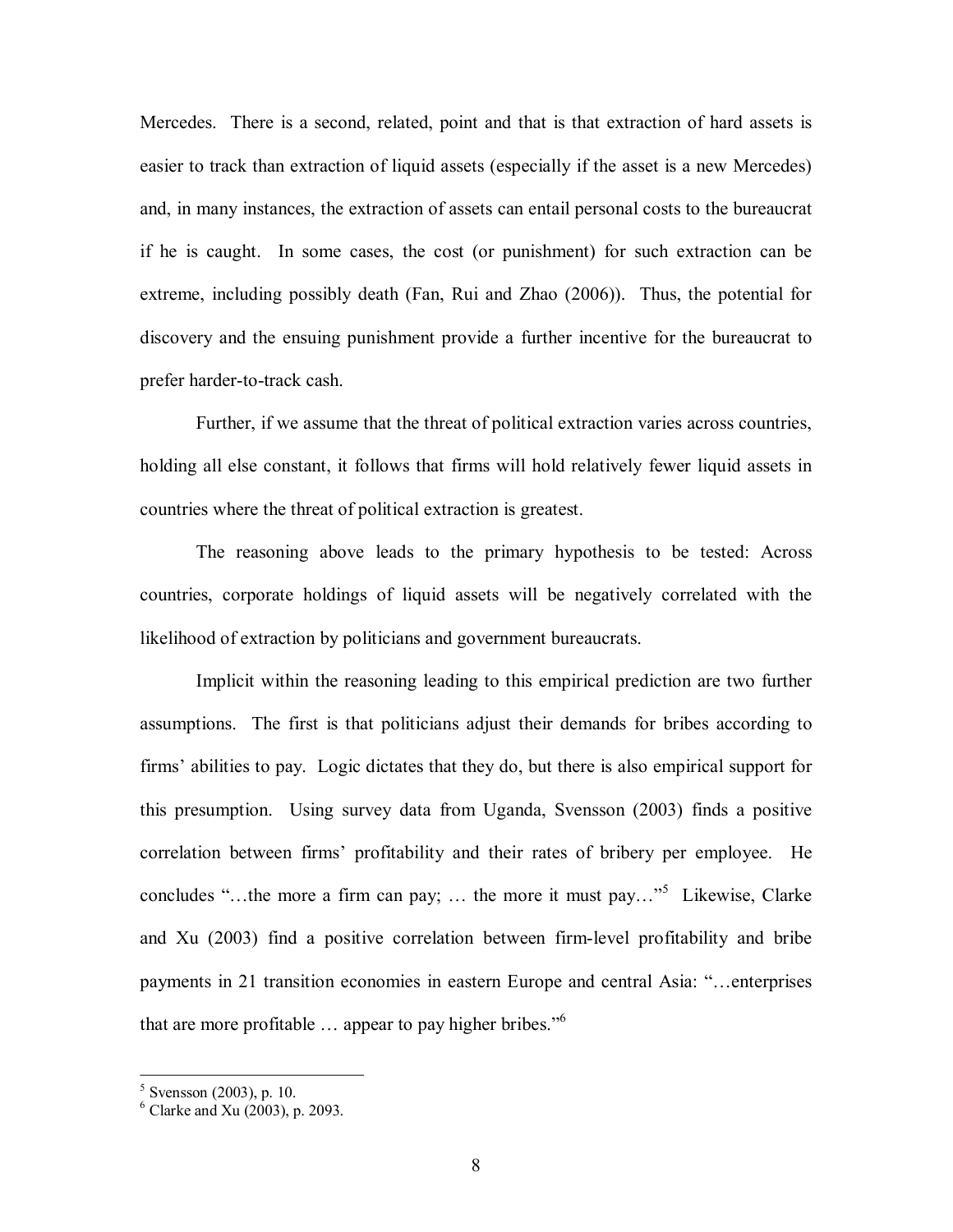Mercedes. There is a second, related, point and that is that extraction of hard assets is easier to track than extraction of liquid assets (especially if the asset is a new Mercedes) and, in many instances, the extraction of assets can entail personal costs to the bureaucrat if he is caught. In some cases, the cost (or punishment) for such extraction can be extreme, including possibly death (Fan, Rui and Zhao (2006)). Thus, the potential for discovery and the ensuing punishment provide a further incentive for the bureaucrat to prefer harder-to-track cash.

Further, if we assume that the threat of political extraction varies across countries, holding all else constant, it follows that firms will hold relatively fewer liquid assets in countries where the threat of political extraction is greatest.

The reasoning above leads to the primary hypothesis to be tested: Across countries, corporate holdings of liquid assets will be negatively correlated with the likelihood of extraction by politicians and government bureaucrats.

Implicit within the reasoning leading to this empirical prediction are two further assumptions. The first is that politicians adjust their demands for bribes according to firms' abilities to pay. Logic dictates that they do, but there is also empirical support for this presumption. Using survey data from Uganda, Svensson (2003) finds a positive correlation between firms' profitability and their rates of bribery per employee. He concludes "…the more a firm can pay; … the more it must pay…"[5] Likewise, Clarke and Xu (2003) find a positive correlation between firm-level profitability and bribe payments in 21 transition economies in eastern Europe and central Asia: "…enterprises that are more profitable … appear to pay higher bribes."[6]

---

[5] Svensson (2003), p. 10.

[6] Clarke and Xu (2003), p. 2093.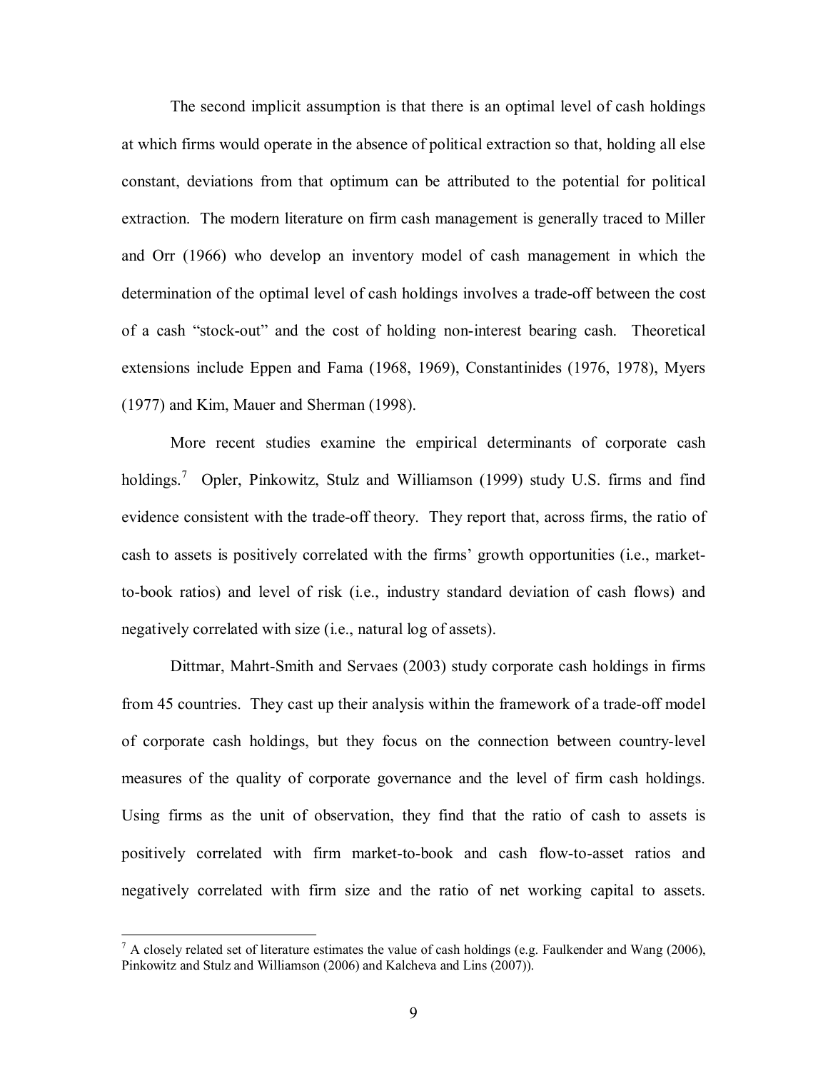The second implicit assumption is that there is an optimal level of cash holdings at which firms would operate in the absence of political extraction so that, holding all else constant, deviations from that optimum can be attributed to the potential for political extraction. The modern literature on firm cash management is generally traced to Miller and Orr (1966) who develop an inventory model of cash management in which the determination of the optimal level of cash holdings involves a trade-off between the cost of a cash "stock-out" and the cost of holding non-interest bearing cash. Theoretical extensions include Eppen and Fama (1968, 1969), Constantinides (1976, 1978), Myers (1977) and Kim, Mauer and Sherman (1998).

More recent studies examine the empirical determinants of corporate cash holdings.[7] Opler, Pinkowitz, Stulz and Williamson (1999) study U.S. firms and find evidence consistent with the trade-off theory. They report that, across firms, the ratio of cash to assets is positively correlated with the firms' growth opportunities (i.e., market-to-book ratios) and level of risk (i.e., industry standard deviation of cash flows) and negatively correlated with size (i.e., natural log of assets).

Dittmar, Mahrt-Smith and Servaes (2003) study corporate cash holdings in firms from 45 countries. They cast up their analysis within the framework of a trade-off model of corporate cash holdings, but they focus on the connection between country-level measures of the quality of corporate governance and the level of firm cash holdings. Using firms as the unit of observation, they find that the ratio of cash to assets is positively correlated with firm market-to-book and cash flow-to-asset ratios and negatively correlated with firm size and the ratio of net working capital to assets.

---

[7] A closely related set of literature estimates the value of cash holdings (e.g. Faulkender and Wang (2006), Pinkowitz and Stulz and Williamson (2006) and Kalcheva and Lins (2007)).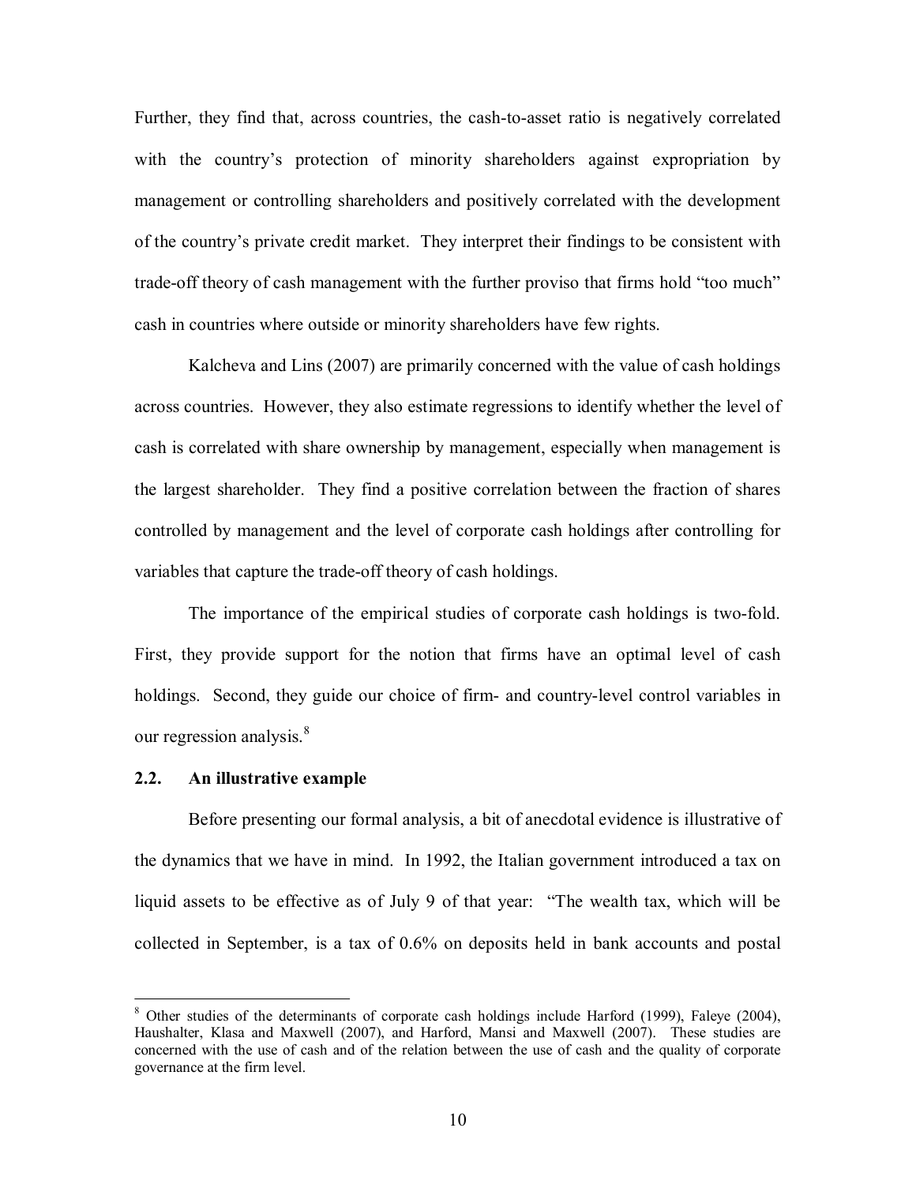Further, they find that, across countries, the cash-to-asset ratio is negatively correlated with the country's protection of minority shareholders against expropriation by management or controlling shareholders and positively correlated with the development of the country's private credit market. They interpret their findings to be consistent with trade-off theory of cash management with the further proviso that firms hold "too much" cash in countries where outside or minority shareholders have few rights.

Kalcheva and Lins (2007) are primarily concerned with the value of cash holdings across countries. However, they also estimate regressions to identify whether the level of cash is correlated with share ownership by management, especially when management is the largest shareholder. They find a positive correlation between the fraction of shares controlled by management and the level of corporate cash holdings after controlling for variables that capture the trade-off theory of cash holdings.

The importance of the empirical studies of corporate cash holdings is two-fold. First, they provide support for the notion that firms have an optimal level of cash holdings. Second, they guide our choice of firm- and country-level control variables in our regression analysis.[8]

### 2.2. An illustrative example

Before presenting our formal analysis, a bit of anecdotal evidence is illustrative of the dynamics that we have in mind. In 1992, the Italian government introduced a tax on liquid assets to be effective as of July 9 of that year: "The wealth tax, which will be collected in September, is a tax of 0.6% on deposits held in bank accounts and postal

---

[8] Other studies of the determinants of corporate cash holdings include Harford (1999), Faleye (2004), Haushalter, Klasa and Maxwell (2007), and Harford, Mansi and Maxwell (2007). These studies are concerned with the use of cash and of the relation between the use of cash and the quality of corporate governance at the firm level.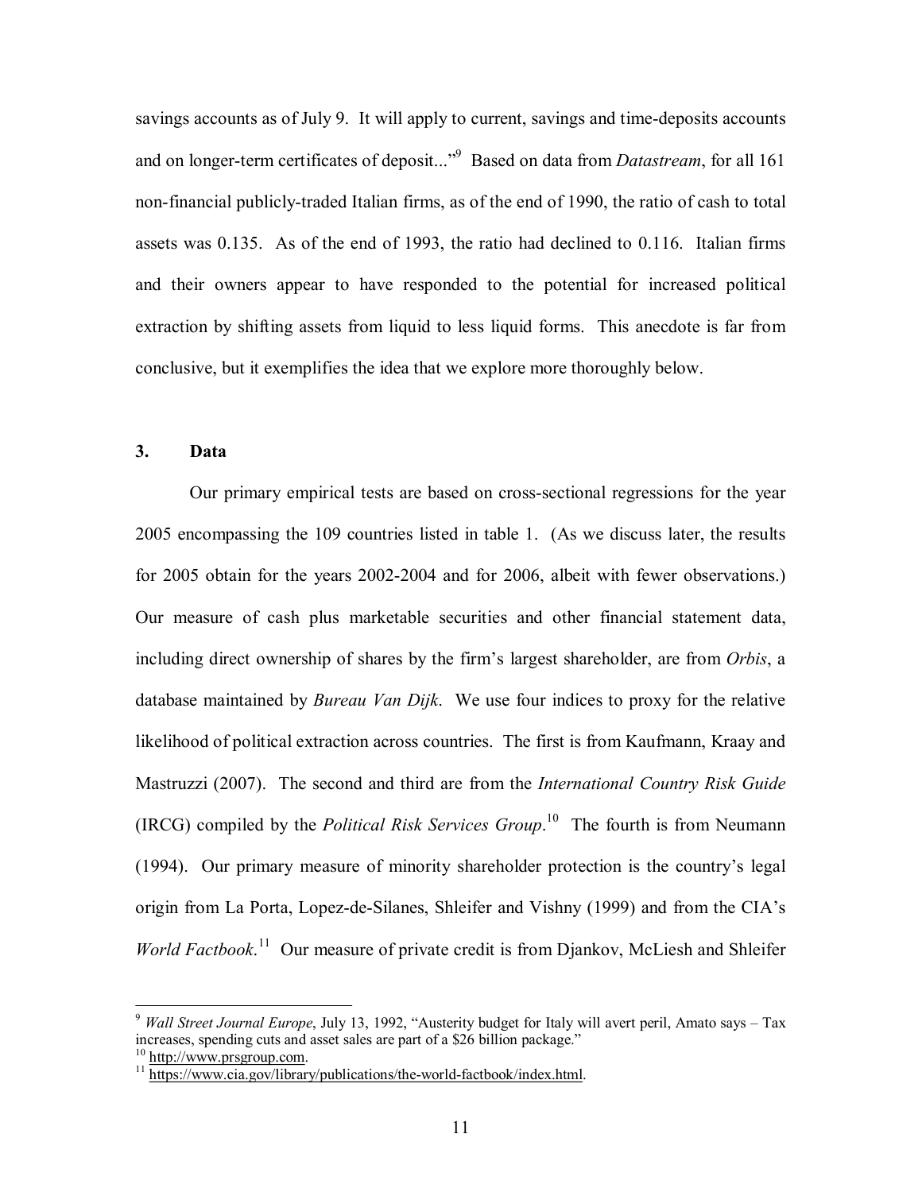savings accounts as of July 9. It will apply to current, savings and time-deposits accounts and on longer-term certificates of deposit..."[9] Based on data from *Datastream*, for all 161 non-financial publicly-traded Italian firms, as of the end of 1990, the ratio of cash to total assets was 0.135. As of the end of 1993, the ratio had declined to 0.116. Italian firms and their owners appear to have responded to the potential for increased political extraction by shifting assets from liquid to less liquid forms. This anecdote is far from conclusive, but it exemplifies the idea that we explore more thoroughly below.

## 3. Data

Our primary empirical tests are based on cross-sectional regressions for the year 2005 encompassing the 109 countries listed in table 1. (As we discuss later, the results for 2005 obtain for the years 2002-2004 and for 2006, albeit with fewer observations.) Our measure of cash plus marketable securities and other financial statement data, including direct ownership of shares by the firm's largest shareholder, are from *Orbis*, a database maintained by *Bureau Van Dijk*. We use four indices to proxy for the relative likelihood of political extraction across countries. The first is from Kaufmann, Kraay and Mastruzzi (2007). The second and third are from the *International Country Risk Guide* (IRCG) compiled by the *Political Risk Services Group*.[10] The fourth is from Neumann (1994). Our primary measure of minority shareholder protection is the country's legal origin from La Porta, Lopez-de-Silanes, Shleifer and Vishny (1999) and from the CIA's *World Factbook*.[11] Our measure of private credit is from Djankov, McLiesh and Shleifer

---

[9] *Wall Street Journal Europe*, July 13, 1992, "Austerity budget for Italy will avert peril, Amato says – Tax increases, spending cuts and asset sales are part of a $26 billion package."

[10] http://www.prsgroup.com.

[11] https://www.cia.gov/library/publications/the-world-factbook/index.html.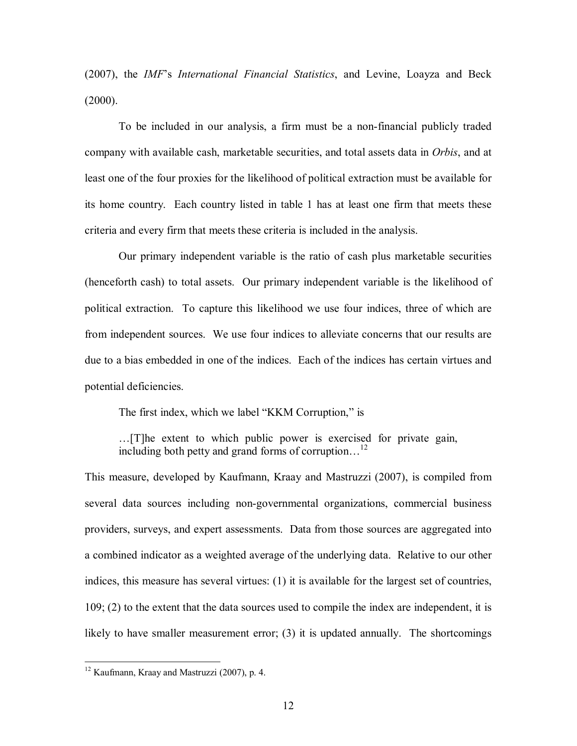(2007), the *IMF*'s *International Financial Statistics*, and Levine, Loayza and Beck (2000).

To be included in our analysis, a firm must be a non-financial publicly traded company with available cash, marketable securities, and total assets data in *Orbis*, and at least one of the four proxies for the likelihood of political extraction must be available for its home country. Each country listed in table 1 has at least one firm that meets these criteria and every firm that meets these criteria is included in the analysis.

Our primary independent variable is the ratio of cash plus marketable securities (henceforth cash) to total assets. Our primary independent variable is the likelihood of political extraction. To capture this likelihood we use four indices, three of which are from independent sources. We use four indices to alleviate concerns that our results are due to a bias embedded in one of the indices. Each of the indices has certain virtues and potential deficiencies.

The first index, which we label "KKM Corruption," is

> …[T]he extent to which public power is exercised for private gain, including both petty and grand forms of corruption…[12]

This measure, developed by Kaufmann, Kraay and Mastruzzi (2007), is compiled from several data sources including non-governmental organizations, commercial business providers, surveys, and expert assessments. Data from those sources are aggregated into a combined indicator as a weighted average of the underlying data. Relative to our other indices, this measure has several virtues: (1) it is available for the largest set of countries, 109; (2) to the extent that the data sources used to compile the index are independent, it is likely to have smaller measurement error; (3) it is updated annually. The shortcomings

---

[12] Kaufmann, Kraay and Mastruzzi (2007), p. 4.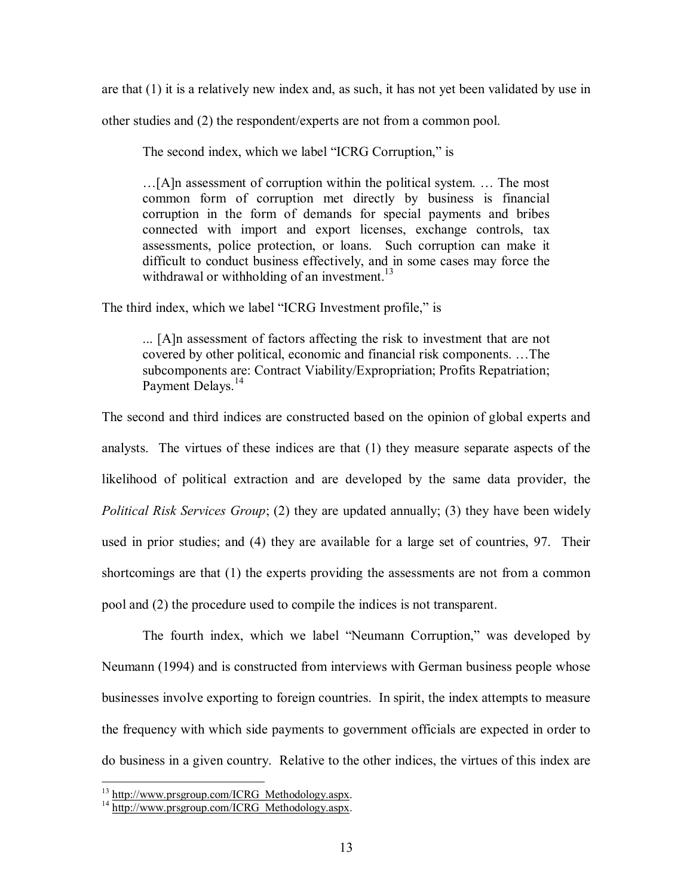are that (1) it is a relatively new index and, as such, it has not yet been validated by use in other studies and (2) the respondent/experts are not from a common pool.

The second index, which we label "ICRG Corruption," is

> …[A]n assessment of corruption within the political system. … The most common form of corruption met directly by business is financial corruption in the form of demands for special payments and bribes connected with import and export licenses, exchange controls, tax assessments, police protection, or loans. Such corruption can make it difficult to conduct business effectively, and in some cases may force the withdrawal or withholding of an investment.[13]

The third index, which we label "ICRG Investment profile," is

> ... [A]n assessment of factors affecting the risk to investment that are not covered by other political, economic and financial risk components. …The subcomponents are: Contract Viability/Expropriation; Profits Repatriation; Payment Delays.[14]

The second and third indices are constructed based on the opinion of global experts and analysts. The virtues of these indices are that (1) they measure separate aspects of the likelihood of political extraction and are developed by the same data provider, the *Political Risk Services Group*; (2) they are updated annually; (3) they have been widely used in prior studies; and (4) they are available for a large set of countries, 97. Their shortcomings are that (1) the experts providing the assessments are not from a common pool and (2) the procedure used to compile the indices is not transparent.

The fourth index, which we label "Neumann Corruption," was developed by Neumann (1994) and is constructed from interviews with German business people whose businesses involve exporting to foreign countries. In spirit, the index attempts to measure the frequency with which side payments to government officials are expected in order to do business in a given country. Relative to the other indices, the virtues of this index are

---

[13] http://www.prsgroup.com/ICRG_Methodology.aspx.

[14] http://www.prsgroup.com/ICRG_Methodology.aspx.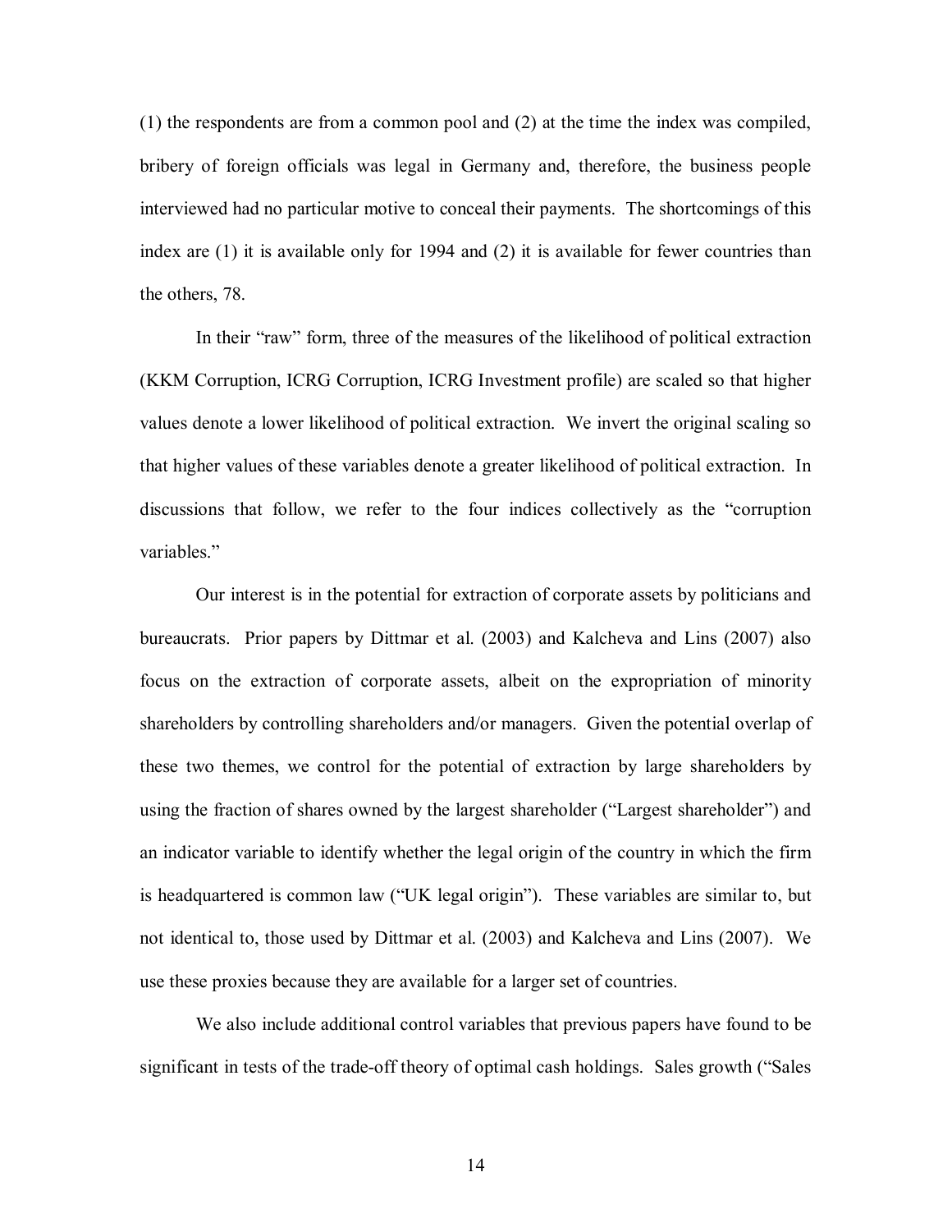(1) the respondents are from a common pool and (2) at the time the index was compiled, bribery of foreign officials was legal in Germany and, therefore, the business people interviewed had no particular motive to conceal their payments. The shortcomings of this index are (1) it is available only for 1994 and (2) it is available for fewer countries than the others, 78.

In their "raw" form, three of the measures of the likelihood of political extraction (KKM Corruption, ICRG Corruption, ICRG Investment profile) are scaled so that higher values denote a lower likelihood of political extraction. We invert the original scaling so that higher values of these variables denote a greater likelihood of political extraction. In discussions that follow, we refer to the four indices collectively as the "corruption variables."

Our interest is in the potential for extraction of corporate assets by politicians and bureaucrats. Prior papers by Dittmar et al. (2003) and Kalcheva and Lins (2007) also focus on the extraction of corporate assets, albeit on the expropriation of minority shareholders by controlling shareholders and/or managers. Given the potential overlap of these two themes, we control for the potential of extraction by large shareholders by using the fraction of shares owned by the largest shareholder ("Largest shareholder") and an indicator variable to identify whether the legal origin of the country in which the firm is headquartered is common law ("UK legal origin"). These variables are similar to, but not identical to, those used by Dittmar et al. (2003) and Kalcheva and Lins (2007). We use these proxies because they are available for a larger set of countries.

We also include additional control variables that previous papers have found to be significant in tests of the trade-off theory of optimal cash holdings. Sales growth ("Sales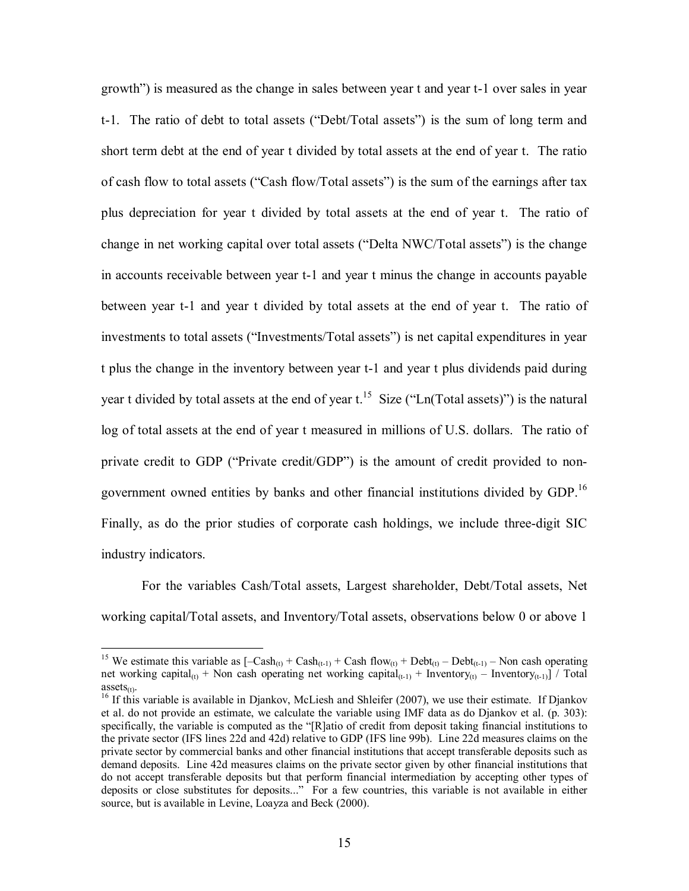growth") is measured as the change in sales between year t and year t-1 over sales in year t-1. The ratio of debt to total assets ("Debt/Total assets") is the sum of long term and short term debt at the end of year t divided by total assets at the end of year t. The ratio of cash flow to total assets ("Cash flow/Total assets") is the sum of the earnings after tax plus depreciation for year t divided by total assets at the end of year t. The ratio of change in net working capital over total assets ("Delta NWC/Total assets") is the change in accounts receivable between year t-1 and year t minus the change in accounts payable between year t-1 and year t divided by total assets at the end of year t. The ratio of investments to total assets ("Investments/Total assets") is net capital expenditures in year t plus the change in the inventory between year t-1 and year t plus dividends paid during year t divided by total assets at the end of year t.[15] Size ("Ln(Total assets)") is the natural log of total assets at the end of year t measured in millions of U.S. dollars. The ratio of private credit to GDP ("Private credit/GDP") is the amount of credit provided to non-government owned entities by banks and other financial institutions divided by GDP.[16] Finally, as do the prior studies of corporate cash holdings, we include three-digit SIC industry indicators.

For the variables Cash/Total assets, Largest shareholder, Debt/Total assets, Net working capital/Total assets, and Inventory/Total assets, observations below 0 or above 1

---

[15] We estimate this variable as $[-\text{Cash}_{(t)} + \text{Cash}_{(t-1)} + \text{Cash flow}_{(t)} + \text{Debt}_{(t)} - \text{Debt}_{(t-1)} - \text{Non cash operating net working capital}_{(t)} + \text{Non cash operating net working capital}_{(t-1)} + \text{Inventory}_{(t)} - \text{Inventory}_{(t-1)}] / \text{Total assets}_{(t)}$.

[16] If this variable is available in Djankov, McLiesh and Shleifer (2007), we use their estimate. If Djankov et al. do not provide an estimate, we calculate the variable using IMF data as do Djankov et al. (p. 303): specifically, the variable is computed as the "[R]atio of credit from deposit taking financial institutions to the private sector (IFS lines 22d and 42d) relative to GDP (IFS line 99b). Line 22d measures claims on the private sector by commercial banks and other financial institutions that accept transferable deposits such as demand deposits. Line 42d measures claims on the private sector given by other financial institutions that do not accept transferable deposits but that perform financial intermediation by accepting other types of deposits or close substitutes for deposits..." For a few countries, this variable is not available in either source, but is available in Levine, Loayza and Beck (2000).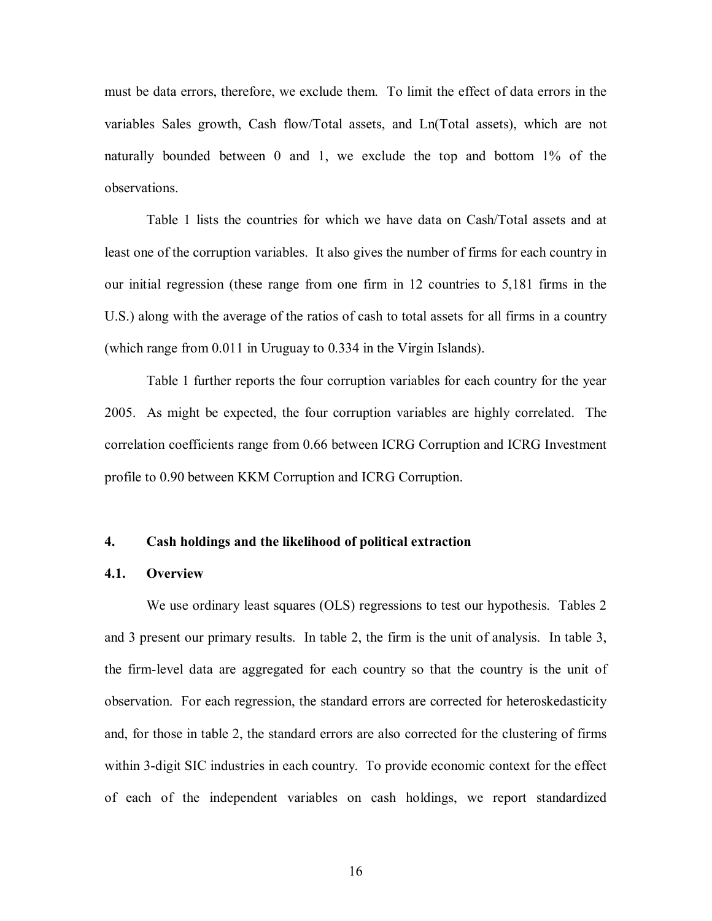must be data errors, therefore, we exclude them. To limit the effect of data errors in the variables Sales growth, Cash flow/Total assets, and Ln(Total assets), which are not naturally bounded between 0 and 1, we exclude the top and bottom 1% of the observations.

Table 1 lists the countries for which we have data on Cash/Total assets and at least one of the corruption variables. It also gives the number of firms for each country in our initial regression (these range from one firm in 12 countries to 5,181 firms in the U.S.) along with the average of the ratios of cash to total assets for all firms in a country (which range from 0.011 in Uruguay to 0.334 in the Virgin Islands).

Table 1 further reports the four corruption variables for each country for the year 2005. As might be expected, the four corruption variables are highly correlated. The correlation coefficients range from 0.66 between ICRG Corruption and ICRG Investment profile to 0.90 between KKM Corruption and ICRG Corruption.

## 4. Cash holdings and the likelihood of political extraction

### 4.1. Overview

We use ordinary least squares (OLS) regressions to test our hypothesis. Tables 2 and 3 present our primary results. In table 2, the firm is the unit of analysis. In table 3, the firm-level data are aggregated for each country so that the country is the unit of observation. For each regression, the standard errors are corrected for heteroskedasticity and, for those in table 2, the standard errors are also corrected for the clustering of firms within 3-digit SIC industries in each country. To provide economic context for the effect of each of the independent variables on cash holdings, we report standardized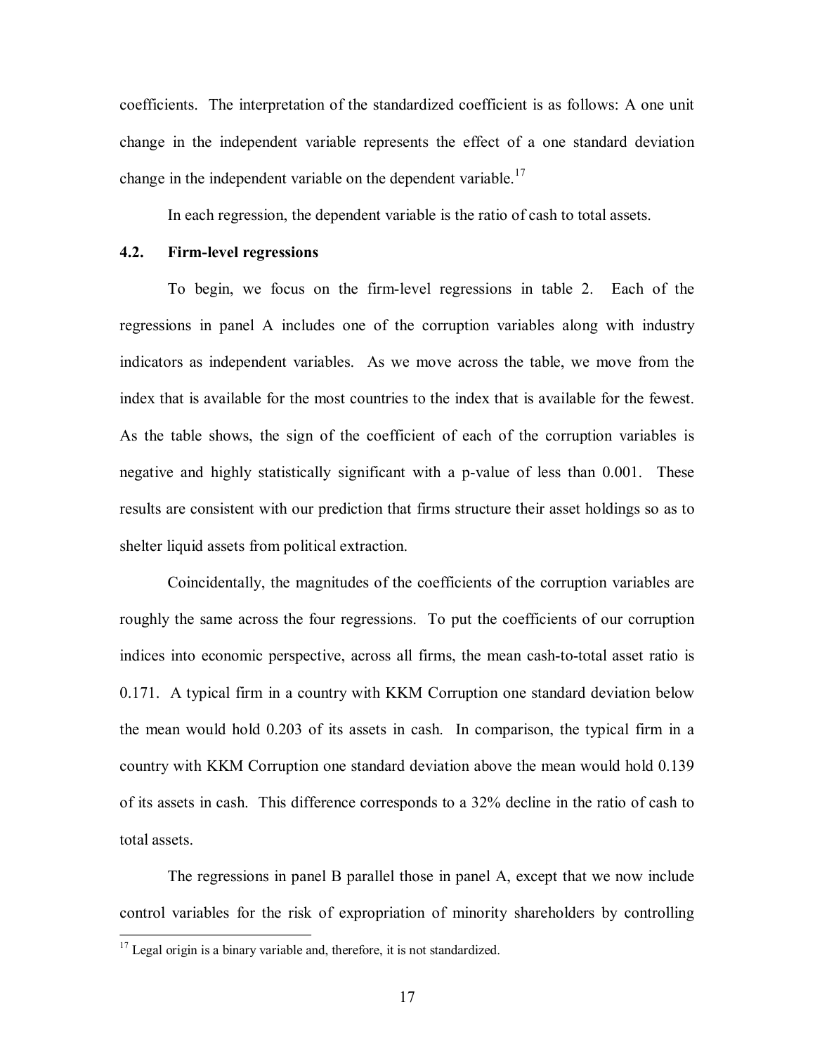coefficients. The interpretation of the standardized coefficient is as follows: A one unit change in the independent variable represents the effect of a one standard deviation change in the independent variable on the dependent variable.[17]

In each regression, the dependent variable is the ratio of cash to total assets.

### 4.2. Firm-level regressions

To begin, we focus on the firm-level regressions in table 2. Each of the regressions in panel A includes one of the corruption variables along with industry indicators as independent variables. As we move across the table, we move from the index that is available for the most countries to the index that is available for the fewest. As the table shows, the sign of the coefficient of each of the corruption variables is negative and highly statistically significant with a p-value of less than 0.001. These results are consistent with our prediction that firms structure their asset holdings so as to shelter liquid assets from political extraction.

Coincidentally, the magnitudes of the coefficients of the corruption variables are roughly the same across the four regressions. To put the coefficients of our corruption indices into economic perspective, across all firms, the mean cash-to-total asset ratio is 0.171. A typical firm in a country with KKM Corruption one standard deviation below the mean would hold 0.203 of its assets in cash. In comparison, the typical firm in a country with KKM Corruption one standard deviation above the mean would hold 0.139 of its assets in cash. This difference corresponds to a 32% decline in the ratio of cash to total assets.

The regressions in panel B parallel those in panel A, except that we now include control variables for the risk of expropriation of minority shareholders by controlling

[17] Legal origin is a binary variable and, therefore, it is not standardized.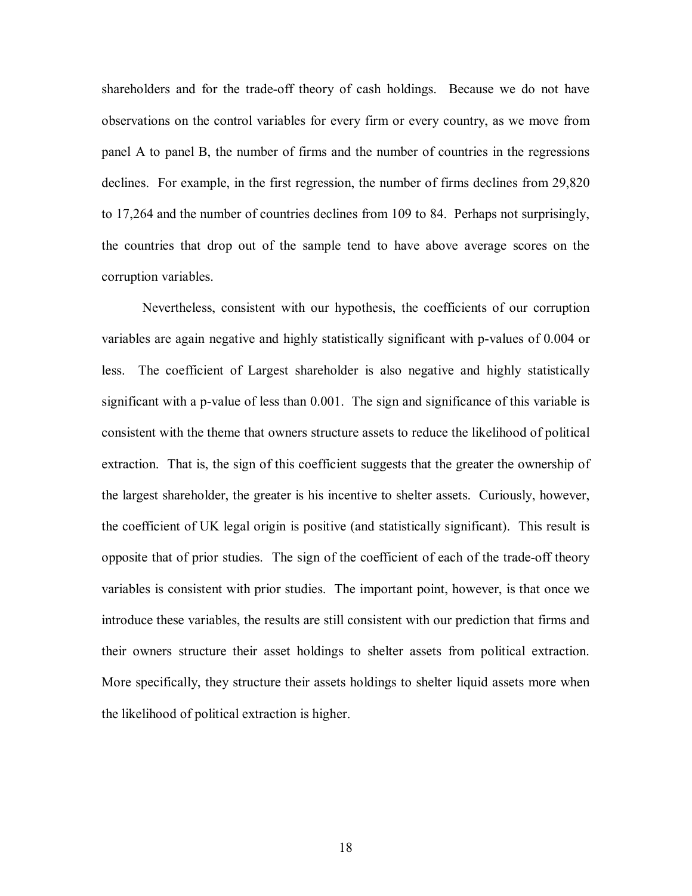shareholders and for the trade-off theory of cash holdings. Because we do not have observations on the control variables for every firm or every country, as we move from panel A to panel B, the number of firms and the number of countries in the regressions declines. For example, in the first regression, the number of firms declines from 29,820 to 17,264 and the number of countries declines from 109 to 84. Perhaps not surprisingly, the countries that drop out of the sample tend to have above average scores on the corruption variables.

Nevertheless, consistent with our hypothesis, the coefficients of our corruption variables are again negative and highly statistically significant with p-values of 0.004 or less. The coefficient of Largest shareholder is also negative and highly statistically significant with a p-value of less than 0.001. The sign and significance of this variable is consistent with the theme that owners structure assets to reduce the likelihood of political extraction. That is, the sign of this coefficient suggests that the greater the ownership of the largest shareholder, the greater is his incentive to shelter assets. Curiously, however, the coefficient of UK legal origin is positive (and statistically significant). This result is opposite that of prior studies. The sign of the coefficient of each of the trade-off theory variables is consistent with prior studies. The important point, however, is that once we introduce these variables, the results are still consistent with our prediction that firms and their owners structure their asset holdings to shelter assets from political extraction. More specifically, they structure their assets holdings to shelter liquid assets more when the likelihood of political extraction is higher.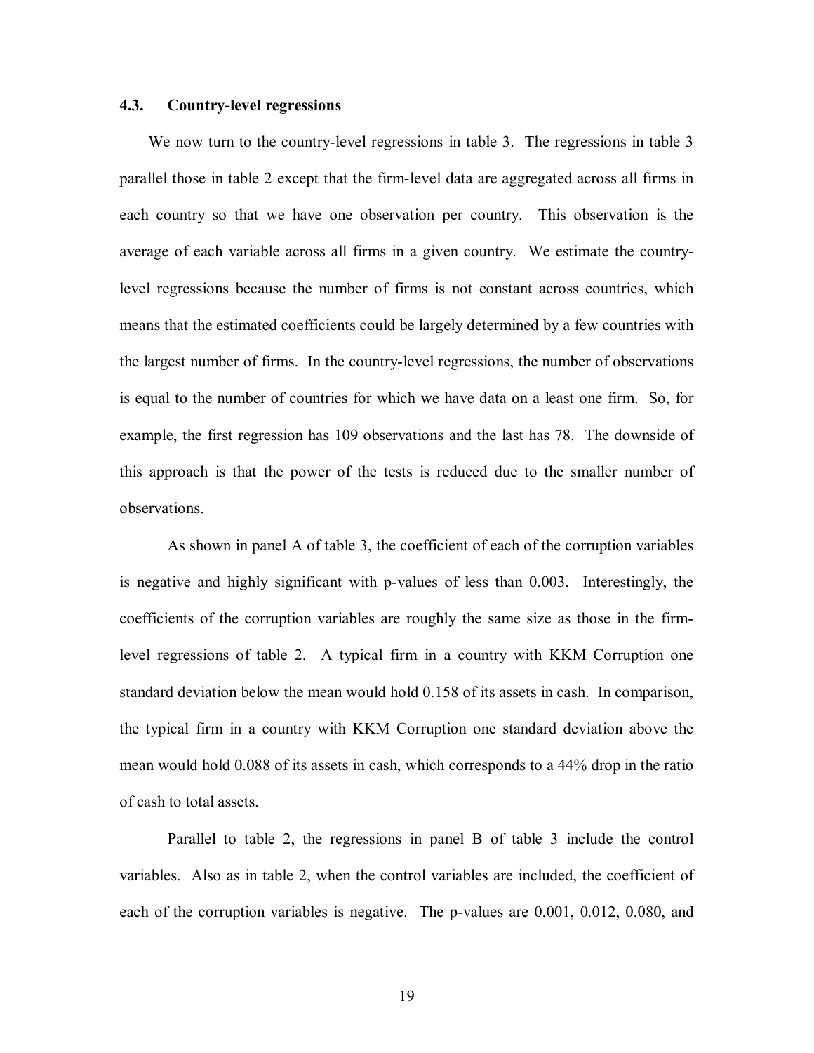### 4.3. Country-level regressions

We now turn to the country-level regressions in table 3. The regressions in table 3 parallel those in table 2 except that the firm-level data are aggregated across all firms in each country so that we have one observation per country. This observation is the average of each variable across all firms in a given country. We estimate the country-level regressions because the number of firms is not constant across countries, which means that the estimated coefficients could be largely determined by a few countries with the largest number of firms. In the country-level regressions, the number of observations is equal to the number of countries for which we have data on a least one firm. So, for example, the first regression has 109 observations and the last has 78. The downside of this approach is that the power of the tests is reduced due to the smaller number of observations.

As shown in panel A of table 3, the coefficient of each of the corruption variables is negative and highly significant with p-values of less than 0.003. Interestingly, the coefficients of the corruption variables are roughly the same size as those in the firm-level regressions of table 2. A typical firm in a country with KKM Corruption one standard deviation below the mean would hold 0.158 of its assets in cash. In comparison, the typical firm in a country with KKM Corruption one standard deviation above the mean would hold 0.088 of its assets in cash, which corresponds to a 44% drop in the ratio of cash to total assets.

Parallel to table 2, the regressions in panel B of table 3 include the control variables. Also as in table 2, when the control variables are included, the coefficient of each of the corruption variables is negative. The p-values are 0.001, 0.012, 0.080, and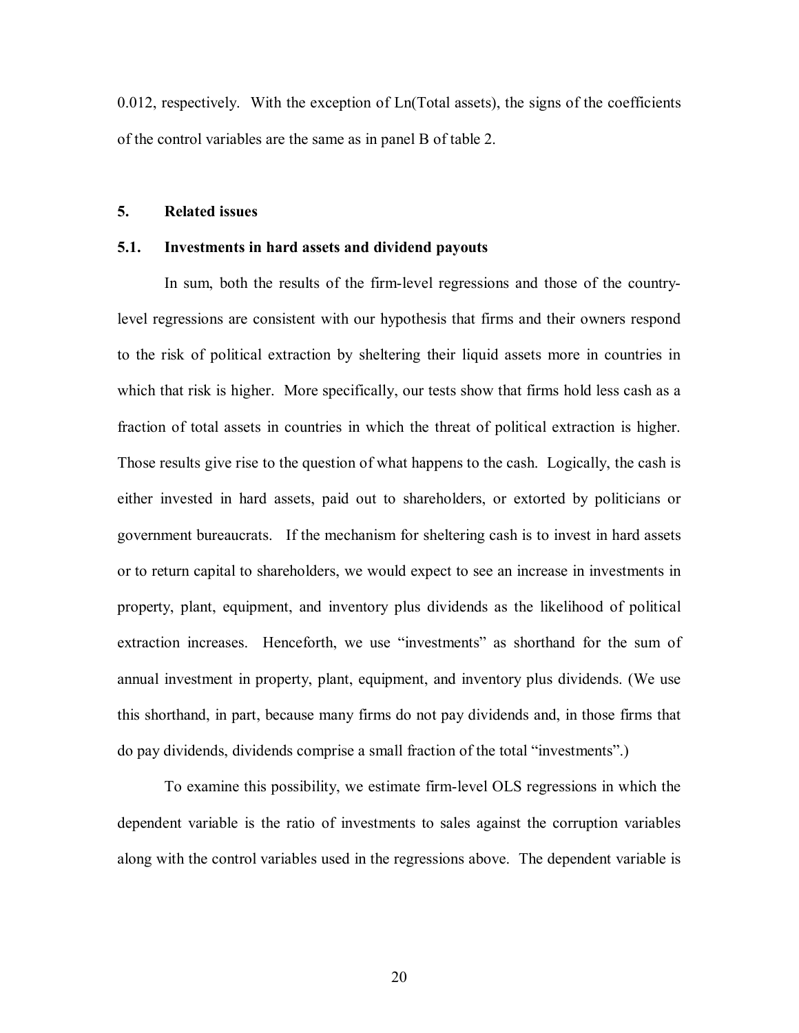0.012, respectively. With the exception of Ln(Total assets), the signs of the coefficients of the control variables are the same as in panel B of table 2.

## 5. Related issues

### 5.1. Investments in hard assets and dividend payouts

In sum, both the results of the firm-level regressions and those of the country-level regressions are consistent with our hypothesis that firms and their owners respond to the risk of political extraction by sheltering their liquid assets more in countries in which that risk is higher. More specifically, our tests show that firms hold less cash as a fraction of total assets in countries in which the threat of political extraction is higher. Those results give rise to the question of what happens to the cash. Logically, the cash is either invested in hard assets, paid out to shareholders, or extorted by politicians or government bureaucrats. If the mechanism for sheltering cash is to invest in hard assets or to return capital to shareholders, we would expect to see an increase in investments in property, plant, equipment, and inventory plus dividends as the likelihood of political extraction increases. Henceforth, we use "investments" as shorthand for the sum of annual investment in property, plant, equipment, and inventory plus dividends. (We use this shorthand, in part, because many firms do not pay dividends and, in those firms that do pay dividends, dividends comprise a small fraction of the total "investments".)

To examine this possibility, we estimate firm-level OLS regressions in which the dependent variable is the ratio of investments to sales against the corruption variables along with the control variables used in the regressions above. The dependent variable is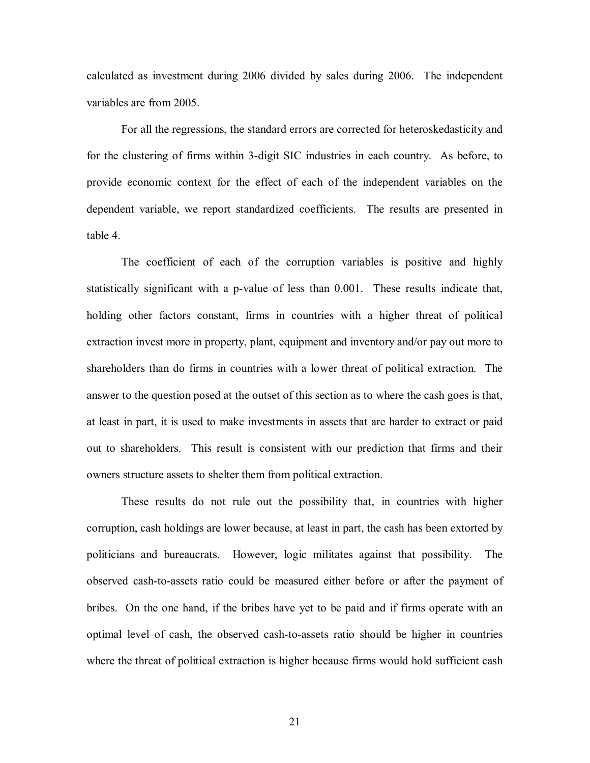calculated as investment during 2006 divided by sales during 2006. The independent variables are from 2005.

For all the regressions, the standard errors are corrected for heteroskedasticity and for the clustering of firms within 3-digit SIC industries in each country. As before, to provide economic context for the effect of each of the independent variables on the dependent variable, we report standardized coefficients. The results are presented in table 4.

The coefficient of each of the corruption variables is positive and highly statistically significant with a p-value of less than 0.001. These results indicate that, holding other factors constant, firms in countries with a higher threat of political extraction invest more in property, plant, equipment and inventory and/or pay out more to shareholders than do firms in countries with a lower threat of political extraction. The answer to the question posed at the outset of this section as to where the cash goes is that, at least in part, it is used to make investments in assets that are harder to extract or paid out to shareholders. This result is consistent with our prediction that firms and their owners structure assets to shelter them from political extraction.

These results do not rule out the possibility that, in countries with higher corruption, cash holdings are lower because, at least in part, the cash has been extorted by politicians and bureaucrats. However, logic militates against that possibility. The observed cash-to-assets ratio could be measured either before or after the payment of bribes. On the one hand, if the bribes have yet to be paid and if firms operate with an optimal level of cash, the observed cash-to-assets ratio should be higher in countries where the threat of political extraction is higher because firms would hold sufficient cash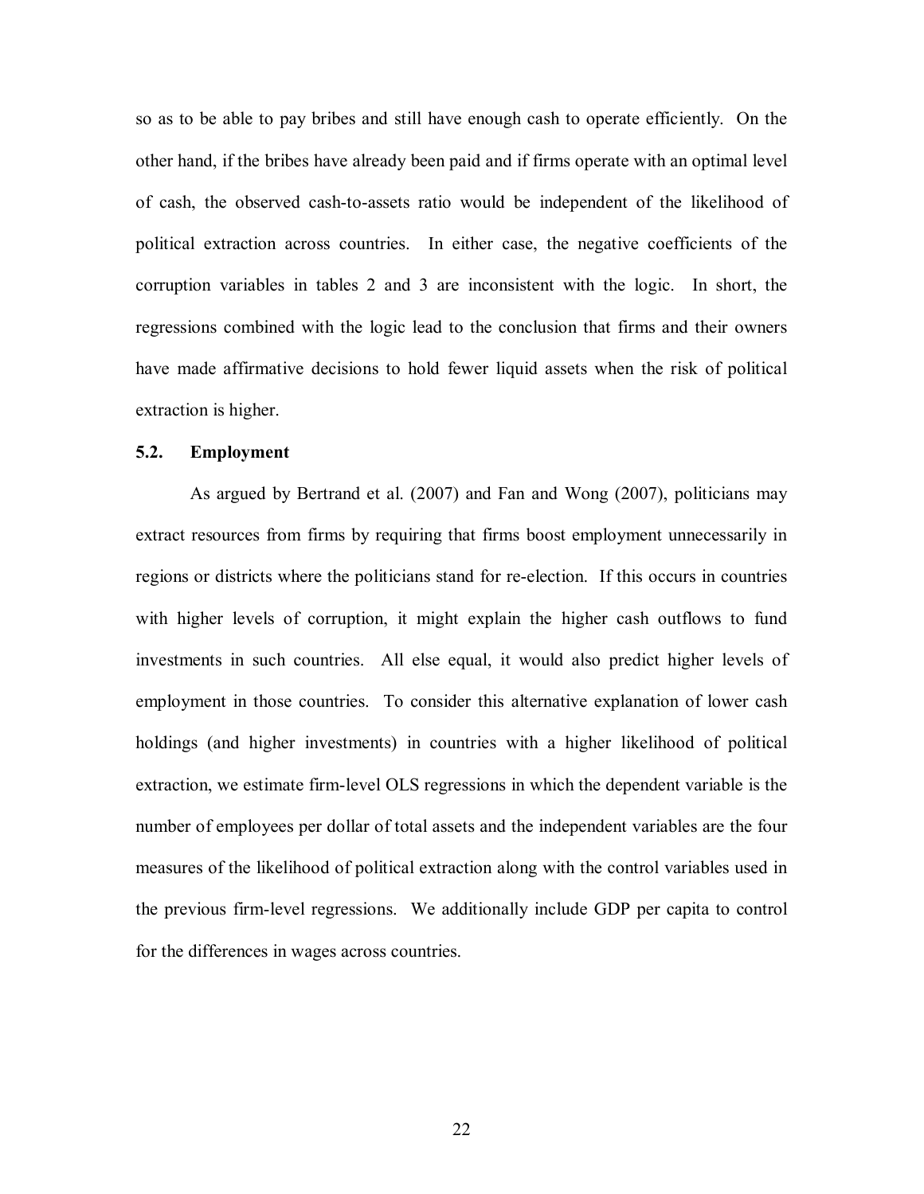so as to be able to pay bribes and still have enough cash to operate efficiently. On the other hand, if the bribes have already been paid and if firms operate with an optimal level of cash, the observed cash-to-assets ratio would be independent of the likelihood of political extraction across countries. In either case, the negative coefficients of the corruption variables in tables 2 and 3 are inconsistent with the logic. In short, the regressions combined with the logic lead to the conclusion that firms and their owners have made affirmative decisions to hold fewer liquid assets when the risk of political extraction is higher.

### 5.2. Employment

As argued by Bertrand et al. (2007) and Fan and Wong (2007), politicians may extract resources from firms by requiring that firms boost employment unnecessarily in regions or districts where the politicians stand for re-election. If this occurs in countries with higher levels of corruption, it might explain the higher cash outflows to fund investments in such countries. All else equal, it would also predict higher levels of employment in those countries. To consider this alternative explanation of lower cash holdings (and higher investments) in countries with a higher likelihood of political extraction, we estimate firm-level OLS regressions in which the dependent variable is the number of employees per dollar of total assets and the independent variables are the four measures of the likelihood of political extraction along with the control variables used in the previous firm-level regressions. We additionally include GDP per capita to control for the differences in wages across countries.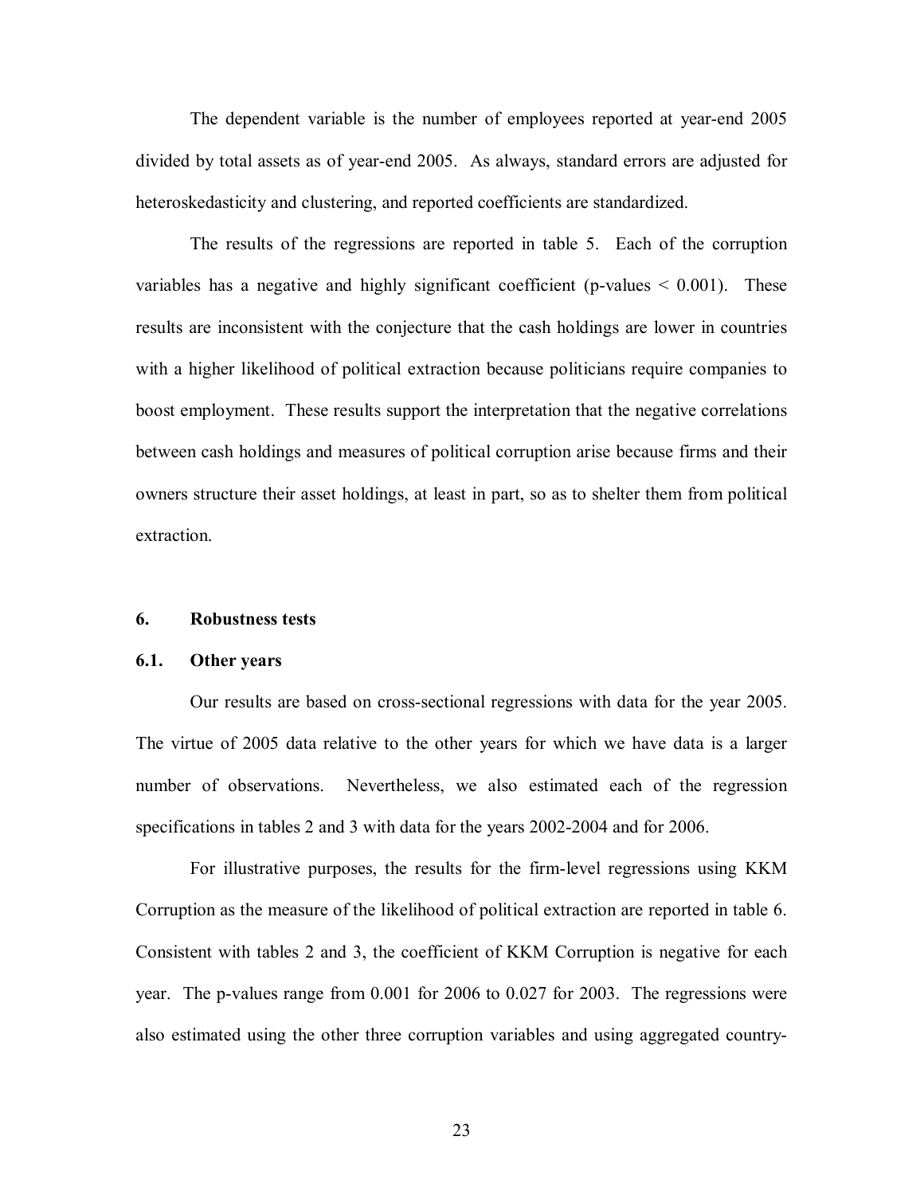The dependent variable is the number of employees reported at year-end 2005 divided by total assets as of year-end 2005. As always, standard errors are adjusted for heteroskedasticity and clustering, and reported coefficients are standardized.

The results of the regressions are reported in table 5. Each of the corruption variables has a negative and highly significant coefficient (p-values $< 0.001$). These results are inconsistent with the conjecture that the cash holdings are lower in countries with a higher likelihood of political extraction because politicians require companies to boost employment. These results support the interpretation that the negative correlations between cash holdings and measures of political corruption arise because firms and their owners structure their asset holdings, at least in part, so as to shelter them from political extraction.

## 6. Robustness tests

### 6.1. Other years

Our results are based on cross-sectional regressions with data for the year 2005. The virtue of 2005 data relative to the other years for which we have data is a larger number of observations. Nevertheless, we also estimated each of the regression specifications in tables 2 and 3 with data for the years 2002-2004 and for 2006.

For illustrative purposes, the results for the firm-level regressions using KKM Corruption as the measure of the likelihood of political extraction are reported in table 6. Consistent with tables 2 and 3, the coefficient of KKM Corruption is negative for each year. The p-values range from 0.001 for 2006 to 0.027 for 2003. The regressions were also estimated using the other three corruption variables and using aggregated country-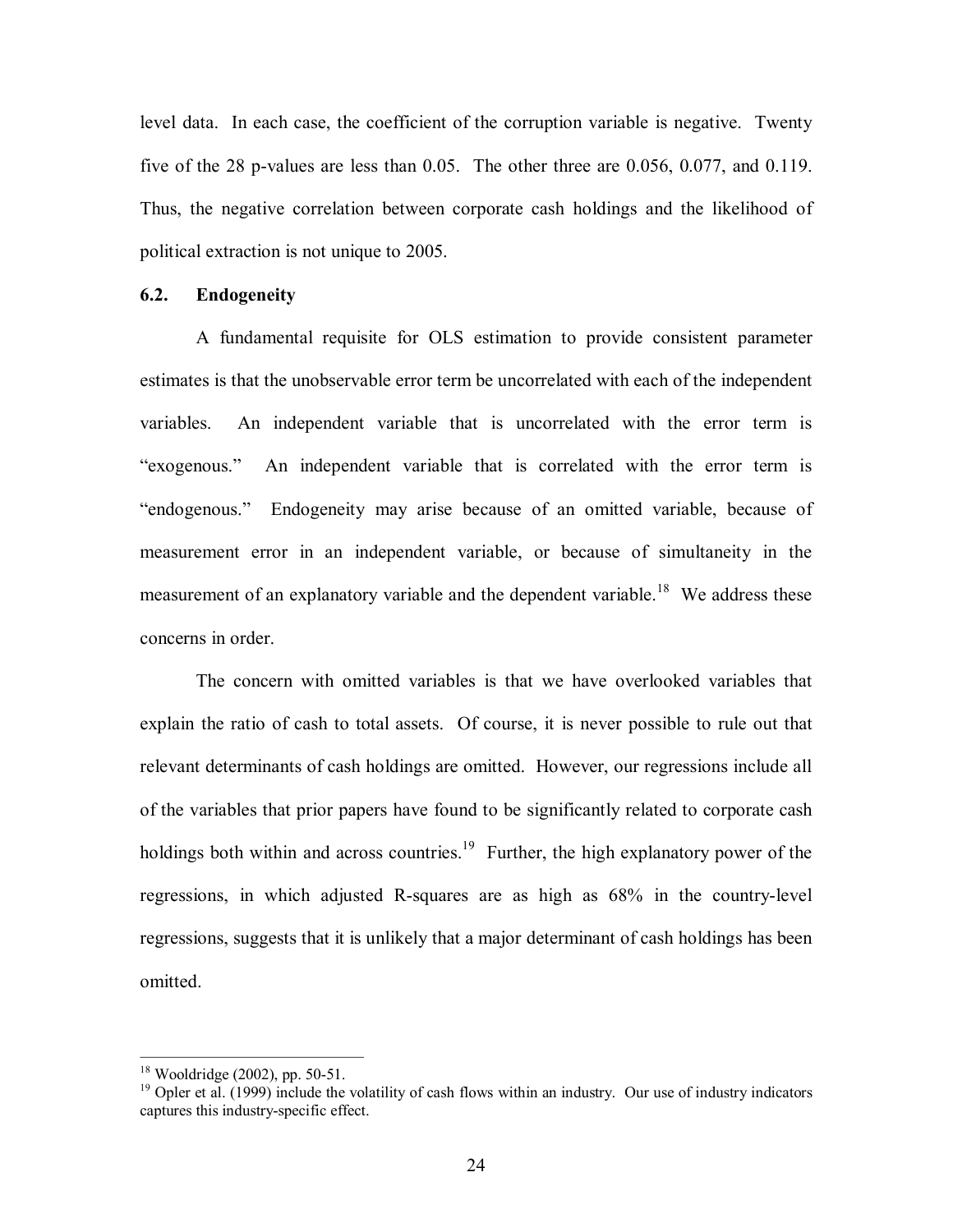level data. In each case, the coefficient of the corruption variable is negative. Twenty five of the 28 p-values are less than 0.05. The other three are 0.056, 0.077, and 0.119. Thus, the negative correlation between corporate cash holdings and the likelihood of political extraction is not unique to 2005.

### 6.2. Endogeneity

A fundamental requisite for OLS estimation to provide consistent parameter estimates is that the unobservable error term be uncorrelated with each of the independent variables. An independent variable that is uncorrelated with the error term is "exogenous." An independent variable that is correlated with the error term is "endogenous." Endogeneity may arise because of an omitted variable, because of measurement error in an independent variable, or because of simultaneity in the measurement of an explanatory variable and the dependent variable.[18] We address these concerns in order.

The concern with omitted variables is that we have overlooked variables that explain the ratio of cash to total assets. Of course, it is never possible to rule out that relevant determinants of cash holdings are omitted. However, our regressions include all of the variables that prior papers have found to be significantly related to corporate cash holdings both within and across countries.[19] Further, the high explanatory power of the regressions, in which adjusted R-squares are as high as 68% in the country-level regressions, suggests that it is unlikely that a major determinant of cash holdings has been omitted.

---

[18] Wooldridge (2002), pp. 50-51.

[19] Opler et al. (1999) include the volatility of cash flows within an industry. Our use of industry indicators captures this industry-specific effect.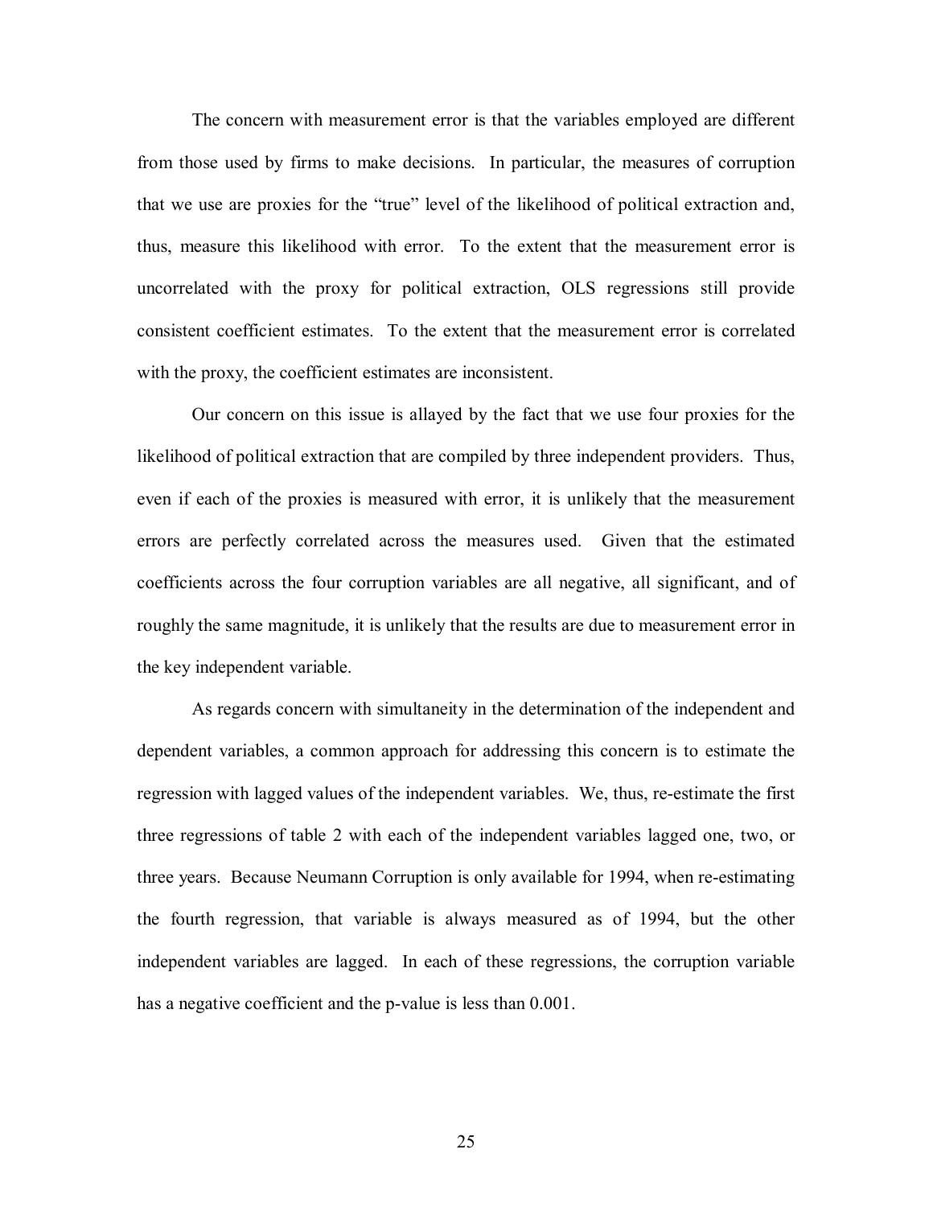The concern with measurement error is that the variables employed are different from those used by firms to make decisions. In particular, the measures of corruption that we use are proxies for the "true" level of the likelihood of political extraction and, thus, measure this likelihood with error. To the extent that the measurement error is uncorrelated with the proxy for political extraction, OLS regressions still provide consistent coefficient estimates. To the extent that the measurement error is correlated with the proxy, the coefficient estimates are inconsistent.

Our concern on this issue is allayed by the fact that we use four proxies for the likelihood of political extraction that are compiled by three independent providers. Thus, even if each of the proxies is measured with error, it is unlikely that the measurement errors are perfectly correlated across the measures used. Given that the estimated coefficients across the four corruption variables are all negative, all significant, and of roughly the same magnitude, it is unlikely that the results are due to measurement error in the key independent variable.

As regards concern with simultaneity in the determination of the independent and dependent variables, a common approach for addressing this concern is to estimate the regression with lagged values of the independent variables. We, thus, re-estimate the first three regressions of table 2 with each of the independent variables lagged one, two, or three years. Because Neumann Corruption is only available for 1994, when re-estimating the fourth regression, that variable is always measured as of 1994, but the other independent variables are lagged. In each of these regressions, the corruption variable has a negative coefficient and the p-value is less than 0.001.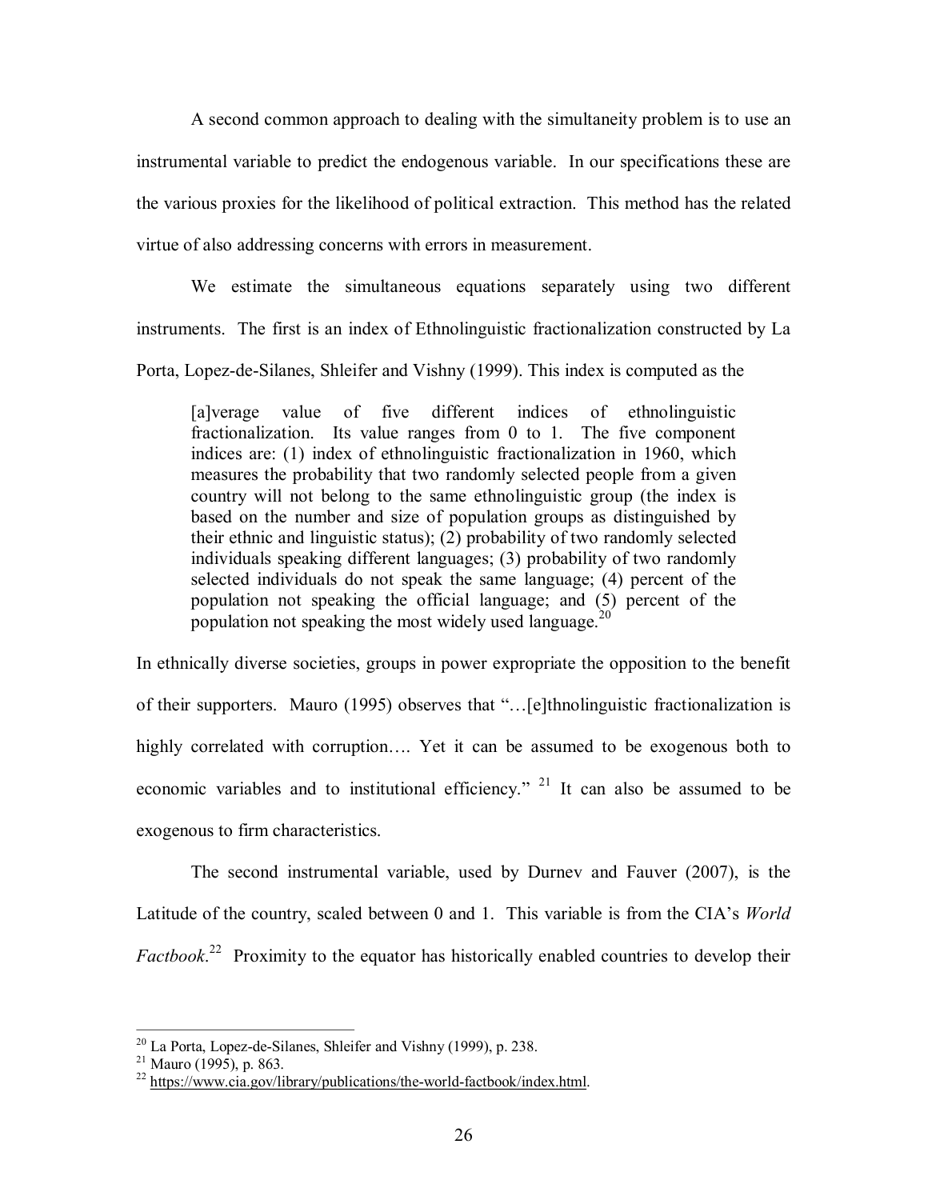A second common approach to dealing with the simultaneity problem is to use an instrumental variable to predict the endogenous variable. In our specifications these are the various proxies for the likelihood of political extraction. This method has the related virtue of also addressing concerns with errors in measurement.

We estimate the simultaneous equations separately using two different instruments. The first is an index of Ethnolinguistic fractionalization constructed by La Porta, Lopez-de-Silanes, Shleifer and Vishny (1999). This index is computed as the

> [a]verage value of five different indices of ethnolinguistic fractionalization. Its value ranges from 0 to 1. The five component indices are: (1) index of ethnolinguistic fractionalization in 1960, which measures the probability that two randomly selected people from a given country will not belong to the same ethnolinguistic group (the index is based on the number and size of population groups as distinguished by their ethnic and linguistic status); (2) probability of two randomly selected individuals speaking different languages; (3) probability of two randomly selected individuals do not speak the same language; (4) percent of the population not speaking the official language; and (5) percent of the population not speaking the most widely used language.[20]

In ethnically diverse societies, groups in power expropriate the opposition to the benefit of their supporters. Mauro (1995) observes that "…[e]thnolinguistic fractionalization is highly correlated with corruption…. Yet it can be assumed to be exogenous both to economic variables and to institutional efficiency."[21] It can also be assumed to be exogenous to firm characteristics.

The second instrumental variable, used by Durnev and Fauver (2007), is the Latitude of the country, scaled between 0 and 1. This variable is from the CIA's *World Factbook*.[22] Proximity to the equator has historically enabled countries to develop their

---

[20] La Porta, Lopez-de-Silanes, Shleifer and Vishny (1999), p. 238.

[21] Mauro (1995), p. 863.

[22] https://www.cia.gov/library/publications/the-world-factbook/index.html.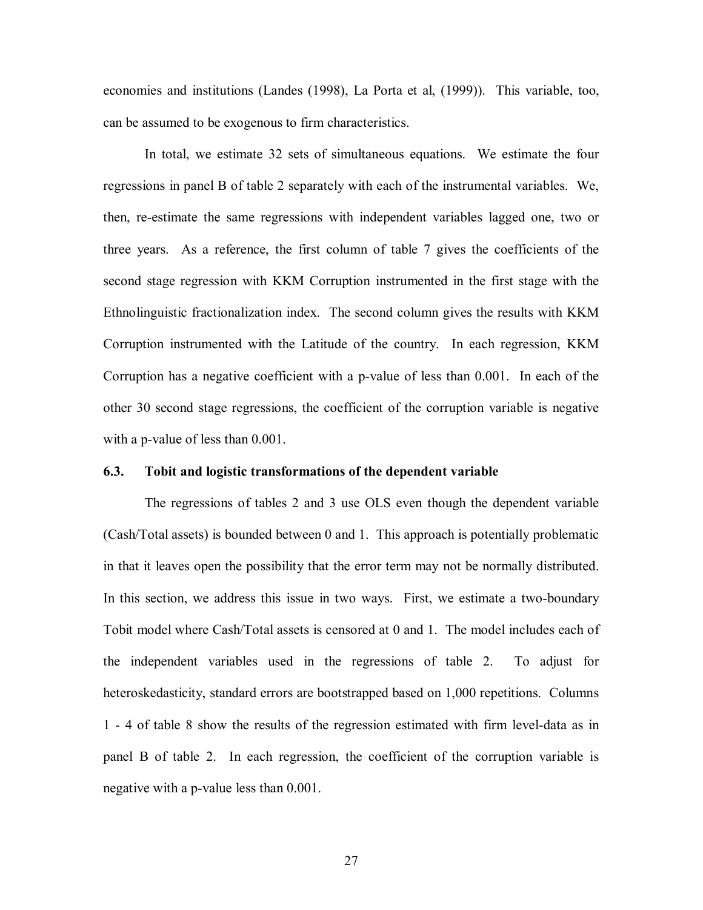economies and institutions (Landes (1998), La Porta et al, (1999)). This variable, too, can be assumed to be exogenous to firm characteristics.

In total, we estimate 32 sets of simultaneous equations. We estimate the four regressions in panel B of table 2 separately with each of the instrumental variables. We, then, re-estimate the same regressions with independent variables lagged one, two or three years. As a reference, the first column of table 7 gives the coefficients of the second stage regression with KKM Corruption instrumented in the first stage with the Ethnolinguistic fractionalization index. The second column gives the results with KKM Corruption instrumented with the Latitude of the country. In each regression, KKM Corruption has a negative coefficient with a p-value of less than 0.001. In each of the other 30 second stage regressions, the coefficient of the corruption variable is negative with a p-value of less than 0.001.

### 6.3. Tobit and logistic transformations of the dependent variable

The regressions of tables 2 and 3 use OLS even though the dependent variable (Cash/Total assets) is bounded between 0 and 1. This approach is potentially problematic in that it leaves open the possibility that the error term may not be normally distributed. In this section, we address this issue in two ways. First, we estimate a two-boundary Tobit model where Cash/Total assets is censored at 0 and 1. The model includes each of the independent variables used in the regressions of table 2. To adjust for heteroskedasticity, standard errors are bootstrapped based on 1,000 repetitions. Columns 1 - 4 of table 8 show the results of the regression estimated with firm level-data as in panel B of table 2. In each regression, the coefficient of the corruption variable is negative with a p-value less than 0.001.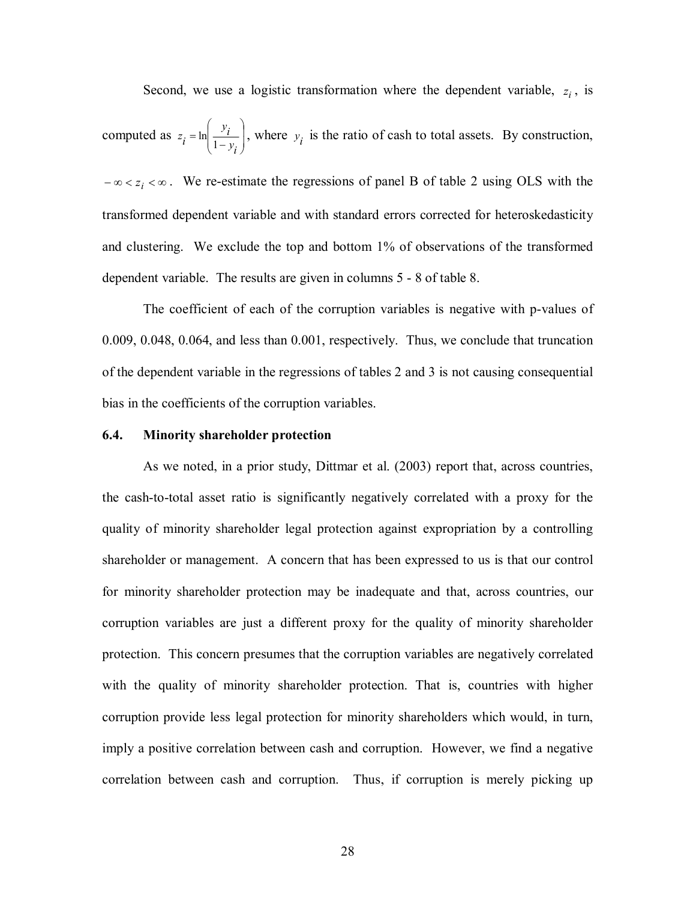Second, we use a logistic transformation where the dependent variable, $z_i$, is computed as $z_i = \ln\left(\frac{y_i}{1-y_i}\right)$, where $y_i$ is the ratio of cash to total assets. By construction, $-\infty < z_i < \infty$. We re-estimate the regressions of panel B of table 2 using OLS with the transformed dependent variable and with standard errors corrected for heteroskedasticity and clustering. We exclude the top and bottom 1% of observations of the transformed dependent variable. The results are given in columns 5 - 8 of table 8.

The coefficient of each of the corruption variables is negative with p-values of 0.009, 0.048, 0.064, and less than 0.001, respectively. Thus, we conclude that truncation of the dependent variable in the regressions of tables 2 and 3 is not causing consequential bias in the coefficients of the corruption variables.

### 6.4. Minority shareholder protection

As we noted, in a prior study, Dittmar et al. (2003) report that, across countries, the cash-to-total asset ratio is significantly negatively correlated with a proxy for the quality of minority shareholder legal protection against expropriation by a controlling shareholder or management. A concern that has been expressed to us is that our control for minority shareholder protection may be inadequate and that, across countries, our corruption variables are just a different proxy for the quality of minority shareholder protection. This concern presumes that the corruption variables are negatively correlated with the quality of minority shareholder protection. That is, countries with higher corruption provide less legal protection for minority shareholders which would, in turn, imply a positive correlation between cash and corruption. However, we find a negative correlation between cash and corruption. Thus, if corruption is merely picking up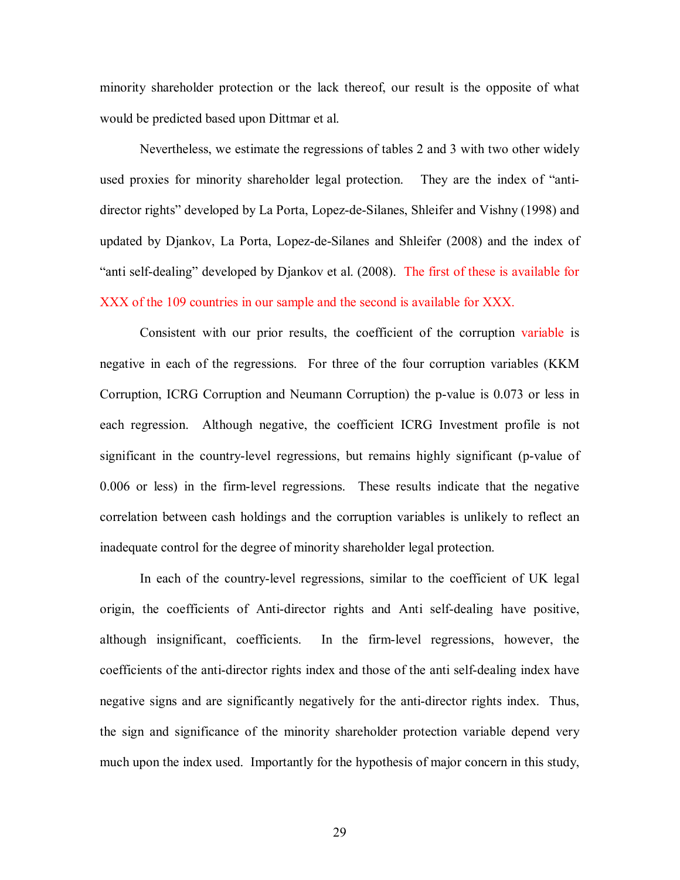minority shareholder protection or the lack thereof, our result is the opposite of what would be predicted based upon Dittmar et al.

Nevertheless, we estimate the regressions of tables 2 and 3 with two other widely used proxies for minority shareholder legal protection. They are the index of "anti-director rights" developed by La Porta, Lopez-de-Silanes, Shleifer and Vishny (1998) and updated by Djankov, La Porta, Lopez-de-Silanes and Shleifer (2008) and the index of "anti self-dealing" developed by Djankov et al. (2008). The first of these is available for XXX of the 109 countries in our sample and the second is available for XXX.

Consistent with our prior results, the coefficient of the corruption variable is negative in each of the regressions. For three of the four corruption variables (KKM Corruption, ICRG Corruption and Neumann Corruption) the p-value is 0.073 or less in each regression. Although negative, the coefficient ICRG Investment profile is not significant in the country-level regressions, but remains highly significant (p-value of 0.006 or less) in the firm-level regressions. These results indicate that the negative correlation between cash holdings and the corruption variables is unlikely to reflect an inadequate control for the degree of minority shareholder legal protection.

In each of the country-level regressions, similar to the coefficient of UK legal origin, the coefficients of Anti-director rights and Anti self-dealing have positive, although insignificant, coefficients. In the firm-level regressions, however, the coefficients of the anti-director rights index and those of the anti self-dealing index have negative signs and are significantly negatively for the anti-director rights index. Thus, the sign and significance of the minority shareholder protection variable depend very much upon the index used. Importantly for the hypothesis of major concern in this study,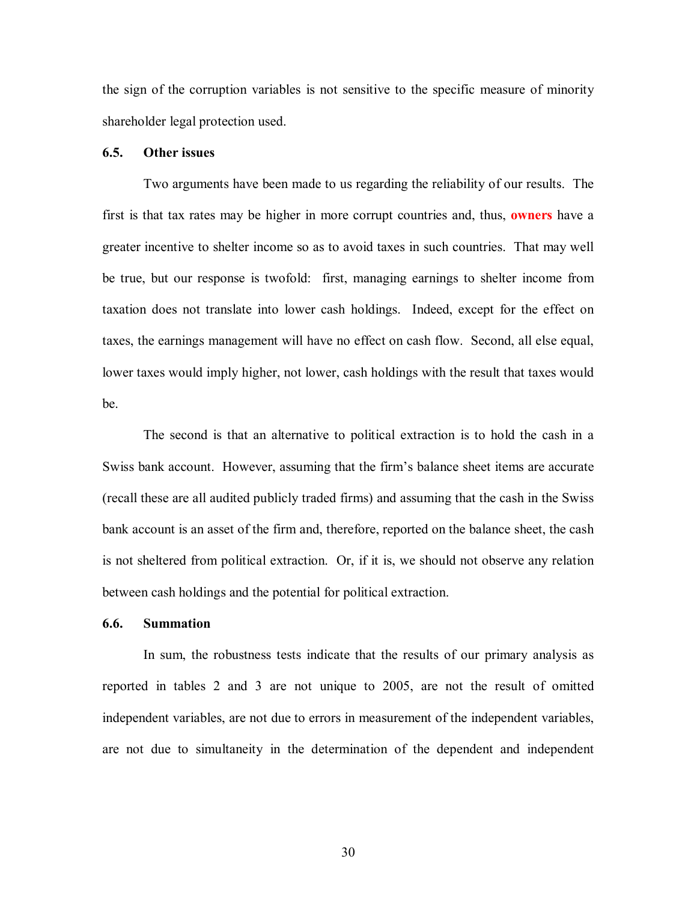the sign of the corruption variables is not sensitive to the specific measure of minority shareholder legal protection used.

### 6.5. Other issues

Two arguments have been made to us regarding the reliability of our results. The first is that tax rates may be higher in more corrupt countries and, thus, **owners** have a greater incentive to shelter income so as to avoid taxes in such countries. That may well be true, but our response is twofold: first, managing earnings to shelter income from taxation does not translate into lower cash holdings. Indeed, except for the effect on taxes, the earnings management will have no effect on cash flow. Second, all else equal, lower taxes would imply higher, not lower, cash holdings with the result that taxes would be.

The second is that an alternative to political extraction is to hold the cash in a Swiss bank account. However, assuming that the firm's balance sheet items are accurate (recall these are all audited publicly traded firms) and assuming that the cash in the Swiss bank account is an asset of the firm and, therefore, reported on the balance sheet, the cash is not sheltered from political extraction. Or, if it is, we should not observe any relation between cash holdings and the potential for political extraction.

### 6.6. Summation

In sum, the robustness tests indicate that the results of our primary analysis as reported in tables 2 and 3 are not unique to 2005, are not the result of omitted independent variables, are not due to errors in measurement of the independent variables, are not due to simultaneity in the determination of the dependent and independent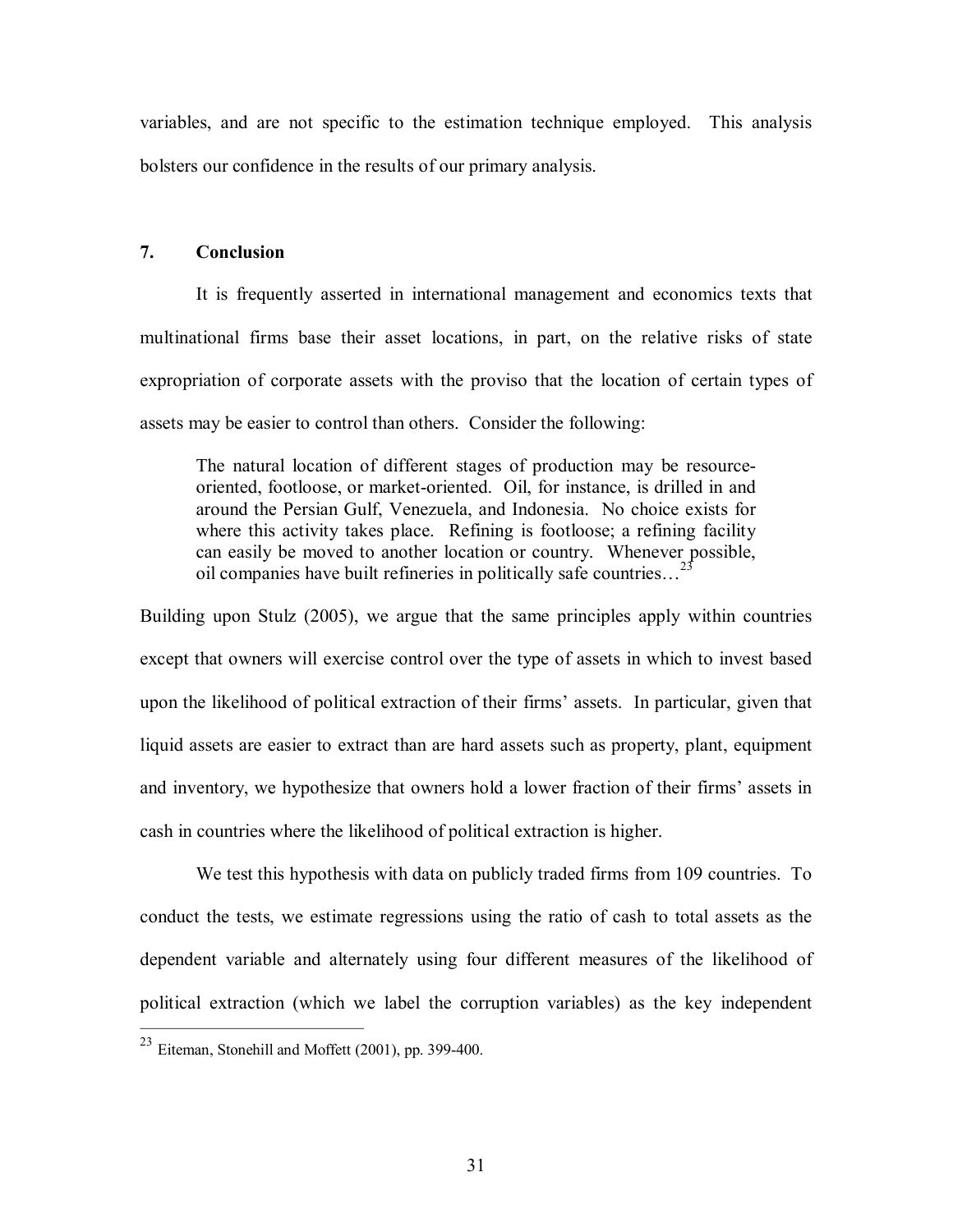variables, and are not specific to the estimation technique employed. This analysis bolsters our confidence in the results of our primary analysis.

## 7. Conclusion

It is frequently asserted in international management and economics texts that multinational firms base their asset locations, in part, on the relative risks of state expropriation of corporate assets with the proviso that the location of certain types of assets may be easier to control than others. Consider the following:

> The natural location of different stages of production may be resource-oriented, footloose, or market-oriented. Oil, for instance, is drilled in and around the Persian Gulf, Venezuela, and Indonesia. No choice exists for where this activity takes place. Refining is footloose; a refining facility can easily be moved to another location or country. Whenever possible, oil companies have built refineries in politically safe countries…[23]

Building upon Stulz (2005), we argue that the same principles apply within countries except that owners will exercise control over the type of assets in which to invest based upon the likelihood of political extraction of their firms' assets. In particular, given that liquid assets are easier to extract than are hard assets such as property, plant, equipment and inventory, we hypothesize that owners hold a lower fraction of their firms' assets in cash in countries where the likelihood of political extraction is higher.

We test this hypothesis with data on publicly traded firms from 109 countries. To conduct the tests, we estimate regressions using the ratio of cash to total assets as the dependent variable and alternately using four different measures of the likelihood of political extraction (which we label the corruption variables) as the key independent

---

[23] Eiteman, Stonehill and Moffett (2001), pp. 399-400.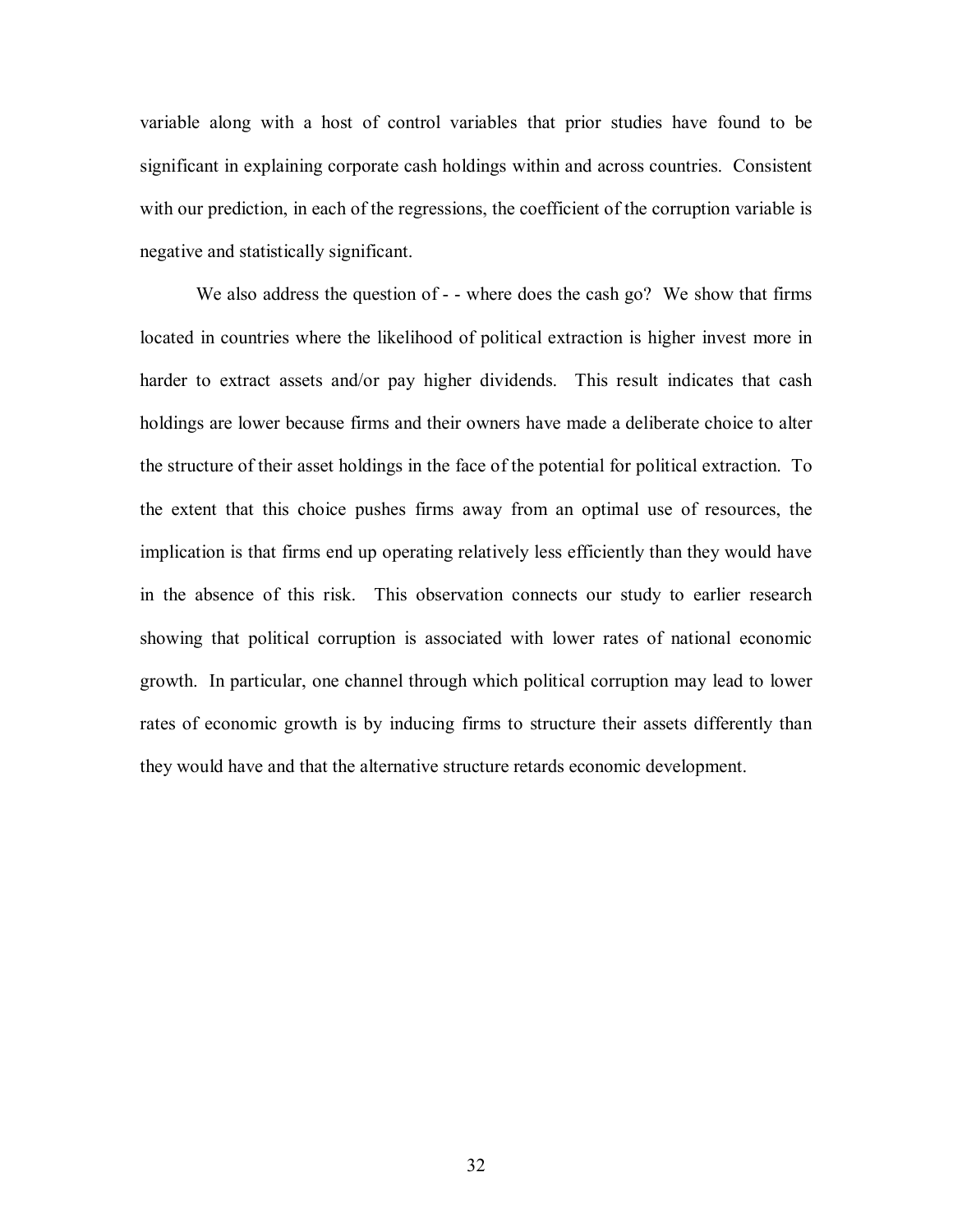variable along with a host of control variables that prior studies have found to be significant in explaining corporate cash holdings within and across countries. Consistent with our prediction, in each of the regressions, the coefficient of the corruption variable is negative and statistically significant.

We also address the question of - - where does the cash go? We show that firms located in countries where the likelihood of political extraction is higher invest more in harder to extract assets and/or pay higher dividends. This result indicates that cash holdings are lower because firms and their owners have made a deliberate choice to alter the structure of their asset holdings in the face of the potential for political extraction. To the extent that this choice pushes firms away from an optimal use of resources, the implication is that firms end up operating relatively less efficiently than they would have in the absence of this risk. This observation connects our study to earlier research showing that political corruption is associated with lower rates of national economic growth. In particular, one channel through which political corruption may lead to lower rates of economic growth is by inducing firms to structure their assets differently than they would have and that the alternative structure retards economic development.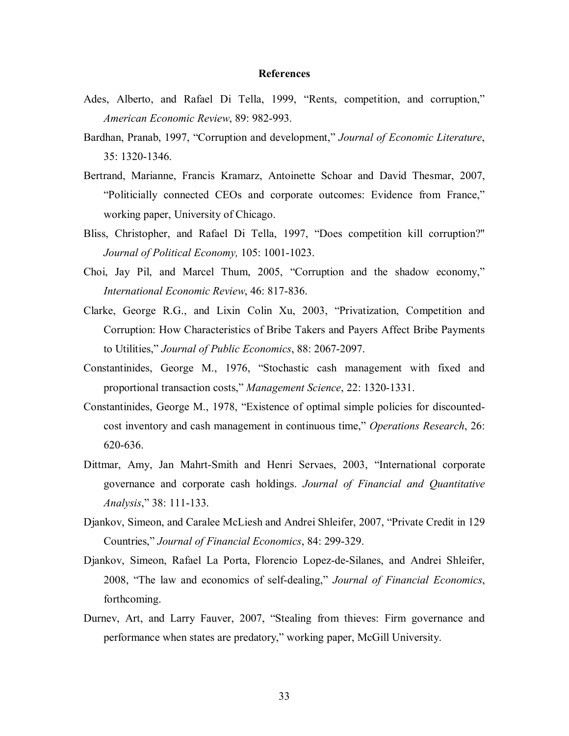# References

Ades, Alberto, and Rafael Di Tella, 1999, "Rents, competition, and corruption," *American Economic Review*, 89: 982-993.

Bardhan, Pranab, 1997, "Corruption and development," *Journal of Economic Literature*, 35: 1320-1346.

Bertrand, Marianne, Francis Kramarz, Antoinette Schoar and David Thesmar, 2007, "Politicially connected CEOs and corporate outcomes: Evidence from France," working paper, University of Chicago.

Bliss, Christopher, and Rafael Di Tella, 1997, "Does competition kill corruption?" *Journal of Political Economy,* 105: 1001-1023.

Choi, Jay Pil, and Marcel Thum, 2005, "Corruption and the shadow economy," *International Economic Review*, 46: 817-836.

Clarke, George R.G., and Lixin Colin Xu, 2003, "Privatization, Competition and Corruption: How Characteristics of Bribe Takers and Payers Affect Bribe Payments to Utilities," *Journal of Public Economics*, 88: 2067-2097.

Constantinides, George M., 1976, "Stochastic cash management with fixed and proportional transaction costs," *Management Science*, 22: 1320-1331.

Constantinides, George M., 1978, "Existence of optimal simple policies for discounted-cost inventory and cash management in continuous time," *Operations Research*, 26: 620-636.

Dittmar, Amy, Jan Mahrt-Smith and Henri Servaes, 2003, "International corporate governance and corporate cash holdings. *Journal of Financial and Quantitative Analysis*," 38: 111-133.

Djankov, Simeon, and Caralee McLiesh and Andrei Shleifer, 2007, "Private Credit in 129 Countries," *Journal of Financial Economics*, 84: 299-329.

Djankov, Simeon, Rafael La Porta, Florencio Lopez-de-Silanes, and Andrei Shleifer, 2008, "The law and economics of self-dealing," *Journal of Financial Economics*, forthcoming.

Durnev, Art, and Larry Fauver, 2007, "Stealing from thieves: Firm governance and performance when states are predatory," working paper, McGill University.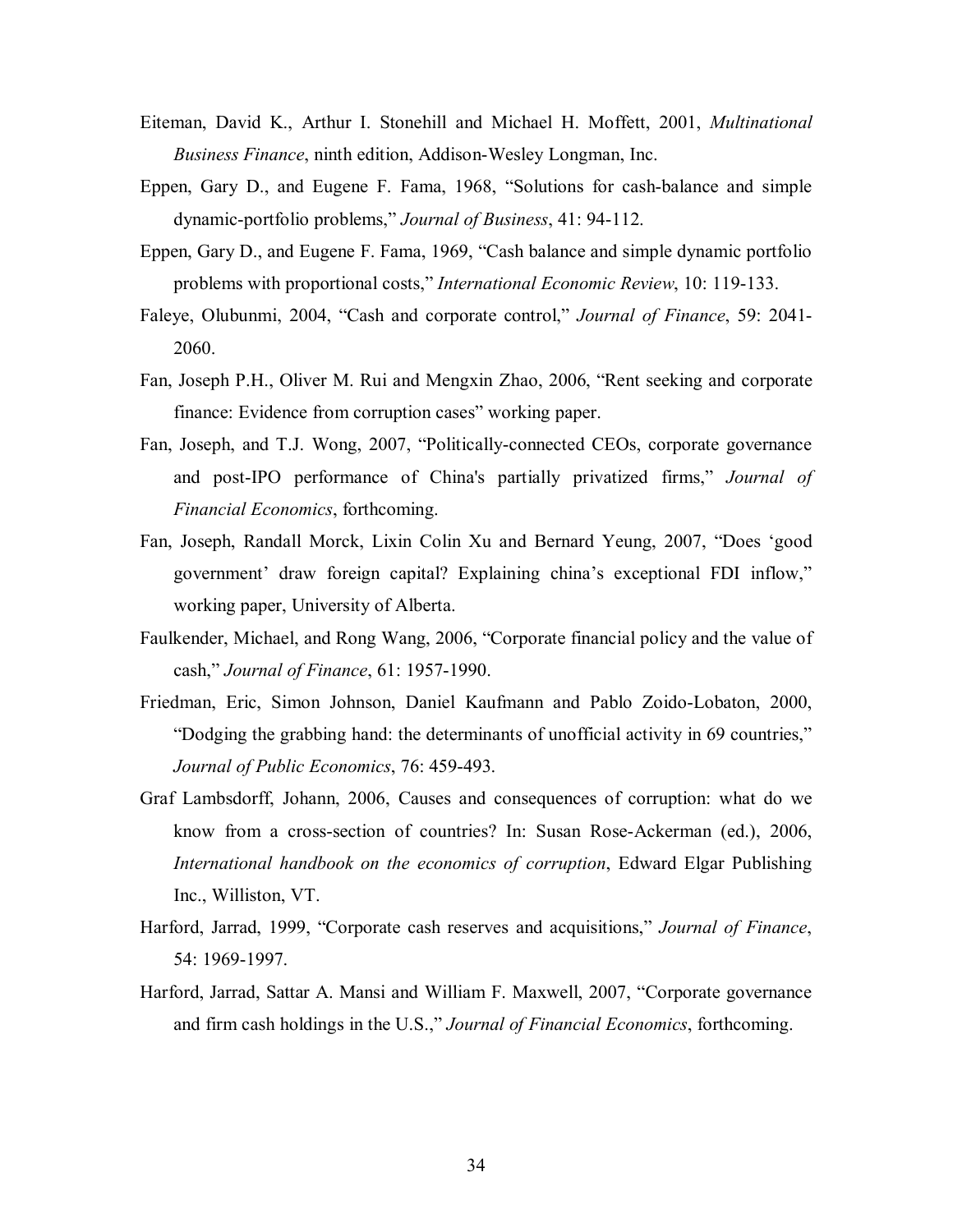Eiteman, David K., Arthur I. Stonehill and Michael H. Moffett, 2001, *Multinational Business Finance*, ninth edition, Addison-Wesley Longman, Inc.

Eppen, Gary D., and Eugene F. Fama, 1968, "Solutions for cash-balance and simple dynamic-portfolio problems," *Journal of Business*, 41: 94-112.

Eppen, Gary D., and Eugene F. Fama, 1969, "Cash balance and simple dynamic portfolio problems with proportional costs," *International Economic Review*, 10: 119-133.

Faleye, Olubunmi, 2004, "Cash and corporate control," *Journal of Finance*, 59: 2041-2060.

Fan, Joseph P.H., Oliver M. Rui and Mengxin Zhao, 2006, "Rent seeking and corporate finance: Evidence from corruption cases" working paper.

Fan, Joseph, and T.J. Wong, 2007, "Politically-connected CEOs, corporate governance and post-IPO performance of China's partially privatized firms," *Journal of Financial Economics*, forthcoming.

Fan, Joseph, Randall Morck, Lixin Colin Xu and Bernard Yeung, 2007, "Does 'good government' draw foreign capital? Explaining china's exceptional FDI inflow," working paper, University of Alberta.

Faulkender, Michael, and Rong Wang, 2006, "Corporate financial policy and the value of cash," *Journal of Finance*, 61: 1957-1990.

Friedman, Eric, Simon Johnson, Daniel Kaufmann and Pablo Zoido-Lobaton, 2000, "Dodging the grabbing hand: the determinants of unofficial activity in 69 countries," *Journal of Public Economics*, 76: 459-493.

Graf Lambsdorff, Johann, 2006, Causes and consequences of corruption: what do we know from a cross-section of countries? In: Susan Rose-Ackerman (ed.), 2006, *International handbook on the economics of corruption*, Edward Elgar Publishing Inc., Williston, VT.

Harford, Jarrad, 1999, "Corporate cash reserves and acquisitions," *Journal of Finance*, 54: 1969-1997.

Harford, Jarrad, Sattar A. Mansi and William F. Maxwell, 2007, "Corporate governance and firm cash holdings in the U.S.," *Journal of Financial Economics*, forthcoming.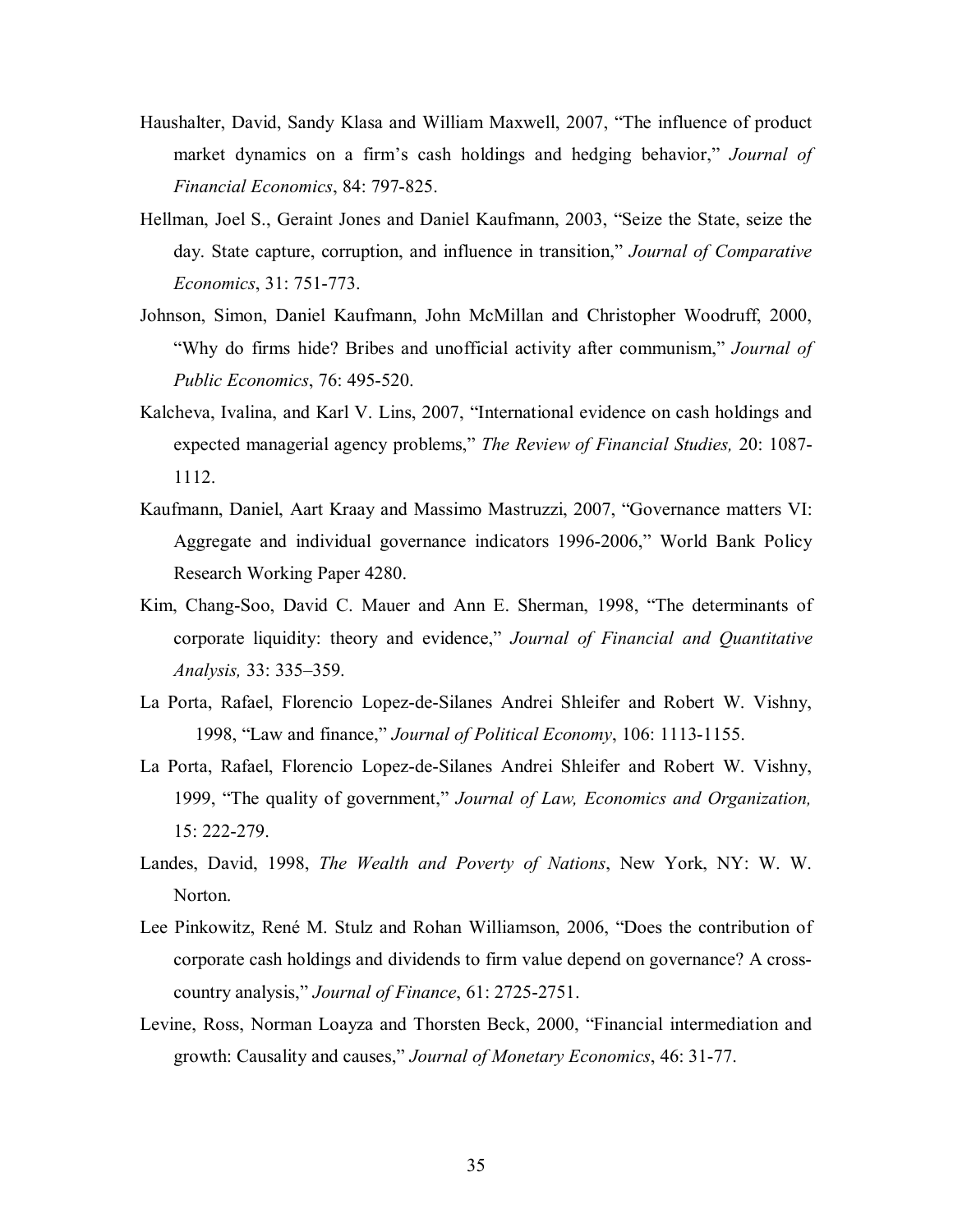Haushalter, David, Sandy Klasa and William Maxwell, 2007, "The influence of product market dynamics on a firm's cash holdings and hedging behavior," *Journal of Financial Economics*, 84: 797-825.

Hellman, Joel S., Geraint Jones and Daniel Kaufmann, 2003, "Seize the State, seize the day. State capture, corruption, and influence in transition," *Journal of Comparative Economics*, 31: 751-773.

Johnson, Simon, Daniel Kaufmann, John McMillan and Christopher Woodruff, 2000, "Why do firms hide? Bribes and unofficial activity after communism," *Journal of Public Economics*, 76: 495-520.

Kalcheva, Ivalina, and Karl V. Lins, 2007, "International evidence on cash holdings and expected managerial agency problems," *The Review of Financial Studies,* 20: 1087-1112.

Kaufmann, Daniel, Aart Kraay and Massimo Mastruzzi, 2007, "Governance matters VI: Aggregate and individual governance indicators 1996-2006," World Bank Policy Research Working Paper 4280.

Kim, Chang-Soo, David C. Mauer and Ann E. Sherman, 1998, "The determinants of corporate liquidity: theory and evidence," *Journal of Financial and Quantitative Analysis,* 33: 335–359.

La Porta, Rafael, Florencio Lopez-de-Silanes Andrei Shleifer and Robert W. Vishny, 1998, "Law and finance," *Journal of Political Economy*, 106: 1113-1155.

La Porta, Rafael, Florencio Lopez-de-Silanes Andrei Shleifer and Robert W. Vishny, 1999, "The quality of government," *Journal of Law, Economics and Organization,* 15: 222-279.

Landes, David, 1998, *The Wealth and Poverty of Nations*, New York, NY: W. W. Norton.

Lee Pinkowitz, René M. Stulz and Rohan Williamson, 2006, "Does the contribution of corporate cash holdings and dividends to firm value depend on governance? A cross-country analysis," *Journal of Finance*, 61: 2725-2751.

Levine, Ross, Norman Loayza and Thorsten Beck, 2000, "Financial intermediation and growth: Causality and causes," *Journal of Monetary Economics*, 46: 31-77.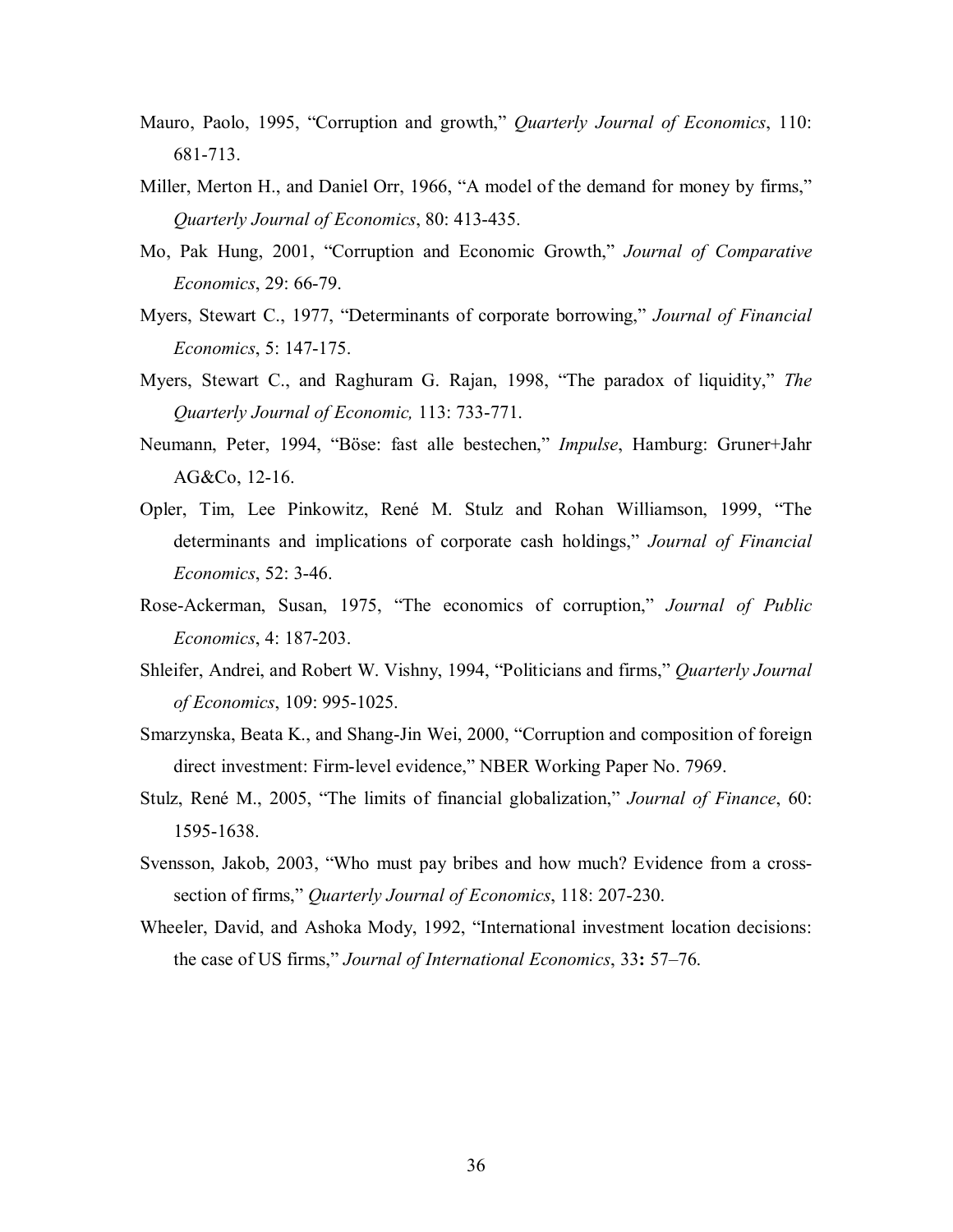Mauro, Paolo, 1995, "Corruption and growth," *Quarterly Journal of Economics*, 110: 681-713.

Miller, Merton H., and Daniel Orr, 1966, "A model of the demand for money by firms," *Quarterly Journal of Economics*, 80: 413-435.

Mo, Pak Hung, 2001, "Corruption and Economic Growth," *Journal of Comparative Economics*, 29: 66-79.

Myers, Stewart C., 1977, "Determinants of corporate borrowing," *Journal of Financial Economics*, 5: 147-175.

Myers, Stewart C., and Raghuram G. Rajan, 1998, "The paradox of liquidity," *The Quarterly Journal of Economic,* 113: 733-771.

Neumann, Peter, 1994, "Böse: fast alle bestechen," *Impulse*, Hamburg: Gruner+Jahr AG&Co, 12-16.

Opler, Tim, Lee Pinkowitz, René M. Stulz and Rohan Williamson, 1999, "The determinants and implications of corporate cash holdings," *Journal of Financial Economics*, 52: 3-46.

Rose-Ackerman, Susan, 1975, "The economics of corruption," *Journal of Public Economics*, 4: 187-203.

Shleifer, Andrei, and Robert W. Vishny, 1994, "Politicians and firms," *Quarterly Journal of Economics*, 109: 995-1025.

Smarzynska, Beata K., and Shang-Jin Wei, 2000, "Corruption and composition of foreign direct investment: Firm-level evidence," NBER Working Paper No. 7969.

Stulz, René M., 2005, "The limits of financial globalization," *Journal of Finance*, 60: 1595-1638.

Svensson, Jakob, 2003, "Who must pay bribes and how much? Evidence from a cross-section of firms," *Quarterly Journal of Economics*, 118: 207-230.

Wheeler, David, and Ashoka Mody, 1992, "International investment location decisions: the case of US firms," *Journal of International Economics*, 33**:** 57–76.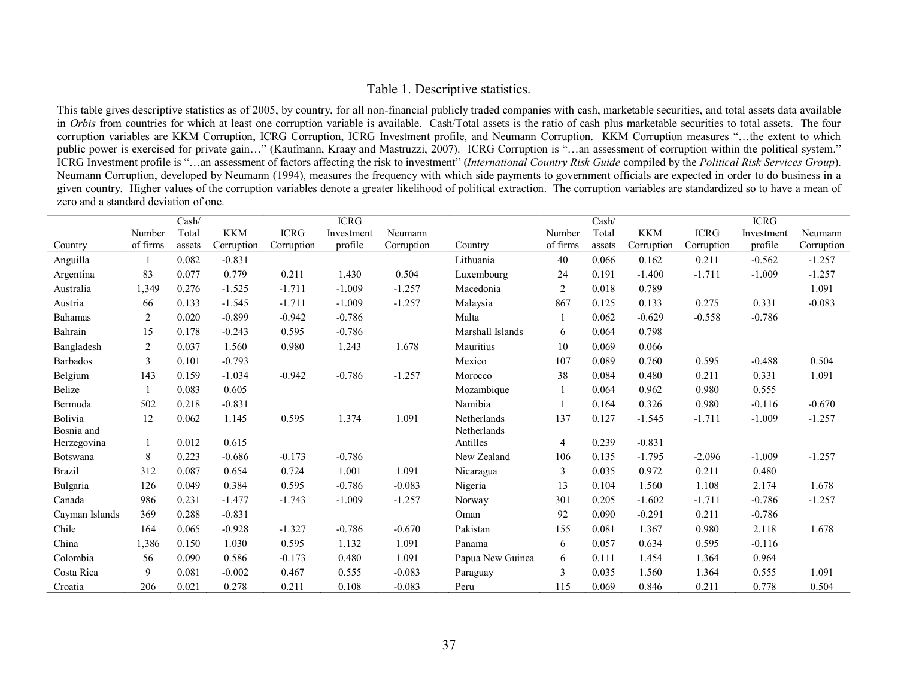# Table 1. Descriptive statistics.

This table gives descriptive statistics as of 2005, by country, for all non-financial publicly traded companies with cash, marketable securities, and total assets data available in *Orbis* from countries for which at least one corruption variable is available. Cash/Total assets is the ratio of cash plus marketable securities to total assets. The four corruption variables are KKM Corruption, ICRG Corruption, ICRG Investment profile, and Neumann Corruption. KKM Corruption measures "…the extent to which public power is exercised for private gain…" (Kaufmann, Kraay and Mastruzzi, 2007). ICRG Corruption is "…an assessment of corruption within the political system." ICRG Investment profile is "…an assessment of factors affecting the risk to investment" (*International Country Risk Guide* compiled by the *Political Risk Services Group*). Neumann Corruption, developed by Neumann (1994), measures the frequency with which side payments to government officials are expected in order to do business in a given country. Higher values of the corruption variables denote a greater likelihood of political extraction. The corruption variables are standardized so to have a mean of zero and a standard deviation of one.

| Country | Number of firms | Cash/ Total assets | KKM Corruption | ICRG Corruption | ICRG Investment profile | Neumann Corruption | Country | Number of firms | Cash/ Total assets | KKM Corruption | ICRG Corruption | ICRG Investment profile | Neumann Corruption |
|---|---|---|---|---|---|---|---|---|---|---|---|---|---|
| Anguilla | 1 | 0.082 | -0.831 | | | | Lithuania | 40 | 0.066 | 0.162 | 0.211 | -0.562 | -1.257 |
| Argentina | 83 | 0.077 | 0.779 | 0.211 | 1.430 | 0.504 | Luxembourg | 24 | 0.191 | -1.400 | -1.711 | -1.009 | -1.257 |
| Australia | 1,349 | 0.276 | -1.525 | -1.711 | -1.009 | -1.257 | Macedonia | 2 | 0.018 | 0.789 | | | 1.091 |
| Austria | 66 | 0.133 | -1.545 | -1.711 | -1.009 | -1.257 | Malaysia | 867 | 0.125 | 0.133 | 0.275 | 0.331 | -0.083 |
| Bahamas | 2 | 0.020 | -0.899 | -0.942 | -0.786 | | Malta | 1 | 0.062 | -0.629 | -0.558 | -0.786 | |
| Bahrain | 15 | 0.178 | -0.243 | 0.595 | -0.786 | | Marshall Islands | 6 | 0.064 | 0.798 | | | |
| Bangladesh | 2 | 0.037 | 1.560 | 0.980 | 1.243 | 1.678 | Mauritius | 10 | 0.069 | 0.066 | | | |
| Barbados | 3 | 0.101 | -0.793 | | | | Mexico | 107 | 0.089 | 0.760 | 0.595 | -0.488 | 0.504 |
| Belgium | 143 | 0.159 | -1.034 | -0.942 | -0.786 | -1.257 | Morocco | 38 | 0.084 | 0.480 | 0.211 | 0.331 | 1.091 |
| Belize | 1 | 0.083 | 0.605 | | | | Mozambique | 1 | 0.064 | 0.962 | 0.980 | 0.555 | |
| Bermuda | 502 | 0.218 | -0.831 | | | | Namibia | 1 | 0.164 | 0.326 | 0.980 | -0.116 | -0.670 |
| Bolivia | 12 | 0.062 | 1.145 | 0.595 | 1.374 | 1.091 | Netherlands | 137 | 0.127 | -1.545 | -1.711 | -1.009 | -1.257 |
| Bosnia and Herzegovina | 1 | 0.012 | 0.615 | | | | Netherlands Antilles | 4 | 0.239 | -0.831 | | | |
| Botswana | 8 | 0.223 | -0.686 | -0.173 | -0.786 | | New Zealand | 106 | 0.135 | -1.795 | -2.096 | -1.009 | -1.257 |
| Brazil | 312 | 0.087 | 0.654 | 0.724 | 1.001 | 1.091 | Nicaragua | 3 | 0.035 | 0.972 | 0.211 | 0.480 | |
| Bulgaria | 126 | 0.049 | 0.384 | 0.595 | -0.786 | -0.083 | Nigeria | 13 | 0.104 | 1.560 | 1.108 | 2.174 | 1.678 |
| Canada | 986 | 0.231 | -1.477 | -1.743 | -1.009 | -1.257 | Norway | 301 | 0.205 | -1.602 | -1.711 | -0.786 | -1.257 |
| Cayman Islands | 369 | 0.288 | -0.831 | | | | Oman | 92 | 0.090 | -0.291 | 0.211 | -0.786 | |
| Chile | 164 | 0.065 | -0.928 | -1.327 | -0.786 | -0.670 | Pakistan | 155 | 0.081 | 1.367 | 0.980 | 2.118 | 1.678 |
| China | 1,386 | 0.150 | 1.030 | 0.595 | 1.132 | 1.091 | Panama | 6 | 0.057 | 0.634 | 0.595 | -0.116 | |
| Colombia | 56 | 0.090 | 0.586 | -0.173 | 0.480 | 1.091 | Papua New Guinea | 6 | 0.111 | 1.454 | 1.364 | 0.964 | |
| Costa Rica | 9 | 0.081 | -0.002 | 0.467 | 0.555 | -0.083 | Paraguay | 3 | 0.035 | 1.560 | 1.364 | 0.555 | 1.091 |
| Croatia | 206 | 0.021 | 0.278 | 0.211 | 0.108 | -0.083 | Peru | 115 | 0.069 | 0.846 | 0.211 | 0.778 | 0.504 |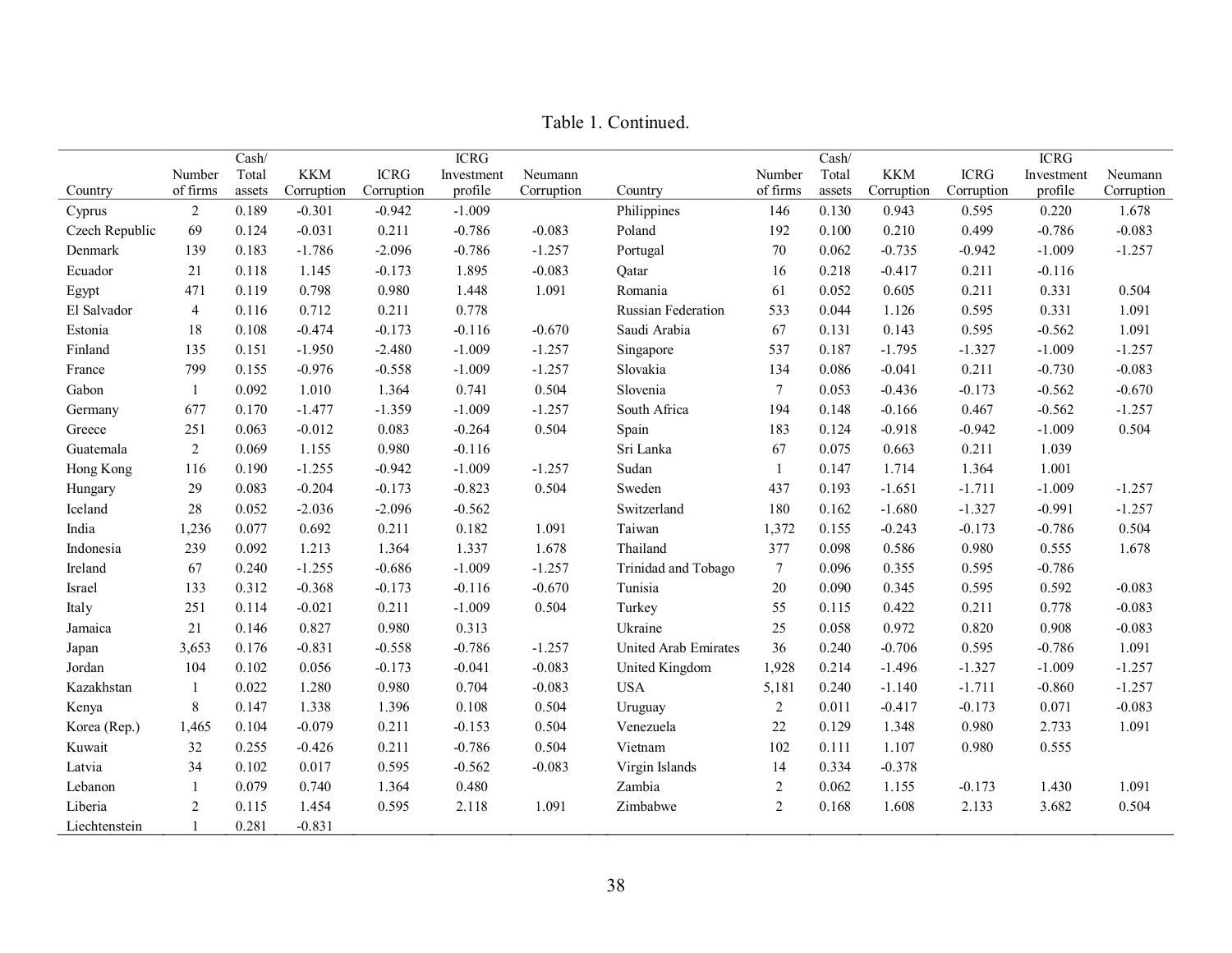Table 1. Continued.

| Country | Number of firms | Cash/ Total assets | KKM Corruption | ICRG Corruption | ICRG Investment profile | Neumann Corruption | Country | Number of firms | Cash/ Total assets | KKM Corruption | ICRG Corruption | ICRG Investment profile | Neumann Corruption |
|---|---|---|---|---|---|---|---|---|---|---|---|---|---|
| Cyprus | 2 | 0.189 | -0.301 | -0.942 | -1.009 | | Philippines | 146 | 0.130 | 0.943 | 0.595 | 0.220 | 1.678 |
| Czech Republic | 69 | 0.124 | -0.031 | 0.211 | -0.786 | -0.083 | Poland | 192 | 0.100 | 0.210 | 0.499 | -0.786 | -0.083 |
| Denmark | 139 | 0.183 | -1.786 | -2.096 | -0.786 | -1.257 | Portugal | 70 | 0.062 | -0.735 | -0.942 | -1.009 | -1.257 |
| Ecuador | 21 | 0.118 | 1.145 | -0.173 | 1.895 | -0.083 | Qatar | 16 | 0.218 | -0.417 | 0.211 | -0.116 | |
| Egypt | 471 | 0.119 | 0.798 | 0.980 | 1.448 | 1.091 | Romania | 61 | 0.052 | 0.605 | 0.211 | 0.331 | 0.504 |
| El Salvador | 4 | 0.116 | 0.712 | 0.211 | 0.778 | | Russian Federation | 533 | 0.044 | 1.126 | 0.595 | 0.331 | 1.091 |
| Estonia | 18 | 0.108 | -0.474 | -0.173 | -0.116 | -0.670 | Saudi Arabia | 67 | 0.131 | 0.143 | 0.595 | -0.562 | 1.091 |
| Finland | 135 | 0.151 | -1.950 | -2.480 | -1.009 | -1.257 | Singapore | 537 | 0.187 | -1.795 | -1.327 | -1.009 | -1.257 |
| France | 799 | 0.155 | -0.976 | -0.558 | -1.009 | -1.257 | Slovakia | 134 | 0.086 | -0.041 | 0.211 | -0.730 | -0.083 |
| Gabon | 1 | 0.092 | 1.010 | 1.364 | 0.741 | 0.504 | Slovenia | 7 | 0.053 | -0.436 | -0.173 | -0.562 | -0.670 |
| Germany | 677 | 0.170 | -1.477 | -1.359 | -1.009 | -1.257 | South Africa | 194 | 0.148 | -0.166 | 0.467 | -0.562 | -1.257 |
| Greece | 251 | 0.063 | -0.012 | 0.083 | -0.264 | 0.504 | Spain | 183 | 0.124 | -0.918 | -0.942 | -1.009 | 0.504 |
| Guatemala | 2 | 0.069 | 1.155 | 0.980 | -0.116 | | Sri Lanka | 67 | 0.075 | 0.663 | 0.211 | 1.039 | |
| Hong Kong | 116 | 0.190 | -1.255 | -0.942 | -1.009 | -1.257 | Sudan | 1 | 0.147 | 1.714 | 1.364 | 1.001 | |
| Hungary | 29 | 0.083 | -0.204 | -0.173 | -0.823 | 0.504 | Sweden | 437 | 0.193 | -1.651 | -1.711 | -1.009 | -1.257 |
| Iceland | 28 | 0.052 | -2.036 | -2.096 | -0.562 | | Switzerland | 180 | 0.162 | -1.680 | -1.327 | -0.991 | -1.257 |
| India | 1,236 | 0.077 | 0.692 | 0.211 | 0.182 | 1.091 | Taiwan | 1,372 | 0.155 | -0.243 | -0.173 | -0.786 | 0.504 |
| Indonesia | 239 | 0.092 | 1.213 | 1.364 | 1.337 | 1.678 | Thailand | 377 | 0.098 | 0.586 | 0.980 | 0.555 | 1.678 |
| Ireland | 67 | 0.240 | -1.255 | -0.686 | -1.009 | -1.257 | Trinidad and Tobago | 7 | 0.096 | 0.355 | 0.595 | -0.786 | |
| Israel | 133 | 0.312 | -0.368 | -0.173 | -0.116 | -0.670 | Tunisia | 20 | 0.090 | 0.345 | 0.595 | 0.592 | -0.083 |
| Italy | 251 | 0.114 | -0.021 | 0.211 | -1.009 | 0.504 | Turkey | 55 | 0.115 | 0.422 | 0.211 | 0.778 | -0.083 |
| Jamaica | 21 | 0.146 | 0.827 | 0.980 | 0.313 | | Ukraine | 25 | 0.058 | 0.972 | 0.820 | 0.908 | -0.083 |
| Japan | 3,653 | 0.176 | -0.831 | -0.558 | -0.786 | -1.257 | United Arab Emirates | 36 | 0.240 | -0.706 | 0.595 | -0.786 | 1.091 |
| Jordan | 104 | 0.102 | 0.056 | -0.173 | -0.041 | -0.083 | United Kingdom | 1,928 | 0.214 | -1.496 | -1.327 | -1.009 | -1.257 |
| Kazakhstan | 1 | 0.022 | 1.280 | 0.980 | 0.704 | -0.083 | USA | 5,181 | 0.240 | -1.140 | -1.711 | -0.860 | -1.257 |
| Kenya | 8 | 0.147 | 1.338 | 1.396 | 0.108 | 0.504 | Uruguay | 2 | 0.011 | -0.417 | -0.173 | 0.071 | -0.083 |
| Korea (Rep.) | 1,465 | 0.104 | -0.079 | 0.211 | -0.153 | 0.504 | Venezuela | 22 | 0.129 | 1.348 | 0.980 | 2.733 | 1.091 |
| Kuwait | 32 | 0.255 | -0.426 | 0.211 | -0.786 | 0.504 | Vietnam | 102 | 0.111 | 1.107 | 0.980 | 0.555 | |
| Latvia | 34 | 0.102 | 0.017 | 0.595 | -0.562 | -0.083 | Virgin Islands | 14 | 0.334 | -0.378 | | | |
| Lebanon | 1 | 0.079 | 0.740 | 1.364 | 0.480 | | Zambia | 2 | 0.062 | 1.155 | -0.173 | 1.430 | 1.091 |
| Liberia | 2 | 0.115 | 1.454 | 0.595 | 2.118 | 1.091 | Zimbabwe | 2 | 0.168 | 1.608 | 2.133 | 3.682 | 0.504 |
| Liechtenstein | 1 | 0.281 | -0.831 | | | | | | | | | | |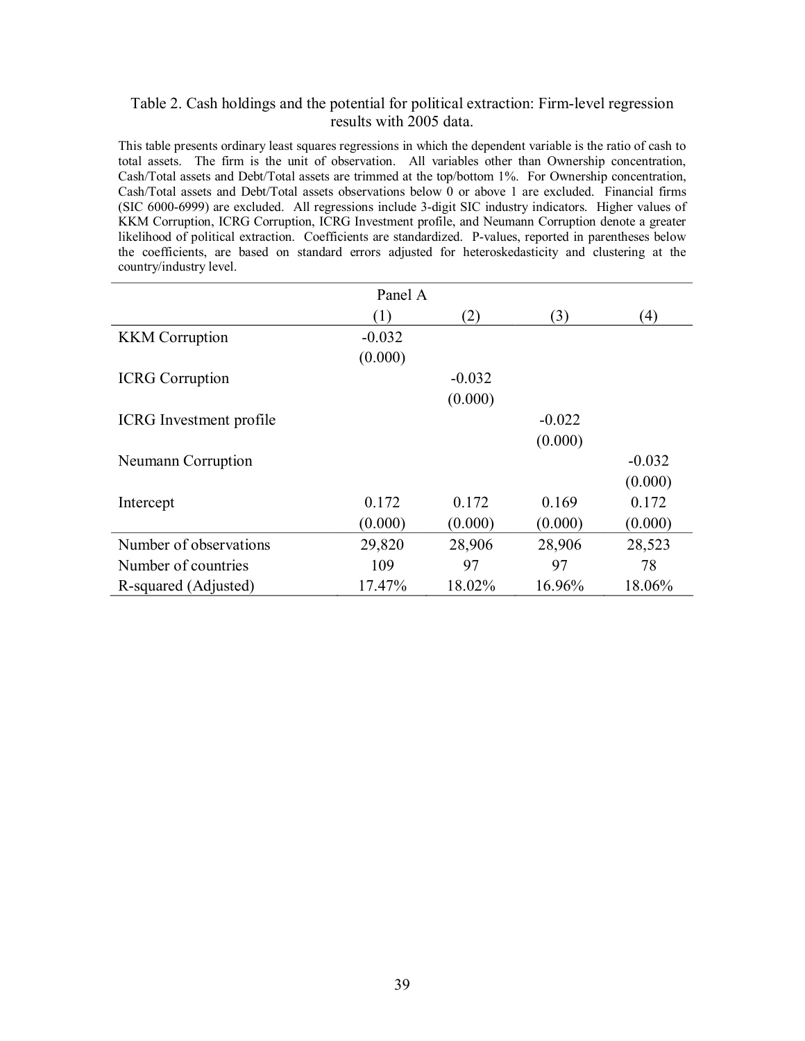Table 2. Cash holdings and the potential for political extraction: Firm-level regression results with 2005 data.

This table presents ordinary least squares regressions in which the dependent variable is the ratio of cash to total assets. The firm is the unit of observation. All variables other than Ownership concentration, Cash/Total assets and Debt/Total assets are trimmed at the top/bottom 1%. For Ownership concentration, Cash/Total assets and Debt/Total assets observations below 0 or above 1 are excluded. Financial firms (SIC 6000-6999) are excluded. All regressions include 3-digit SIC industry indicators. Higher values of KKM Corruption, ICRG Corruption, ICRG Investment profile, and Neumann Corruption denote a greater likelihood of political extraction. Coefficients are standardized. P-values, reported in parentheses below the coefficients, are based on standard errors adjusted for heteroskedasticity and clustering at the country/industry level.

| | Panel A | | | |
|---|---|---|---|---|
| | (1) | (2) | (3) | (4) |
| KKM Corruption | -0.032 | | | |
| | (0.000) | | | |
| ICRG Corruption | | -0.032 | | |
| | | (0.000) | | |
| ICRG Investment profile | | | -0.022 | |
| | | | (0.000) | |
| Neumann Corruption | | | | -0.032 |
| | | | | (0.000) |
| Intercept | 0.172 | 0.172 | 0.169 | 0.172 |
| | (0.000) | (0.000) | (0.000) | (0.000) |
| Number of observations | 29,820 | 28,906 | 28,906 | 28,523 |
| Number of countries | 109 | 97 | 97 | 78 |
| R-squared (Adjusted) | 17.47% | 18.02% | 16.96% | 18.06% |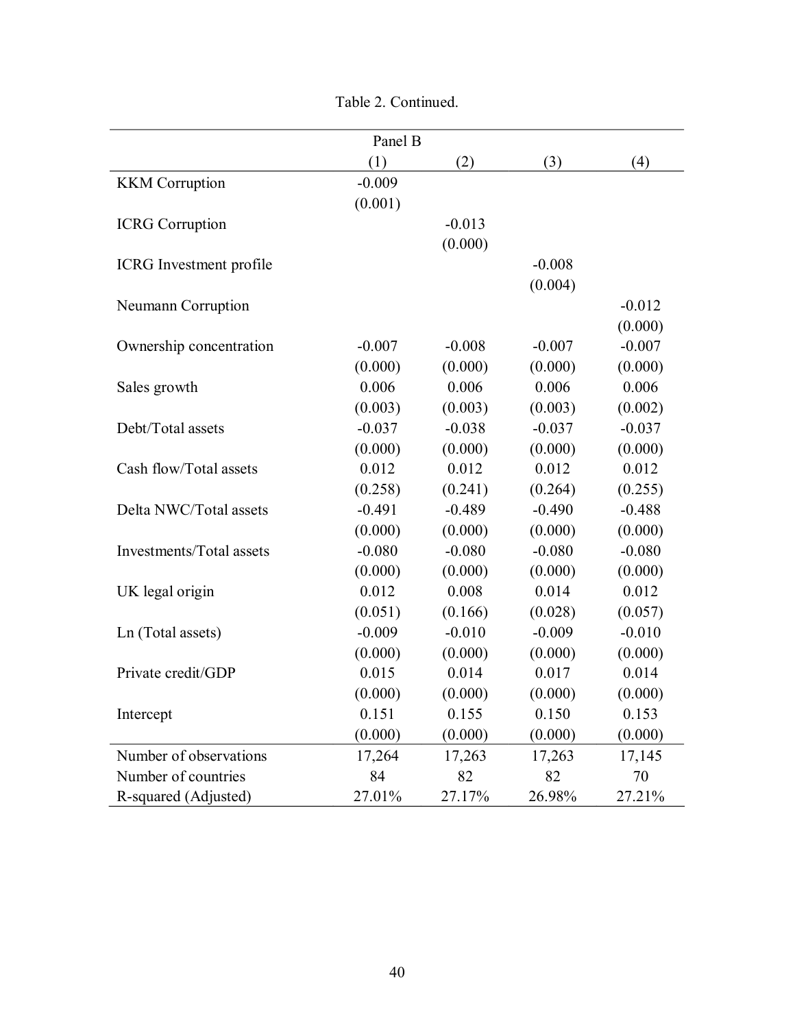Table 2. Continued.

| | Panel B | | | |
|---|---|---|---|---|
| | (1) | (2) | (3) | (4) |
| KKM Corruption | -0.009 | | | |
| | (0.001) | | | |
| ICRG Corruption | | -0.013 | | |
| | | (0.000) | | |
| ICRG Investment profile | | | -0.008 | |
| | | | (0.004) | |
| Neumann Corruption | | | | -0.012 |
| | | | | (0.000) |
| Ownership concentration | -0.007 | -0.008 | -0.007 | -0.007 |
| | (0.000) | (0.000) | (0.000) | (0.000) |
| Sales growth | 0.006 | 0.006 | 0.006 | 0.006 |
| | (0.003) | (0.003) | (0.003) | (0.002) |
| Debt/Total assets | -0.037 | -0.038 | -0.037 | -0.037 |
| | (0.000) | (0.000) | (0.000) | (0.000) |
| Cash flow/Total assets | 0.012 | 0.012 | 0.012 | 0.012 |
| | (0.258) | (0.241) | (0.264) | (0.255) |
| Delta NWC/Total assets | -0.491 | -0.489 | -0.490 | -0.488 |
| | (0.000) | (0.000) | (0.000) | (0.000) |
| Investments/Total assets | -0.080 | -0.080 | -0.080 | -0.080 |
| | (0.000) | (0.000) | (0.000) | (0.000) |
| UK legal origin | 0.012 | 0.008 | 0.014 | 0.012 |
| | (0.051) | (0.166) | (0.028) | (0.057) |
| Ln (Total assets) | -0.009 | -0.010 | -0.009 | -0.010 |
| | (0.000) | (0.000) | (0.000) | (0.000) |
| Private credit/GDP | 0.015 | 0.014 | 0.017 | 0.014 |
| | (0.000) | (0.000) | (0.000) | (0.000) |
| Intercept | 0.151 | 0.155 | 0.150 | 0.153 |
| | (0.000) | (0.000) | (0.000) | (0.000) |
| Number of observations | 17,264 | 17,263 | 17,263 | 17,145 |
| Number of countries | 84 | 82 | 82 | 70 |
| R-squared (Adjusted) | 27.01% | 27.17% | 26.98% | 27.21% |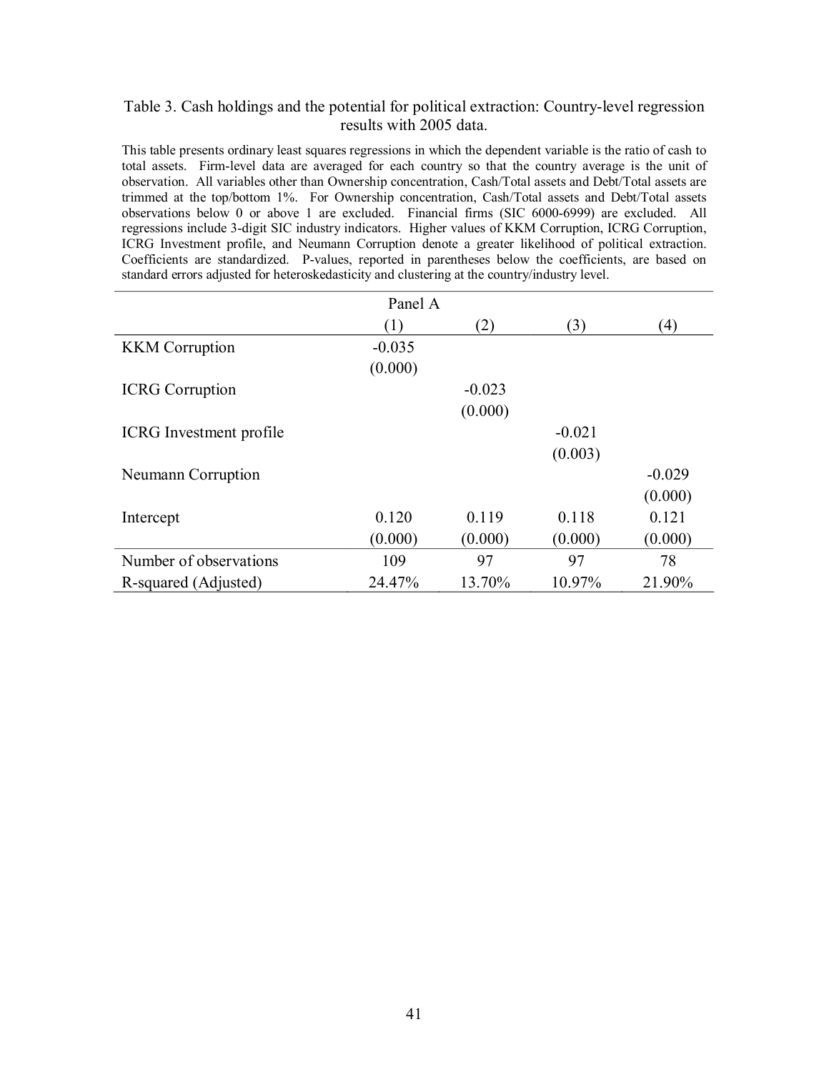Table 3. Cash holdings and the potential for political extraction: Country-level regression results with 2005 data.

This table presents ordinary least squares regressions in which the dependent variable is the ratio of cash to total assets. Firm-level data are averaged for each country so that the country average is the unit of observation. All variables other than Ownership concentration, Cash/Total assets and Debt/Total assets are trimmed at the top/bottom 1%. For Ownership concentration, Cash/Total assets and Debt/Total assets observations below 0 or above 1 are excluded. Financial firms (SIC 6000-6999) are excluded. All regressions include 3-digit SIC industry indicators. Higher values of KKM Corruption, ICRG Corruption, ICRG Investment profile, and Neumann Corruption denote a greater likelihood of political extraction. Coefficients are standardized. P-values, reported in parentheses below the coefficients, are based on standard errors adjusted for heteroskedasticity and clustering at the country/industry level.

| | Panel A | | | |
|---|---|---|---|---|
| | (1) | (2) | (3) | (4) |
| KKM Corruption | -0.035 | | | |
| | (0.000) | | | |
| ICRG Corruption | | -0.023 | | |
| | | (0.000) | | |
| ICRG Investment profile | | | -0.021 | |
| | | | (0.003) | |
| Neumann Corruption | | | | -0.029 |
| | | | | (0.000) |
| Intercept | 0.120 | 0.119 | 0.118 | 0.121 |
| | (0.000) | (0.000) | (0.000) | (0.000) |
| Number of observations | 109 | 97 | 97 | 78 |
| R-squared (Adjusted) | 24.47% | 13.70% | 10.97% | 21.90% |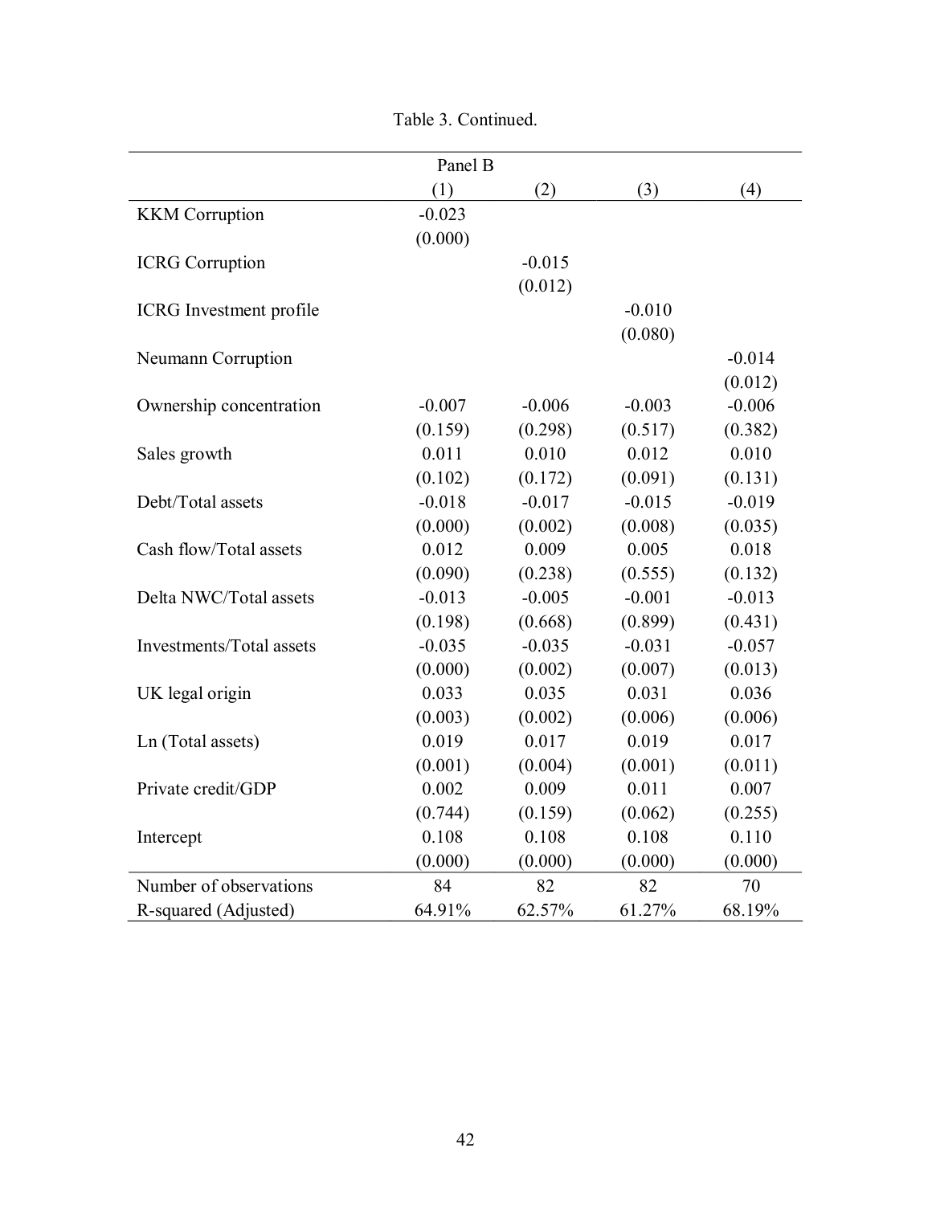Table 3. Continued.

| | Panel B | | | |
|---|---|---|---|---|
| | (1) | (2) | (3) | (4) |
| KKM Corruption | -0.023 | | | |
| | (0.000) | | | |
| ICRG Corruption | | -0.015 | | |
| | | (0.012) | | |
| ICRG Investment profile | | | -0.010 | |
| | | | (0.080) | |
| Neumann Corruption | | | | -0.014 |
| | | | | (0.012) |
| Ownership concentration | -0.007 | -0.006 | -0.003 | -0.006 |
| | (0.159) | (0.298) | (0.517) | (0.382) |
| Sales growth | 0.011 | 0.010 | 0.012 | 0.010 |
| | (0.102) | (0.172) | (0.091) | (0.131) |
| Debt/Total assets | -0.018 | -0.017 | -0.015 | -0.019 |
| | (0.000) | (0.002) | (0.008) | (0.035) |
| Cash flow/Total assets | 0.012 | 0.009 | 0.005 | 0.018 |
| | (0.090) | (0.238) | (0.555) | (0.132) |
| Delta NWC/Total assets | -0.013 | -0.005 | -0.001 | -0.013 |
| | (0.198) | (0.668) | (0.899) | (0.431) |
| Investments/Total assets | -0.035 | -0.035 | -0.031 | -0.057 |
| | (0.000) | (0.002) | (0.007) | (0.013) |
| UK legal origin | 0.033 | 0.035 | 0.031 | 0.036 |
| | (0.003) | (0.002) | (0.006) | (0.006) |
| Ln (Total assets) | 0.019 | 0.017 | 0.019 | 0.017 |
| | (0.001) | (0.004) | (0.001) | (0.011) |
| Private credit/GDP | 0.002 | 0.009 | 0.011 | 0.007 |
| | (0.744) | (0.159) | (0.062) | (0.255) |
| Intercept | 0.108 | 0.108 | 0.108 | 0.110 |
| | (0.000) | (0.000) | (0.000) | (0.000) |
| Number of observations | 84 | 82 | 82 | 70 |
| R-squared (Adjusted) | 64.91% | 62.57% | 61.27% | 68.19% |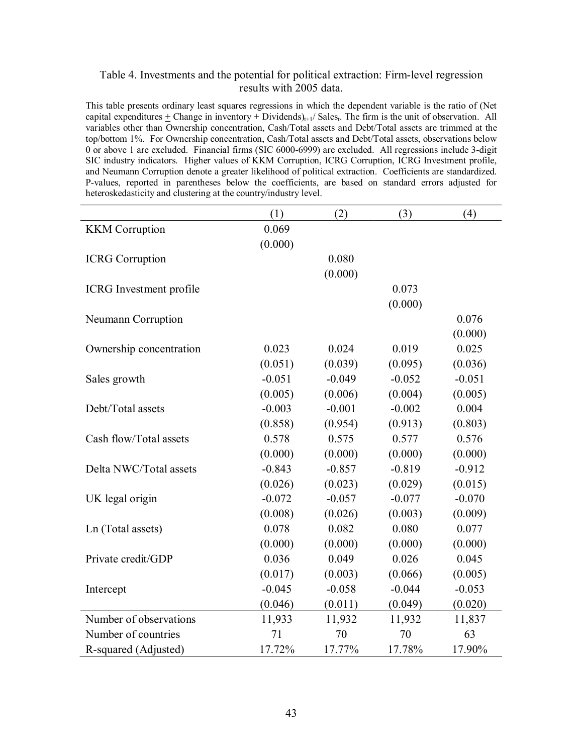Table 4. Investments and the potential for political extraction: Firm-level regression results with 2005 data.

This table presents ordinary least squares regressions in which the dependent variable is the ratio of (Net capital expenditures ± Change in inventory + Dividends)$_{t+1}$/ Sales$_t$. The firm is the unit of observation. All variables other than Ownership concentration, Cash/Total assets and Debt/Total assets are trimmed at the top/bottom 1%. For Ownership concentration, Cash/Total assets and Debt/Total assets, observations below 0 or above 1 are excluded. Financial firms (SIC 6000-6999) are excluded. All regressions include 3-digit SIC industry indicators. Higher values of KKM Corruption, ICRG Corruption, ICRG Investment profile, and Neumann Corruption denote a greater likelihood of political extraction. Coefficients are standardized. P-values, reported in parentheses below the coefficients, are based on standard errors adjusted for heteroskedasticity and clustering at the country/industry level.

| | (1) | (2) | (3) | (4) |
|---|---|---|---|---|
| KKM Corruption | 0.069 | | | |
| | (0.000) | | | |
| ICRG Corruption | | 0.080 | | |
| | | (0.000) | | |
| ICRG Investment profile | | | 0.073 | |
| | | | (0.000) | |
| Neumann Corruption | | | | 0.076 |
| | | | | (0.000) |
| Ownership concentration | 0.023 | 0.024 | 0.019 | 0.025 |
| | (0.051) | (0.039) | (0.095) | (0.036) |
| Sales growth | -0.051 | -0.049 | -0.052 | -0.051 |
| | (0.005) | (0.006) | (0.004) | (0.005) |
| Debt/Total assets | -0.003 | -0.001 | -0.002 | 0.004 |
| | (0.858) | (0.954) | (0.913) | (0.803) |
| Cash flow/Total assets | 0.578 | 0.575 | 0.577 | 0.576 |
| | (0.000) | (0.000) | (0.000) | (0.000) |
| Delta NWC/Total assets | -0.843 | -0.857 | -0.819 | -0.912 |
| | (0.026) | (0.023) | (0.029) | (0.015) |
| UK legal origin | -0.072 | -0.057 | -0.077 | -0.070 |
| | (0.008) | (0.026) | (0.003) | (0.009) |
| Ln (Total assets) | 0.078 | 0.082 | 0.080 | 0.077 |
| | (0.000) | (0.000) | (0.000) | (0.000) |
| Private credit/GDP | 0.036 | 0.049 | 0.026 | 0.045 |
| | (0.017) | (0.003) | (0.066) | (0.005) |
| Intercept | -0.045 | -0.058 | -0.044 | -0.053 |
| | (0.046) | (0.011) | (0.049) | (0.020) |
| Number of observations | 11,933 | 11,932 | 11,932 | 11,837 |
| Number of countries | 71 | 70 | 70 | 63 |
| R-squared (Adjusted) | 17.72% | 17.77% | 17.78% | 17.90% |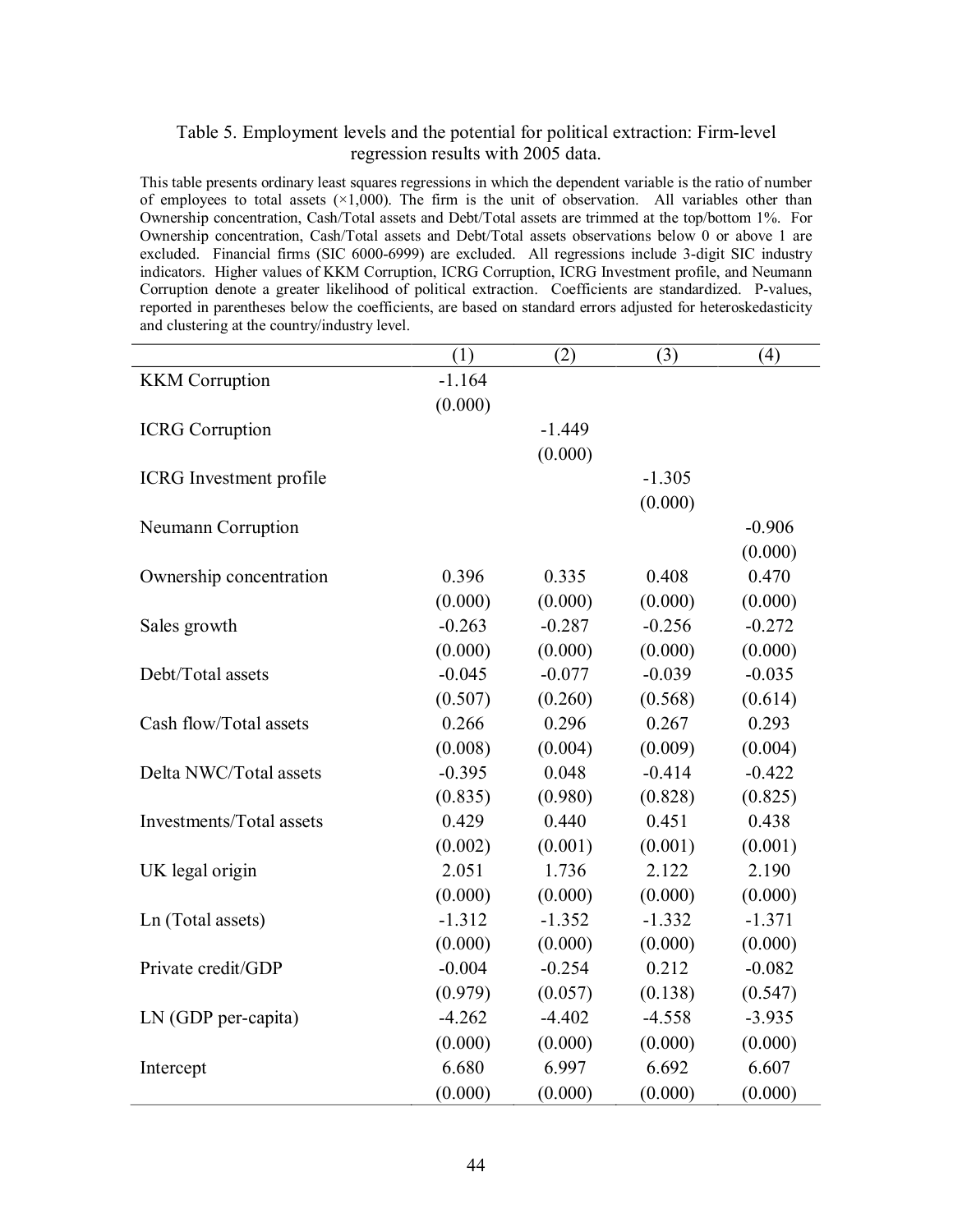Table 5. Employment levels and the potential for political extraction: Firm-level regression results with 2005 data.

This table presents ordinary least squares regressions in which the dependent variable is the ratio of number of employees to total assets (×1,000). The firm is the unit of observation. All variables other than Ownership concentration, Cash/Total assets and Debt/Total assets are trimmed at the top/bottom 1%. For Ownership concentration, Cash/Total assets and Debt/Total assets observations below 0 or above 1 are excluded. Financial firms (SIC 6000-6999) are excluded. All regressions include 3-digit SIC industry indicators. Higher values of KKM Corruption, ICRG Corruption, ICRG Investment profile, and Neumann Corruption denote a greater likelihood of political extraction. Coefficients are standardized. P-values, reported in parentheses below the coefficients, are based on standard errors adjusted for heteroskedasticity and clustering at the country/industry level.

| | (1) | (2) | (3) | (4) |
|---|---|---|---|---|
| KKM Corruption | -1.164 | | | |
| | (0.000) | | | |
| ICRG Corruption | | -1.449 | | |
| | | (0.000) | | |
| ICRG Investment profile | | | -1.305 | |
| | | | (0.000) | |
| Neumann Corruption | | | | -0.906 |
| | | | | (0.000) |
| Ownership concentration | 0.396 | 0.335 | 0.408 | 0.470 |
| | (0.000) | (0.000) | (0.000) | (0.000) |
| Sales growth | -0.263 | -0.287 | -0.256 | -0.272 |
| | (0.000) | (0.000) | (0.000) | (0.000) |
| Debt/Total assets | -0.045 | -0.077 | -0.039 | -0.035 |
| | (0.507) | (0.260) | (0.568) | (0.614) |
| Cash flow/Total assets | 0.266 | 0.296 | 0.267 | 0.293 |
| | (0.008) | (0.004) | (0.009) | (0.004) |
| Delta NWC/Total assets | -0.395 | 0.048 | -0.414 | -0.422 |
| | (0.835) | (0.980) | (0.828) | (0.825) |
| Investments/Total assets | 0.429 | 0.440 | 0.451 | 0.438 |
| | (0.002) | (0.001) | (0.001) | (0.001) |
| UK legal origin | 2.051 | 1.736 | 2.122 | 2.190 |
| | (0.000) | (0.000) | (0.000) | (0.000) |
| Ln (Total assets) | -1.312 | -1.352 | -1.332 | -1.371 |
| | (0.000) | (0.000) | (0.000) | (0.000) |
| Private credit/GDP | -0.004 | -0.254 | 0.212 | -0.082 |
| | (0.979) | (0.057) | (0.138) | (0.547) |
| LN (GDP per-capita) | -4.262 | -4.402 | -4.558 | -3.935 |
| | (0.000) | (0.000) | (0.000) | (0.000) |
| Intercept | 6.680 | 6.997 | 6.692 | 6.607 |
| | (0.000) | (0.000) | (0.000) | (0.000) |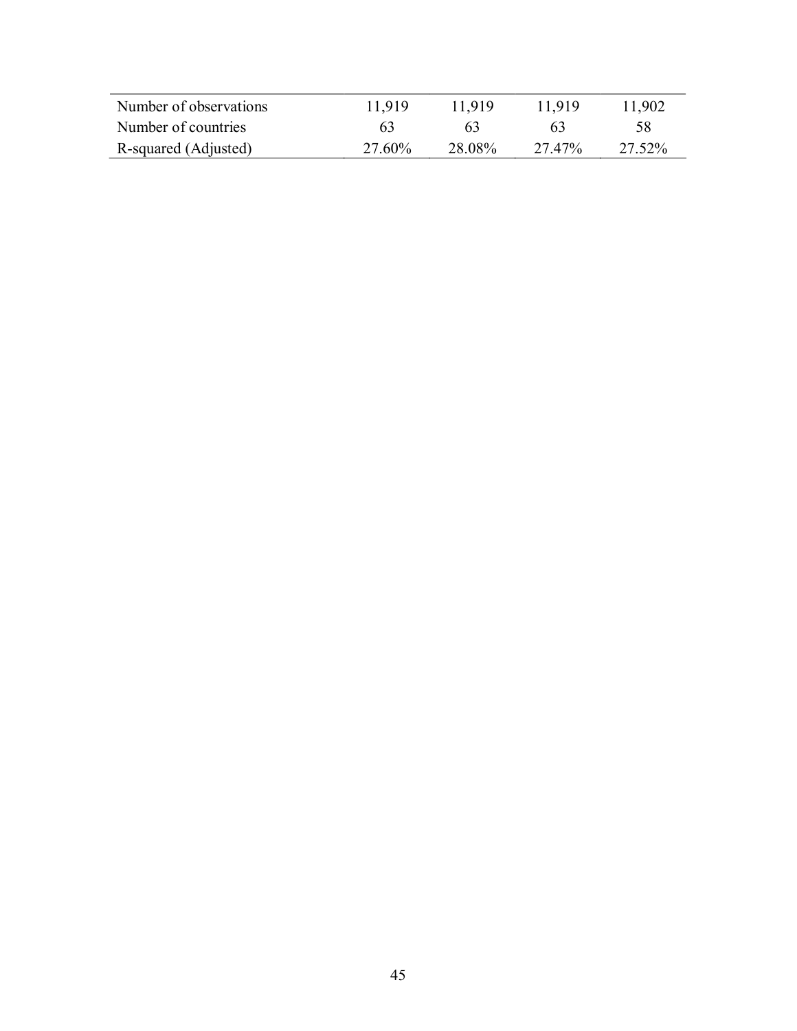| | | | | |
|---|---|---|---|---|
| Number of observations | 11,919 | 11,919 | 11,919 | 11,902 |
| Number of countries | 63 | 63 | 63 | 58 |
| R-squared (Adjusted) | 27.60% | 28.08% | 27.47% | 27.52% |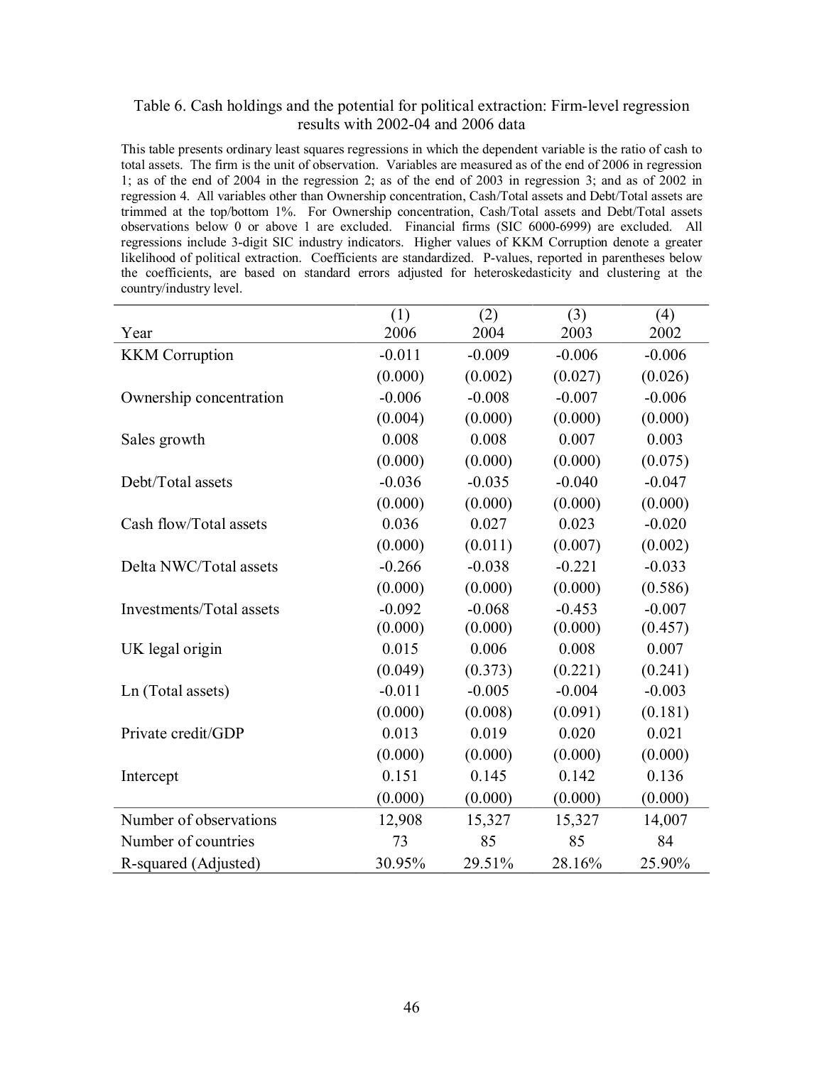Table 6. Cash holdings and the potential for political extraction: Firm-level regression results with 2002-04 and 2006 data

This table presents ordinary least squares regressions in which the dependent variable is the ratio of cash to total assets. The firm is the unit of observation. Variables are measured as of the end of 2006 in regression 1; as of the end of 2004 in the regression 2; as of the end of 2003 in regression 3; and as of 2002 in regression 4. All variables other than Ownership concentration, Cash/Total assets and Debt/Total assets are trimmed at the top/bottom 1%. For Ownership concentration, Cash/Total assets and Debt/Total assets observations below 0 or above 1 are excluded. Financial firms (SIC 6000-6999) are excluded. All regressions include 3-digit SIC industry indicators. Higher values of KKM Corruption denote a greater likelihood of political extraction. Coefficients are standardized. P-values, reported in parentheses below the coefficients, are based on standard errors adjusted for heteroskedasticity and clustering at the country/industry level.

| Year | (1) 2006 | (2) 2004 | (3) 2003 | (4) 2002 |
|---|---|---|---|---|
| KKM Corruption | -0.011 | -0.009 | -0.006 | -0.006 |
| | (0.000) | (0.002) | (0.027) | (0.026) |
| Ownership concentration | -0.006 | -0.008 | -0.007 | -0.006 |
| | (0.004) | (0.000) | (0.000) | (0.000) |
| Sales growth | 0.008 | 0.008 | 0.007 | 0.003 |
| | (0.000) | (0.000) | (0.000) | (0.075) |
| Debt/Total assets | -0.036 | -0.035 | -0.040 | -0.047 |
| | (0.000) | (0.000) | (0.000) | (0.000) |
| Cash flow/Total assets | 0.036 | 0.027 | 0.023 | -0.020 |
| | (0.000) | (0.011) | (0.007) | (0.002) |
| Delta NWC/Total assets | -0.266 | -0.038 | -0.221 | -0.033 |
| | (0.000) | (0.000) | (0.000) | (0.586) |
| Investments/Total assets | -0.092 | -0.068 | -0.453 | -0.007 |
| | (0.000) | (0.000) | (0.000) | (0.457) |
| UK legal origin | 0.015 | 0.006 | 0.008 | 0.007 |
| | (0.049) | (0.373) | (0.221) | (0.241) |
| Ln (Total assets) | -0.011 | -0.005 | -0.004 | -0.003 |
| | (0.000) | (0.008) | (0.091) | (0.181) |
| Private credit/GDP | 0.013 | 0.019 | 0.020 | 0.021 |
| | (0.000) | (0.000) | (0.000) | (0.000) |
| Intercept | 0.151 | 0.145 | 0.142 | 0.136 |
| | (0.000) | (0.000) | (0.000) | (0.000) |
| Number of observations | 12,908 | 15,327 | 15,327 | 14,007 |
| Number of countries | 73 | 85 | 85 | 84 |
| R-squared (Adjusted) | 30.95% | 29.51% | 28.16% | 25.90% |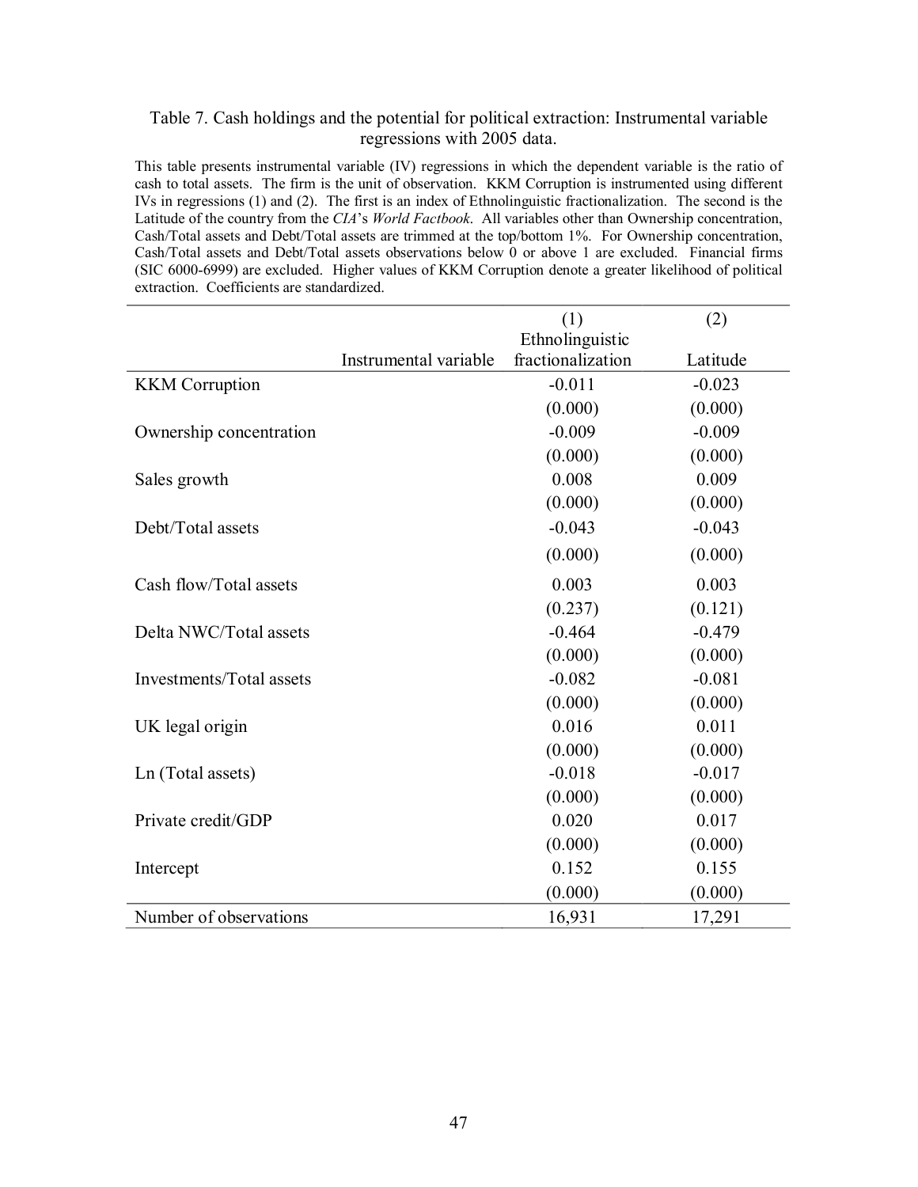Table 7. Cash holdings and the potential for political extraction: Instrumental variable regressions with 2005 data.

This table presents instrumental variable (IV) regressions in which the dependent variable is the ratio of cash to total assets. The firm is the unit of observation. KKM Corruption is instrumented using different IVs in regressions (1) and (2). The first is an index of Ethnolinguistic fractionalization. The second is the Latitude of the country from the *CIA*'s *World Factbook*. All variables other than Ownership concentration, Cash/Total assets and Debt/Total assets are trimmed at the top/bottom 1%. For Ownership concentration, Cash/Total assets and Debt/Total assets observations below 0 or above 1 are excluded. Financial firms (SIC 6000-6999) are excluded. Higher values of KKM Corruption denote a greater likelihood of political extraction. Coefficients are standardized.

| | | (1) | (2) |
|---|---|---|---|
| | Instrumental variable | Ethnolinguistic fractionalization | Latitude |
| KKM Corruption | | -0.011 | -0.023 |
| | | (0.000) | (0.000) |
| Ownership concentration | | -0.009 | -0.009 |
| | | (0.000) | (0.000) |
| Sales growth | | 0.008 | 0.009 |
| | | (0.000) | (0.000) |
| Debt/Total assets | | -0.043 | -0.043 |
| | | (0.000) | (0.000) |
| Cash flow/Total assets | | 0.003 | 0.003 |
| | | (0.237) | (0.121) |
| Delta NWC/Total assets | | -0.464 | -0.479 |
| | | (0.000) | (0.000) |
| Investments/Total assets | | -0.082 | -0.081 |
| | | (0.000) | (0.000) |
| UK legal origin | | 0.016 | 0.011 |
| | | (0.000) | (0.000) |
| Ln (Total assets) | | -0.018 | -0.017 |
| | | (0.000) | (0.000) |
| Private credit/GDP | | 0.020 | 0.017 |
| | | (0.000) | (0.000) |
| Intercept | | 0.152 | 0.155 |
| | | (0.000) | (0.000) |
| Number of observations | | 16,931 | 17,291 |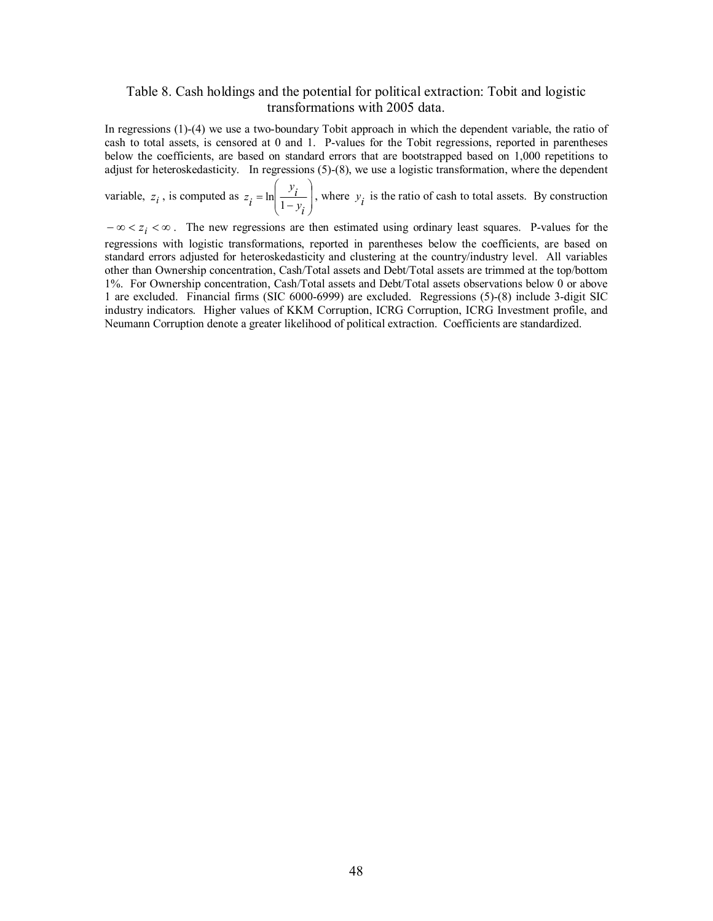# Table 8. Cash holdings and the potential for political extraction: Tobit and logistic transformations with 2005 data.

In regressions (1)-(4) we use a two-boundary Tobit approach in which the dependent variable, the ratio of cash to total assets, is censored at 0 and 1. P-values for the Tobit regressions, reported in parentheses below the coefficients, are based on standard errors that are bootstrapped based on 1,000 repetitions to adjust for heteroskedasticity. In regressions (5)-(8), we use a logistic transformation, where the dependent variable, $z_i$, is computed as $z_i = \ln\left(\frac{y_i}{1-y_i}\right)$, where $y_i$ is the ratio of cash to total assets. By construction $-\infty < z_i < \infty$. The new regressions are then estimated using ordinary least squares. P-values for the regressions with logistic transformations, reported in parentheses below the coefficients, are based on standard errors adjusted for heteroskedasticity and clustering at the country/industry level. All variables other than Ownership concentration, Cash/Total assets and Debt/Total assets are trimmed at the top/bottom 1%. For Ownership concentration, Cash/Total assets and Debt/Total assets observations below 0 or above 1 are excluded. Financial firms (SIC 6000-6999) are excluded. Regressions (5)-(8) include 3-digit SIC industry indicators. Higher values of KKM Corruption, ICRG Corruption, ICRG Investment profile, and Neumann Corruption denote a greater likelihood of political extraction. Coefficients are standardized.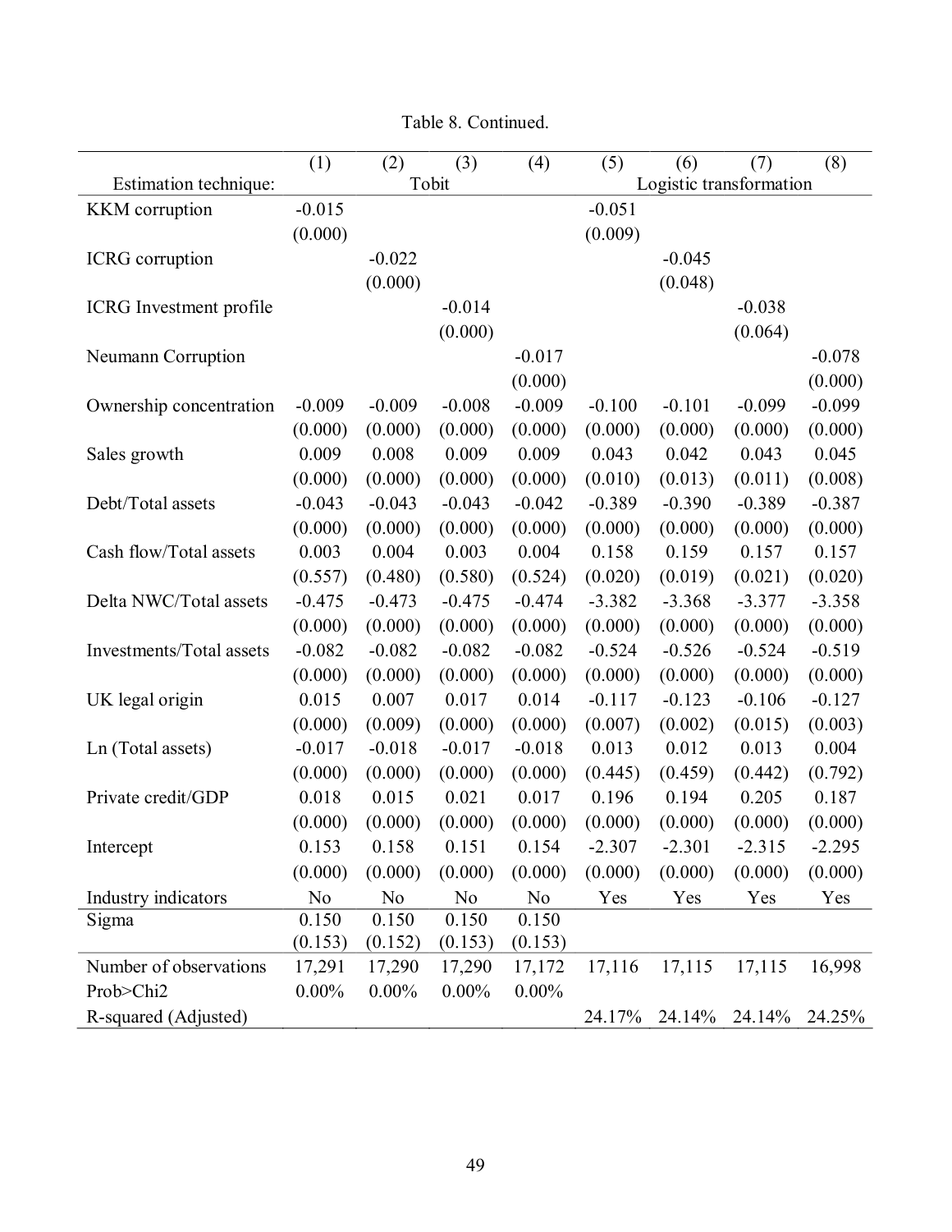Table 8. Continued.

| | (1) | (2) | (3) | (4) | (5) | (6) | (7) | (8) |
|---|---|---|---|---|---|---|---|---|
| Estimation technique: | Tobit | | | | Logistic transformation | | | |
| KKM corruption | -0.015 | | | | -0.051 | | | |
| | (0.000) | | | | (0.009) | | | |
| ICRG corruption | | -0.022 | | | | -0.045 | | |
| | | (0.000) | | | | (0.048) | | |
| ICRG Investment profile | | | -0.014 | | | | -0.038 | |
| | | | (0.000) | | | | (0.064) | |
| Neumann Corruption | | | | -0.017 | | | | -0.078 |
| | | | | (0.000) | | | | (0.000) |
| Ownership concentration | -0.009 | -0.009 | -0.008 | -0.009 | -0.100 | -0.101 | -0.099 | -0.099 |
| | (0.000) | (0.000) | (0.000) | (0.000) | (0.000) | (0.000) | (0.000) | (0.000) |
| Sales growth | 0.009 | 0.008 | 0.009 | 0.009 | 0.043 | 0.042 | 0.043 | 0.045 |
| | (0.000) | (0.000) | (0.000) | (0.000) | (0.010) | (0.013) | (0.011) | (0.008) |
| Debt/Total assets | -0.043 | -0.043 | -0.043 | -0.042 | -0.389 | -0.390 | -0.389 | -0.387 |
| | (0.000) | (0.000) | (0.000) | (0.000) | (0.000) | (0.000) | (0.000) | (0.000) |
| Cash flow/Total assets | 0.003 | 0.004 | 0.003 | 0.004 | 0.158 | 0.159 | 0.157 | 0.157 |
| | (0.557) | (0.480) | (0.580) | (0.524) | (0.020) | (0.019) | (0.021) | (0.020) |
| Delta NWC/Total assets | -0.475 | -0.473 | -0.475 | -0.474 | -3.382 | -3.368 | -3.377 | -3.358 |
| | (0.000) | (0.000) | (0.000) | (0.000) | (0.000) | (0.000) | (0.000) | (0.000) |
| Investments/Total assets | -0.082 | -0.082 | -0.082 | -0.082 | -0.524 | -0.526 | -0.524 | -0.519 |
| | (0.000) | (0.000) | (0.000) | (0.000) | (0.000) | (0.000) | (0.000) | (0.000) |
| UK legal origin | 0.015 | 0.007 | 0.017 | 0.014 | -0.117 | -0.123 | -0.106 | -0.127 |
| | (0.000) | (0.009) | (0.000) | (0.000) | (0.007) | (0.002) | (0.015) | (0.003) |
| Ln (Total assets) | -0.017 | -0.018 | -0.017 | -0.018 | 0.013 | 0.012 | 0.013 | 0.004 |
| | (0.000) | (0.000) | (0.000) | (0.000) | (0.445) | (0.459) | (0.442) | (0.792) |
| Private credit/GDP | 0.018 | 0.015 | 0.021 | 0.017 | 0.196 | 0.194 | 0.205 | 0.187 |
| | (0.000) | (0.000) | (0.000) | (0.000) | (0.000) | (0.000) | (0.000) | (0.000) |
| Intercept | 0.153 | 0.158 | 0.151 | 0.154 | -2.307 | -2.301 | -2.315 | -2.295 |
| | (0.000) | (0.000) | (0.000) | (0.000) | (0.000) | (0.000) | (0.000) | (0.000) |
| Industry indicators | No | No | No | No | Yes | Yes | Yes | Yes |
| Sigma | 0.150 | 0.150 | 0.150 | 0.150 | | | | |
| | (0.153) | (0.152) | (0.153) | (0.153) | | | | |
| Number of observations | 17,291 | 17,290 | 17,290 | 17,172 | 17,116 | 17,115 | 17,115 | 16,998 |
| Prob>Chi2 | 0.00% | 0.00% | 0.00% | 0.00% | | | | |
| R-squared (Adjusted) | | | | | 24.17% | 24.14% | 24.14% | 24.25% |